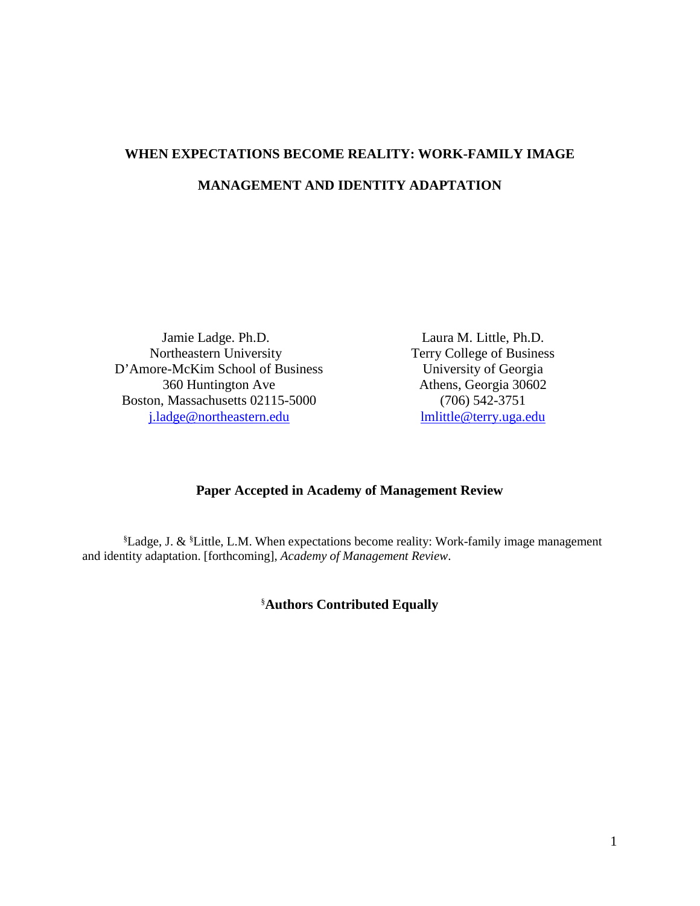# WHEN EXPECTATIONS BECOME REALITY: WORK-FAMILY IMAGE MANAGEMENT AND IDENTITY ADAPTATION

Jamie Ladge. Ph.D.
Northeastern University
D'Amore-McKim School of Business
360 Huntington Ave
Boston, Massachusetts 02115-5000
j.ladge@northeastern.edu

Laura M. Little, Ph.D.
Terry College of Business
University of Georgia
Athens, Georgia 30602
(706) 542-3751
lmlittle@terry.uga.edu

**Paper Accepted in Academy of Management Review**

[§]Ladge, J. & [§]Little, L.M. When expectations become reality: Work-family image management and identity adaptation. [forthcoming], *Academy of Management Review*.

[§]**Authors Contributed Equally**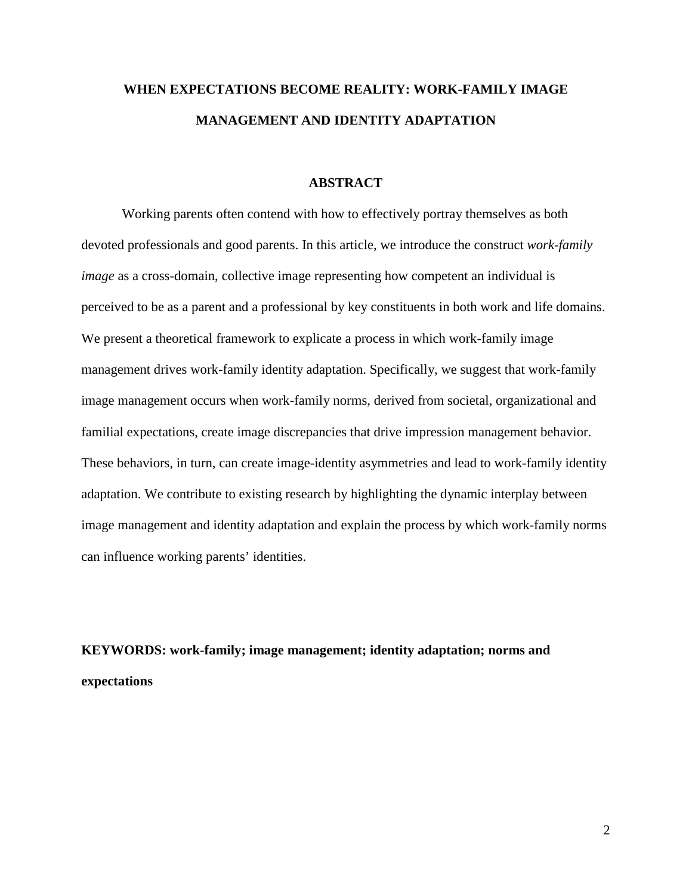# WHEN EXPECTATIONS BECOME REALITY: WORK-FAMILY IMAGE MANAGEMENT AND IDENTITY ADAPTATION

## ABSTRACT

Working parents often contend with how to effectively portray themselves as both devoted professionals and good parents. In this article, we introduce the construct *work-family image* as a cross-domain, collective image representing how competent an individual is perceived to be as a parent and a professional by key constituents in both work and life domains. We present a theoretical framework to explicate a process in which work-family image management drives work-family identity adaptation. Specifically, we suggest that work-family image management occurs when work-family norms, derived from societal, organizational and familial expectations, create image discrepancies that drive impression management behavior. These behaviors, in turn, can create image-identity asymmetries and lead to work-family identity adaptation. We contribute to existing research by highlighting the dynamic interplay between image management and identity adaptation and explain the process by which work-family norms can influence working parents' identities.

**KEYWORDS: work-family; image management; identity adaptation; norms and expectations**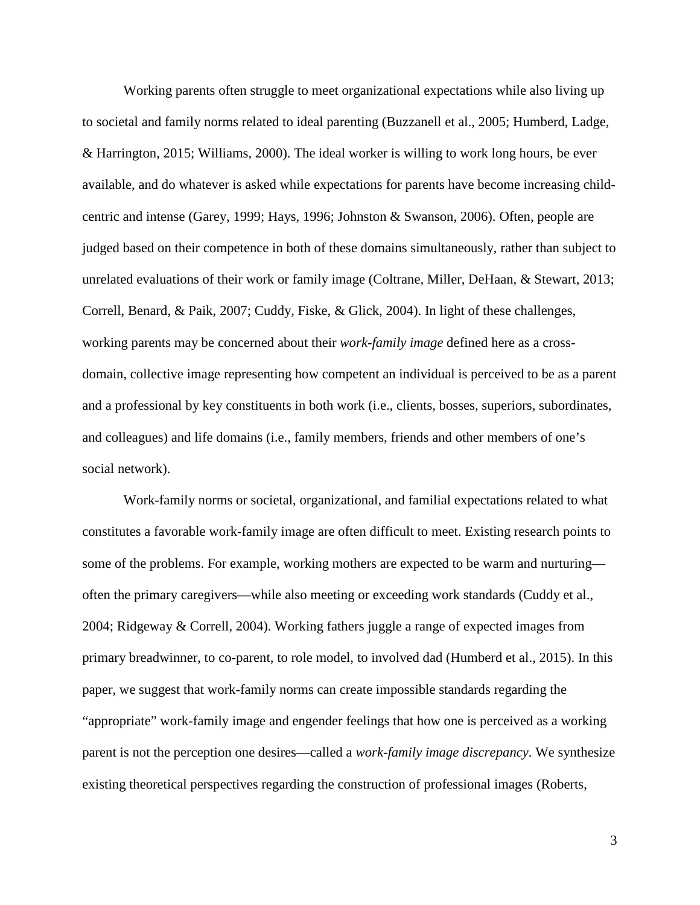Working parents often struggle to meet organizational expectations while also living up to societal and family norms related to ideal parenting (Buzzanell et al., 2005; Humberd, Ladge, & Harrington, 2015; Williams, 2000). The ideal worker is willing to work long hours, be ever available, and do whatever is asked while expectations for parents have become increasing child-centric and intense (Garey, 1999; Hays, 1996; Johnston & Swanson, 2006). Often, people are judged based on their competence in both of these domains simultaneously, rather than subject to unrelated evaluations of their work or family image (Coltrane, Miller, DeHaan, & Stewart, 2013; Correll, Benard, & Paik, 2007; Cuddy, Fiske, & Glick, 2004). In light of these challenges, working parents may be concerned about their *work-family image* defined here as a cross-domain, collective image representing how competent an individual is perceived to be as a parent and a professional by key constituents in both work (i.e., clients, bosses, superiors, subordinates, and colleagues) and life domains (i.e., family members, friends and other members of one's social network).

Work-family norms or societal, organizational, and familial expectations related to what constitutes a favorable work-family image are often difficult to meet. Existing research points to some of the problems. For example, working mothers are expected to be warm and nurturing—often the primary caregivers—while also meeting or exceeding work standards (Cuddy et al., 2004; Ridgeway & Correll, 2004). Working fathers juggle a range of expected images from primary breadwinner, to co-parent, to role model, to involved dad (Humberd et al., 2015). In this paper, we suggest that work-family norms can create impossible standards regarding the "appropriate" work-family image and engender feelings that how one is perceived as a working parent is not the perception one desires—called a *work-family image discrepancy*. We synthesize existing theoretical perspectives regarding the construction of professional images (Roberts,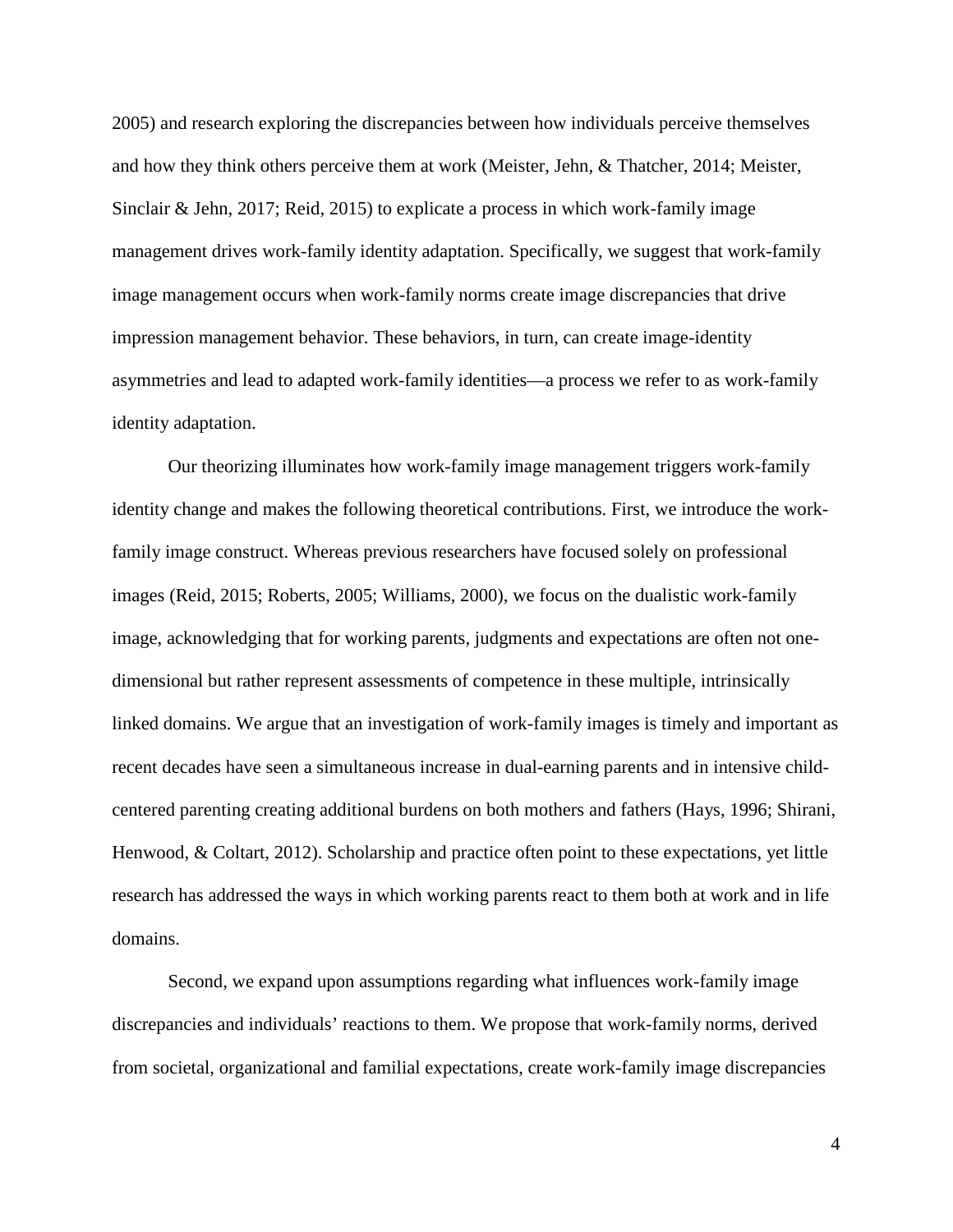2005) and research exploring the discrepancies between how individuals perceive themselves and how they think others perceive them at work (Meister, Jehn, & Thatcher, 2014; Meister, Sinclair & Jehn, 2017; Reid, 2015) to explicate a process in which work-family image management drives work-family identity adaptation. Specifically, we suggest that work-family image management occurs when work-family norms create image discrepancies that drive impression management behavior. These behaviors, in turn, can create image-identity asymmetries and lead to adapted work-family identities—a process we refer to as work-family identity adaptation.

Our theorizing illuminates how work-family image management triggers work-family identity change and makes the following theoretical contributions. First, we introduce the work-family image construct. Whereas previous researchers have focused solely on professional images (Reid, 2015; Roberts, 2005; Williams, 2000), we focus on the dualistic work-family image, acknowledging that for working parents, judgments and expectations are often not one-dimensional but rather represent assessments of competence in these multiple, intrinsically linked domains. We argue that an investigation of work-family images is timely and important as recent decades have seen a simultaneous increase in dual-earning parents and in intensive child-centered parenting creating additional burdens on both mothers and fathers (Hays, 1996; Shirani, Henwood, & Coltart, 2012). Scholarship and practice often point to these expectations, yet little research has addressed the ways in which working parents react to them both at work and in life domains.

Second, we expand upon assumptions regarding what influences work-family image discrepancies and individuals' reactions to them. We propose that work-family norms, derived from societal, organizational and familial expectations, create work-family image discrepancies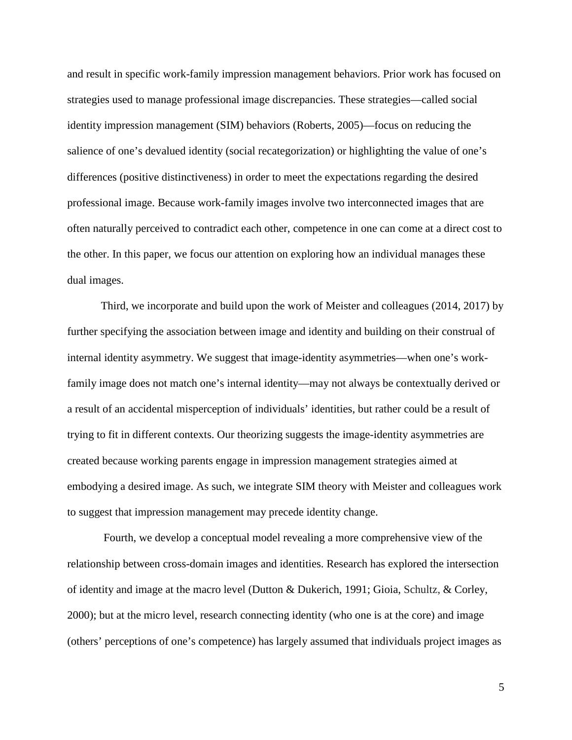and result in specific work-family impression management behaviors. Prior work has focused on strategies used to manage professional image discrepancies. These strategies—called social identity impression management (SIM) behaviors (Roberts, 2005)—focus on reducing the salience of one's devalued identity (social recategorization) or highlighting the value of one's differences (positive distinctiveness) in order to meet the expectations regarding the desired professional image. Because work-family images involve two interconnected images that are often naturally perceived to contradict each other, competence in one can come at a direct cost to the other. In this paper, we focus our attention on exploring how an individual manages these dual images.

Third, we incorporate and build upon the work of Meister and colleagues (2014, 2017) by further specifying the association between image and identity and building on their construal of internal identity asymmetry. We suggest that image-identity asymmetries—when one's work-family image does not match one's internal identity—may not always be contextually derived or a result of an accidental misperception of individuals' identities, but rather could be a result of trying to fit in different contexts. Our theorizing suggests the image-identity asymmetries are created because working parents engage in impression management strategies aimed at embodying a desired image. As such, we integrate SIM theory with Meister and colleagues work to suggest that impression management may precede identity change.

Fourth, we develop a conceptual model revealing a more comprehensive view of the relationship between cross-domain images and identities. Research has explored the intersection of identity and image at the macro level (Dutton & Dukerich, 1991; Gioia, Schultz, & Corley, 2000); but at the micro level, research connecting identity (who one is at the core) and image (others' perceptions of one's competence) has largely assumed that individuals project images as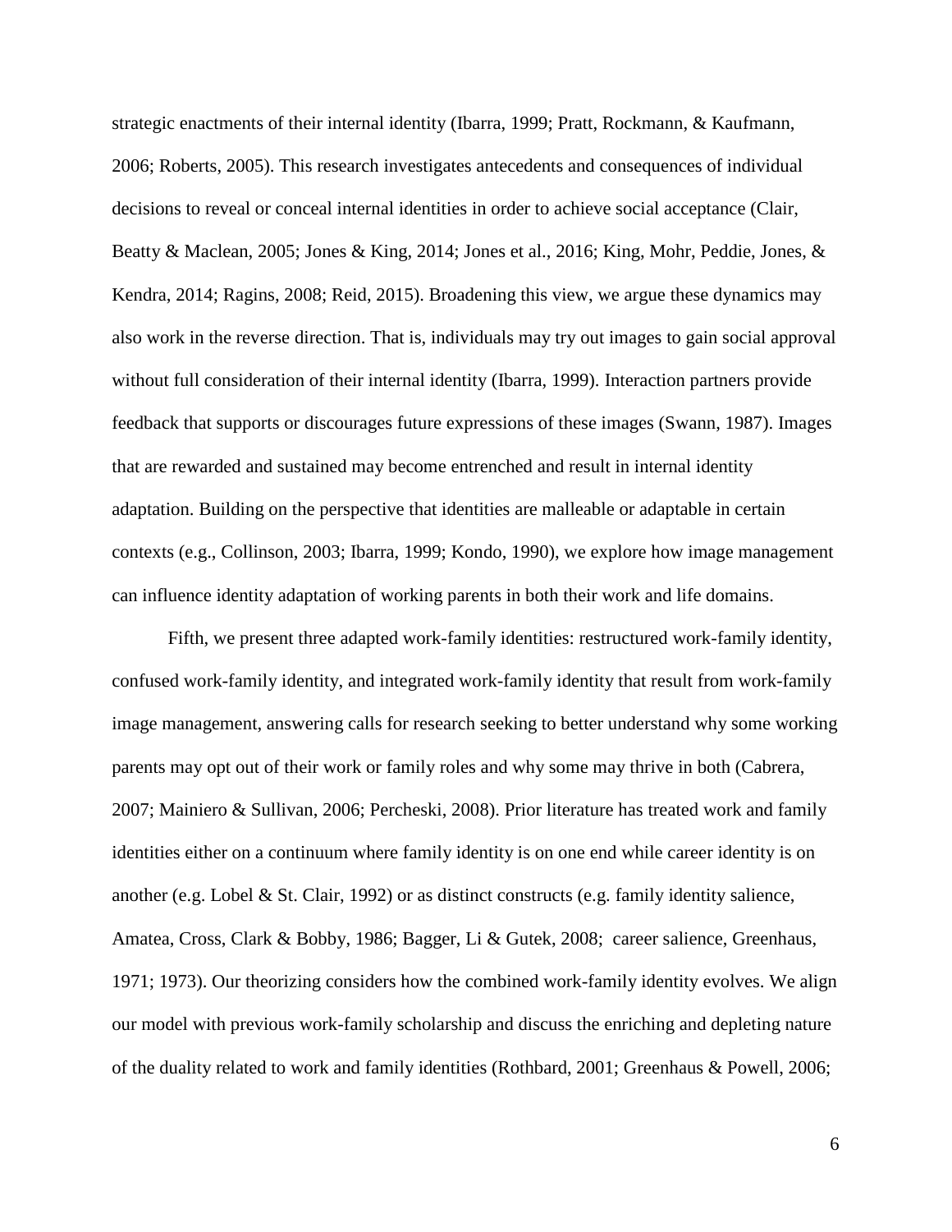strategic enactments of their internal identity (Ibarra, 1999; Pratt, Rockmann, & Kaufmann, 2006; Roberts, 2005). This research investigates antecedents and consequences of individual decisions to reveal or conceal internal identities in order to achieve social acceptance (Clair, Beatty & Maclean, 2005; Jones & King, 2014; Jones et al., 2016; King, Mohr, Peddie, Jones, & Kendra, 2014; Ragins, 2008; Reid, 2015). Broadening this view, we argue these dynamics may also work in the reverse direction. That is, individuals may try out images to gain social approval without full consideration of their internal identity (Ibarra, 1999). Interaction partners provide feedback that supports or discourages future expressions of these images (Swann, 1987). Images that are rewarded and sustained may become entrenched and result in internal identity adaptation. Building on the perspective that identities are malleable or adaptable in certain contexts (e.g., Collinson, 2003; Ibarra, 1999; Kondo, 1990), we explore how image management can influence identity adaptation of working parents in both their work and life domains.

Fifth, we present three adapted work-family identities: restructured work-family identity, confused work-family identity, and integrated work-family identity that result from work-family image management, answering calls for research seeking to better understand why some working parents may opt out of their work or family roles and why some may thrive in both (Cabrera, 2007; Mainiero & Sullivan, 2006; Percheski, 2008). Prior literature has treated work and family identities either on a continuum where family identity is on one end while career identity is on another (e.g. Lobel & St. Clair, 1992) or as distinct constructs (e.g. family identity salience, Amatea, Cross, Clark & Bobby, 1986; Bagger, Li & Gutek, 2008; career salience, Greenhaus, 1971; 1973). Our theorizing considers how the combined work-family identity evolves. We align our model with previous work-family scholarship and discuss the enriching and depleting nature of the duality related to work and family identities (Rothbard, 2001; Greenhaus & Powell, 2006;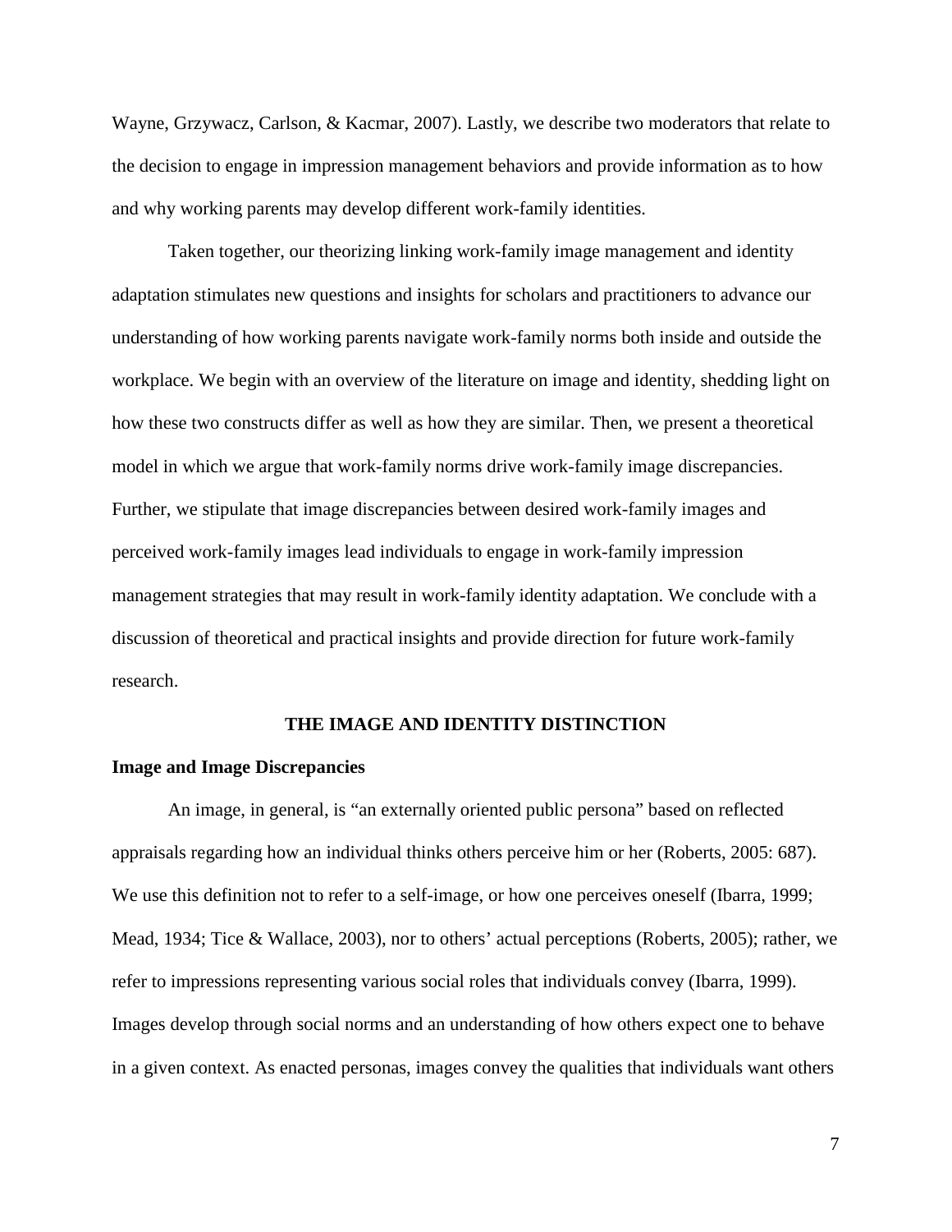Wayne, Grzywacz, Carlson, & Kacmar, 2007). Lastly, we describe two moderators that relate to the decision to engage in impression management behaviors and provide information as to how and why working parents may develop different work-family identities.

Taken together, our theorizing linking work-family image management and identity adaptation stimulates new questions and insights for scholars and practitioners to advance our understanding of how working parents navigate work-family norms both inside and outside the workplace. We begin with an overview of the literature on image and identity, shedding light on how these two constructs differ as well as how they are similar. Then, we present a theoretical model in which we argue that work-family norms drive work-family image discrepancies. Further, we stipulate that image discrepancies between desired work-family images and perceived work-family images lead individuals to engage in work-family impression management strategies that may result in work-family identity adaptation. We conclude with a discussion of theoretical and practical insights and provide direction for future work-family research.

## THE IMAGE AND IDENTITY DISTINCTION

### Image and Image Discrepancies

An image, in general, is "an externally oriented public persona" based on reflected appraisals regarding how an individual thinks others perceive him or her (Roberts, 2005: 687). We use this definition not to refer to a self-image, or how one perceives oneself (Ibarra, 1999; Mead, 1934; Tice & Wallace, 2003), nor to others' actual perceptions (Roberts, 2005); rather, we refer to impressions representing various social roles that individuals convey (Ibarra, 1999). Images develop through social norms and an understanding of how others expect one to behave in a given context. As enacted personas, images convey the qualities that individuals want others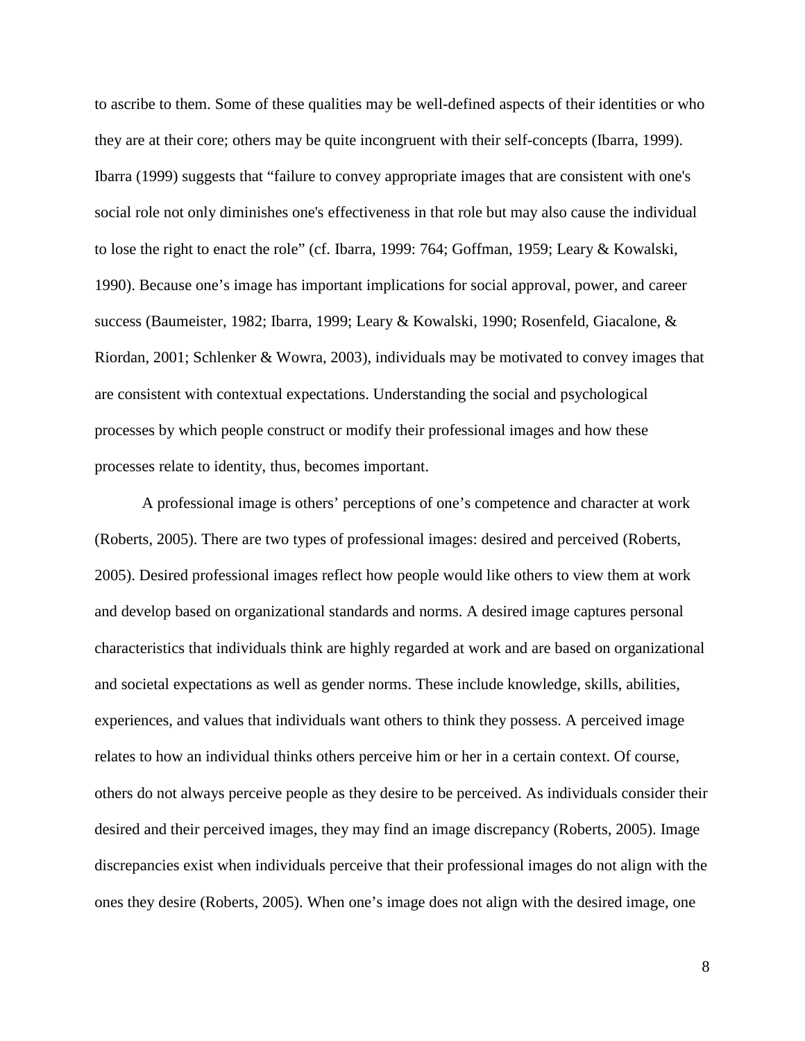to ascribe to them. Some of these qualities may be well-defined aspects of their identities or who they are at their core; others may be quite incongruent with their self-concepts (Ibarra, 1999). Ibarra (1999) suggests that "failure to convey appropriate images that are consistent with one's social role not only diminishes one's effectiveness in that role but may also cause the individual to lose the right to enact the role" (cf. Ibarra, 1999: 764; Goffman, 1959; Leary & Kowalski, 1990). Because one's image has important implications for social approval, power, and career success (Baumeister, 1982; Ibarra, 1999; Leary & Kowalski, 1990; Rosenfeld, Giacalone, & Riordan, 2001; Schlenker & Wowra, 2003), individuals may be motivated to convey images that are consistent with contextual expectations. Understanding the social and psychological processes by which people construct or modify their professional images and how these processes relate to identity, thus, becomes important.

A professional image is others' perceptions of one's competence and character at work (Roberts, 2005). There are two types of professional images: desired and perceived (Roberts, 2005). Desired professional images reflect how people would like others to view them at work and develop based on organizational standards and norms. A desired image captures personal characteristics that individuals think are highly regarded at work and are based on organizational and societal expectations as well as gender norms. These include knowledge, skills, abilities, experiences, and values that individuals want others to think they possess. A perceived image relates to how an individual thinks others perceive him or her in a certain context. Of course, others do not always perceive people as they desire to be perceived. As individuals consider their desired and their perceived images, they may find an image discrepancy (Roberts, 2005). Image discrepancies exist when individuals perceive that their professional images do not align with the ones they desire (Roberts, 2005). When one's image does not align with the desired image, one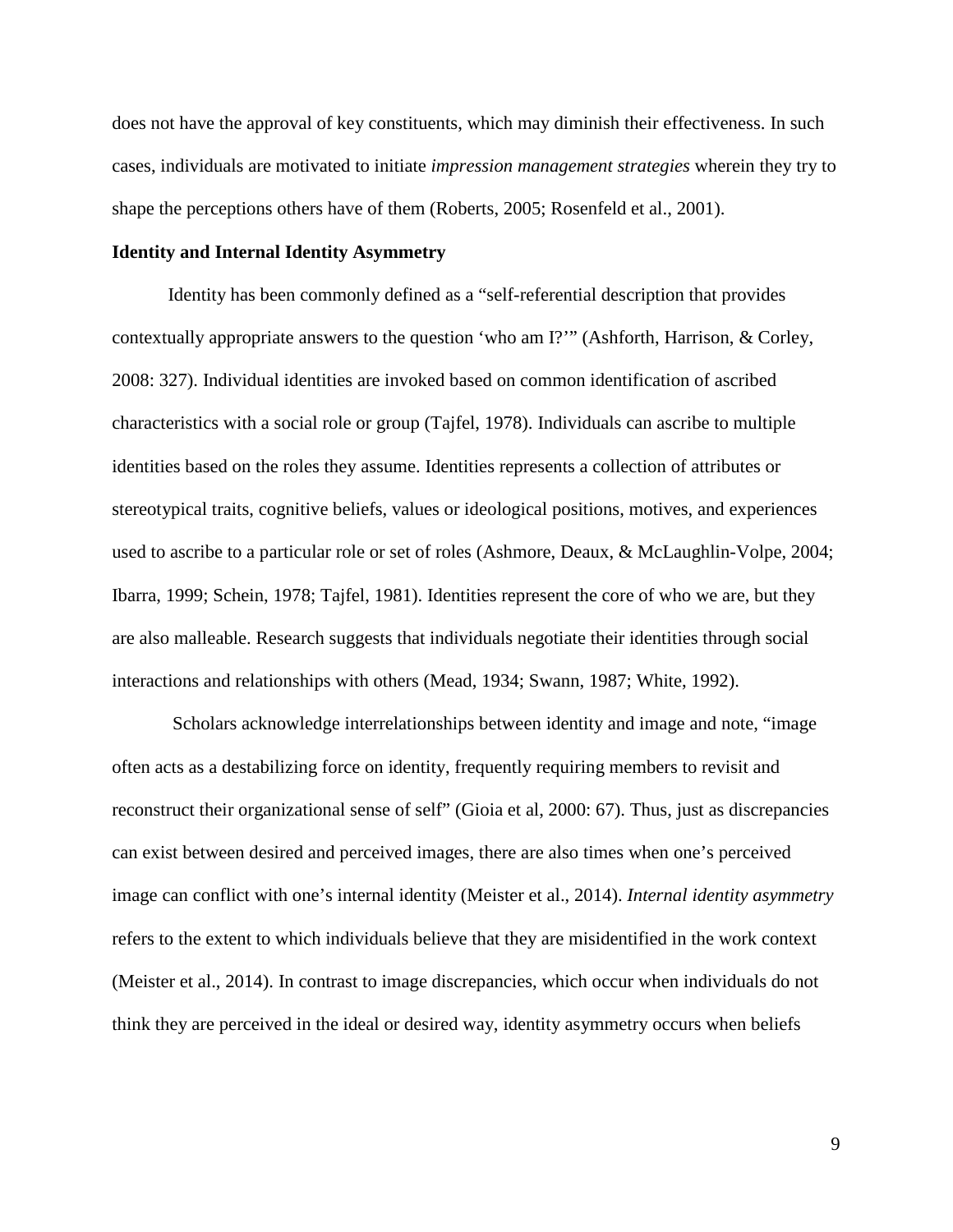does not have the approval of key constituents, which may diminish their effectiveness. In such cases, individuals are motivated to initiate *impression management strategies* wherein they try to shape the perceptions others have of them (Roberts, 2005; Rosenfeld et al., 2001).

**Identity and Internal Identity Asymmetry**

Identity has been commonly defined as a "self-referential description that provides contextually appropriate answers to the question 'who am I?'" (Ashforth, Harrison, & Corley, 2008: 327). Individual identities are invoked based on common identification of ascribed characteristics with a social role or group (Tajfel, 1978). Individuals can ascribe to multiple identities based on the roles they assume. Identities represents a collection of attributes or stereotypical traits, cognitive beliefs, values or ideological positions, motives, and experiences used to ascribe to a particular role or set of roles (Ashmore, Deaux, & McLaughlin-Volpe, 2004; Ibarra, 1999; Schein, 1978; Tajfel, 1981). Identities represent the core of who we are, but they are also malleable. Research suggests that individuals negotiate their identities through social interactions and relationships with others (Mead, 1934; Swann, 1987; White, 1992).

Scholars acknowledge interrelationships between identity and image and note, "image often acts as a destabilizing force on identity, frequently requiring members to revisit and reconstruct their organizational sense of self" (Gioia et al, 2000: 67). Thus, just as discrepancies can exist between desired and perceived images, there are also times when one's perceived image can conflict with one's internal identity (Meister et al., 2014). *Internal identity asymmetry* refers to the extent to which individuals believe that they are misidentified in the work context (Meister et al., 2014). In contrast to image discrepancies, which occur when individuals do not think they are perceived in the ideal or desired way, identity asymmetry occurs when beliefs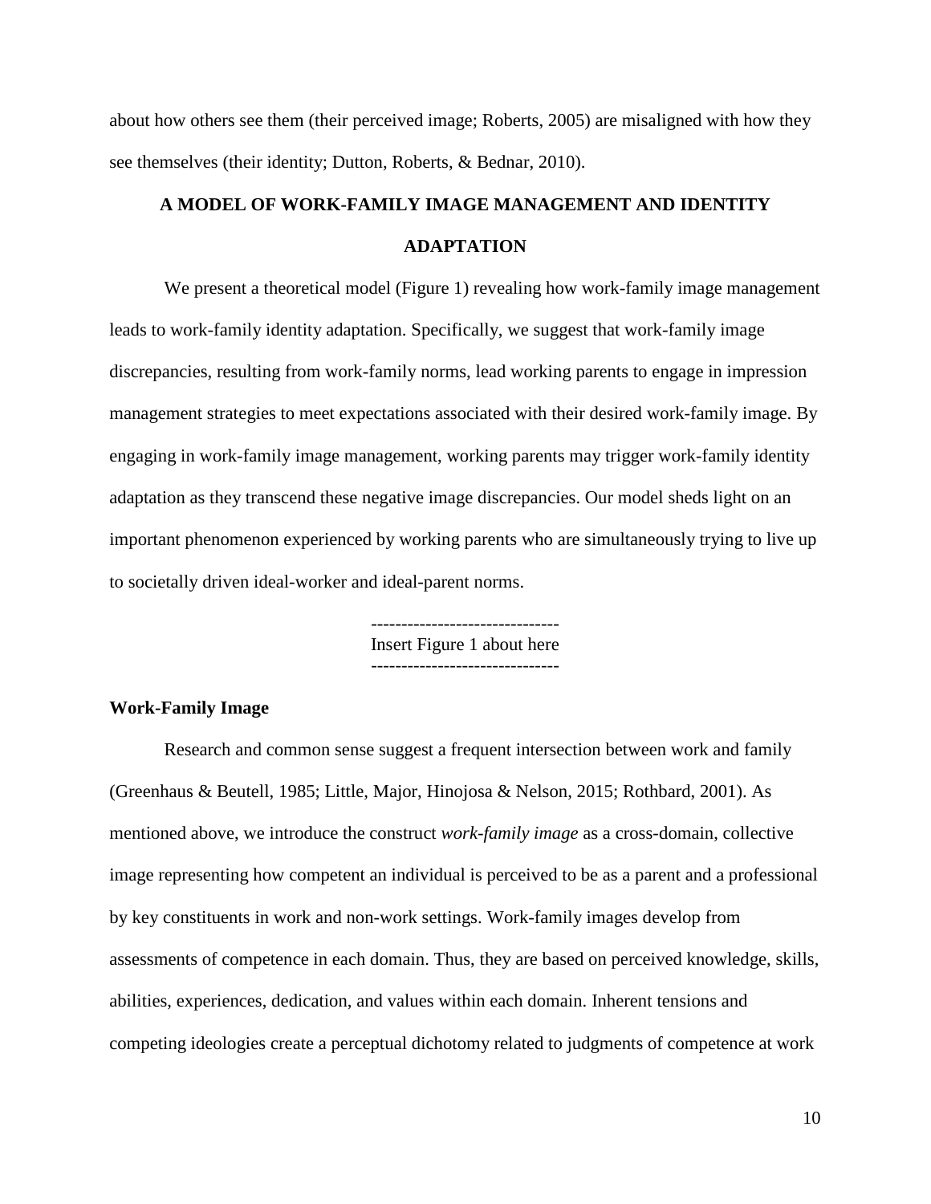about how others see them (their perceived image; Roberts, 2005) are misaligned with how they see themselves (their identity; Dutton, Roberts, & Bednar, 2010).

## A MODEL OF WORK-FAMILY IMAGE MANAGEMENT AND IDENTITY ADAPTATION

We present a theoretical model (Figure 1) revealing how work-family image management leads to work-family identity adaptation. Specifically, we suggest that work-family image discrepancies, resulting from work-family norms, lead working parents to engage in impression management strategies to meet expectations associated with their desired work-family image. By engaging in work-family image management, working parents may trigger work-family identity adaptation as they transcend these negative image discrepancies. Our model sheds light on an important phenomenon experienced by working parents who are simultaneously trying to live up to societally driven ideal-worker and ideal-parent norms.

-------------------------------
Insert Figure 1 about here
-------------------------------

### Work-Family Image

Research and common sense suggest a frequent intersection between work and family (Greenhaus & Beutell, 1985; Little, Major, Hinojosa & Nelson, 2015; Rothbard, 2001). As mentioned above, we introduce the construct *work-family image* as a cross-domain, collective image representing how competent an individual is perceived to be as a parent and a professional by key constituents in work and non-work settings. Work-family images develop from assessments of competence in each domain. Thus, they are based on perceived knowledge, skills, abilities, experiences, dedication, and values within each domain. Inherent tensions and competing ideologies create a perceptual dichotomy related to judgments of competence at work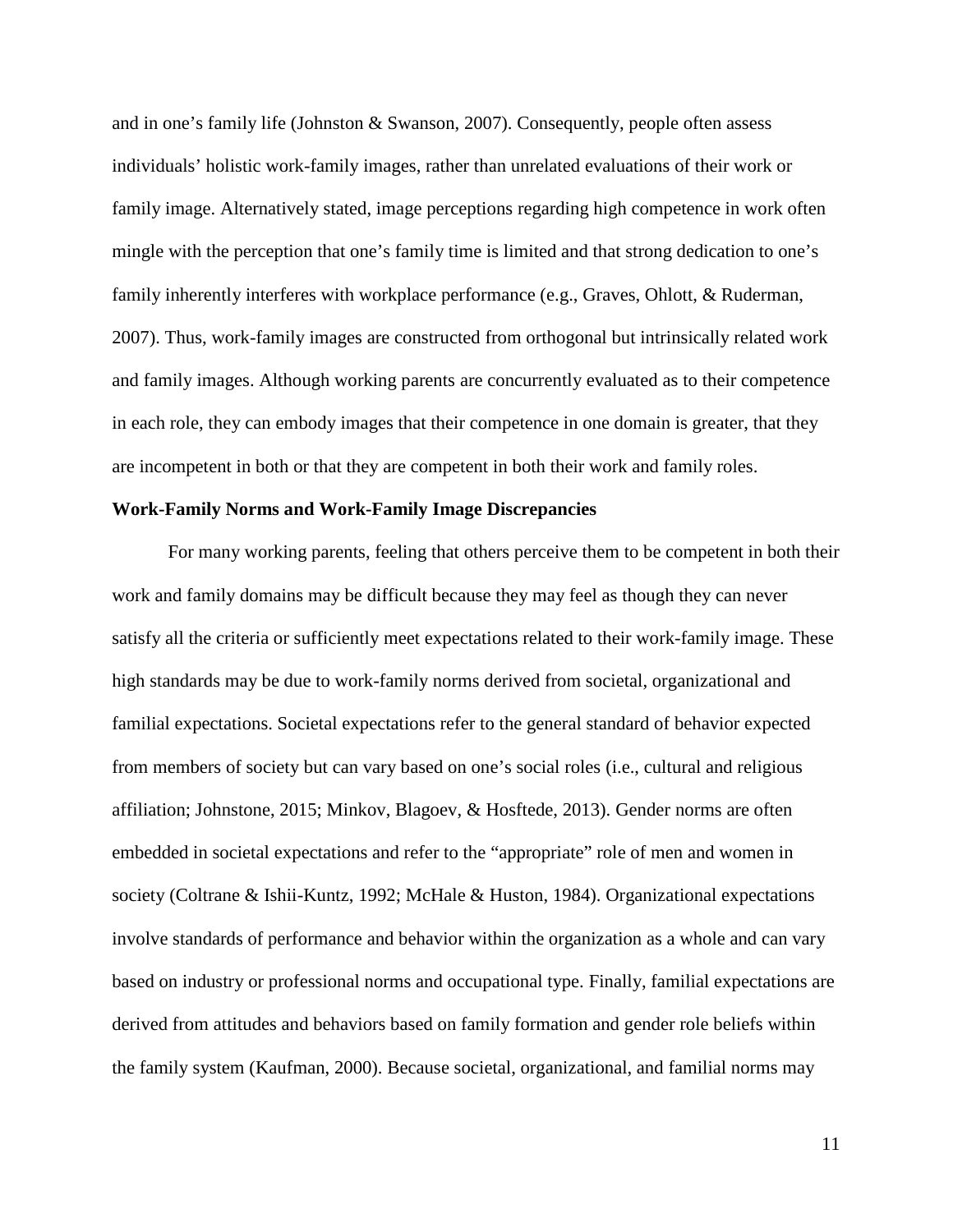and in one's family life (Johnston & Swanson, 2007). Consequently, people often assess individuals' holistic work-family images, rather than unrelated evaluations of their work or family image. Alternatively stated, image perceptions regarding high competence in work often mingle with the perception that one's family time is limited and that strong dedication to one's family inherently interferes with workplace performance (e.g., Graves, Ohlott, & Ruderman, 2007). Thus, work-family images are constructed from orthogonal but intrinsically related work and family images. Although working parents are concurrently evaluated as to their competence in each role, they can embody images that their competence in one domain is greater, that they are incompetent in both or that they are competent in both their work and family roles.

**Work-Family Norms and Work-Family Image Discrepancies**

For many working parents, feeling that others perceive them to be competent in both their work and family domains may be difficult because they may feel as though they can never satisfy all the criteria or sufficiently meet expectations related to their work-family image. These high standards may be due to work-family norms derived from societal, organizational and familial expectations. Societal expectations refer to the general standard of behavior expected from members of society but can vary based on one's social roles (i.e., cultural and religious affiliation; Johnstone, 2015; Minkov, Blagoev, & Hosftede, 2013). Gender norms are often embedded in societal expectations and refer to the "appropriate" role of men and women in society (Coltrane & Ishii-Kuntz, 1992; McHale & Huston, 1984). Organizational expectations involve standards of performance and behavior within the organization as a whole and can vary based on industry or professional norms and occupational type. Finally, familial expectations are derived from attitudes and behaviors based on family formation and gender role beliefs within the family system (Kaufman, 2000). Because societal, organizational, and familial norms may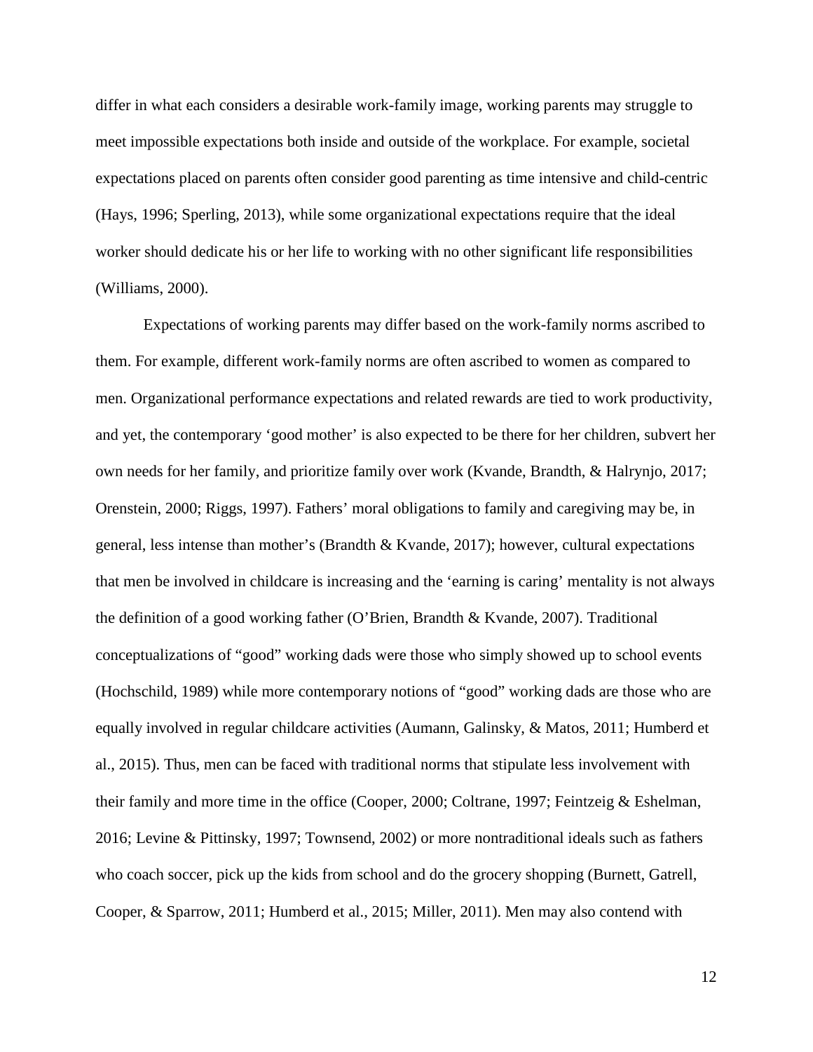differ in what each considers a desirable work-family image, working parents may struggle to meet impossible expectations both inside and outside of the workplace. For example, societal expectations placed on parents often consider good parenting as time intensive and child-centric (Hays, 1996; Sperling, 2013), while some organizational expectations require that the ideal worker should dedicate his or her life to working with no other significant life responsibilities (Williams, 2000).

Expectations of working parents may differ based on the work-family norms ascribed to them. For example, different work-family norms are often ascribed to women as compared to men. Organizational performance expectations and related rewards are tied to work productivity, and yet, the contemporary 'good mother' is also expected to be there for her children, subvert her own needs for her family, and prioritize family over work (Kvande, Brandth, & Halrynjo, 2017; Orenstein, 2000; Riggs, 1997). Fathers' moral obligations to family and caregiving may be, in general, less intense than mother's (Brandth & Kvande, 2017); however, cultural expectations that men be involved in childcare is increasing and the 'earning is caring' mentality is not always the definition of a good working father (O'Brien, Brandth & Kvande, 2007). Traditional conceptualizations of "good" working dads were those who simply showed up to school events (Hochschild, 1989) while more contemporary notions of "good" working dads are those who are equally involved in regular childcare activities (Aumann, Galinsky, & Matos, 2011; Humberd et al., 2015). Thus, men can be faced with traditional norms that stipulate less involvement with their family and more time in the office (Cooper, 2000; Coltrane, 1997; Feintzeig & Eshelman, 2016; Levine & Pittinsky, 1997; Townsend, 2002) or more nontraditional ideals such as fathers who coach soccer, pick up the kids from school and do the grocery shopping (Burnett, Gatrell, Cooper, & Sparrow, 2011; Humberd et al., 2015; Miller, 2011). Men may also contend with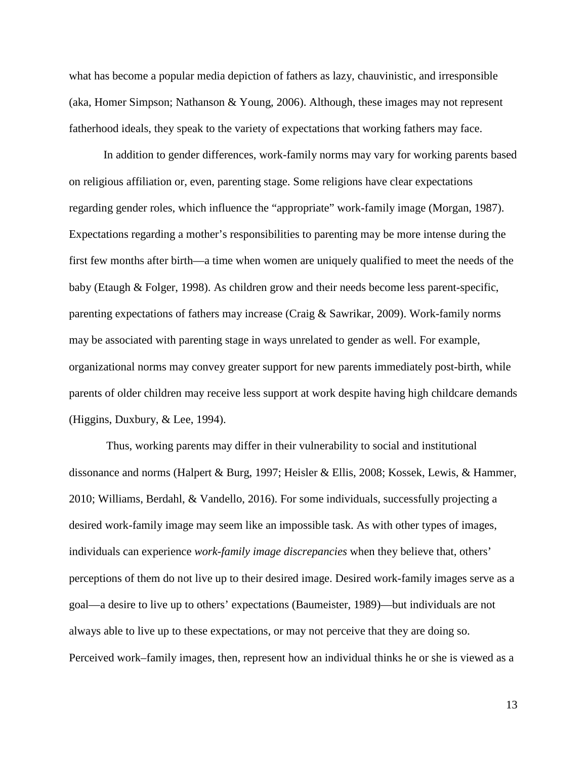what has become a popular media depiction of fathers as lazy, chauvinistic, and irresponsible (aka, Homer Simpson; Nathanson & Young, 2006). Although, these images may not represent fatherhood ideals, they speak to the variety of expectations that working fathers may face.

In addition to gender differences, work-family norms may vary for working parents based on religious affiliation or, even, parenting stage. Some religions have clear expectations regarding gender roles, which influence the "appropriate" work-family image (Morgan, 1987). Expectations regarding a mother's responsibilities to parenting may be more intense during the first few months after birth—a time when women are uniquely qualified to meet the needs of the baby (Etaugh & Folger, 1998). As children grow and their needs become less parent-specific, parenting expectations of fathers may increase (Craig & Sawrikar, 2009). Work-family norms may be associated with parenting stage in ways unrelated to gender as well. For example, organizational norms may convey greater support for new parents immediately post-birth, while parents of older children may receive less support at work despite having high childcare demands (Higgins, Duxbury, & Lee, 1994).

Thus, working parents may differ in their vulnerability to social and institutional dissonance and norms (Halpert & Burg, 1997; Heisler & Ellis, 2008; Kossek, Lewis, & Hammer, 2010; Williams, Berdahl, & Vandello, 2016). For some individuals, successfully projecting a desired work-family image may seem like an impossible task. As with other types of images, individuals can experience *work-family image discrepancies* when they believe that, others' perceptions of them do not live up to their desired image. Desired work-family images serve as a goal—a desire to live up to others' expectations (Baumeister, 1989)—but individuals are not always able to live up to these expectations, or may not perceive that they are doing so. Perceived work–family images, then, represent how an individual thinks he or she is viewed as a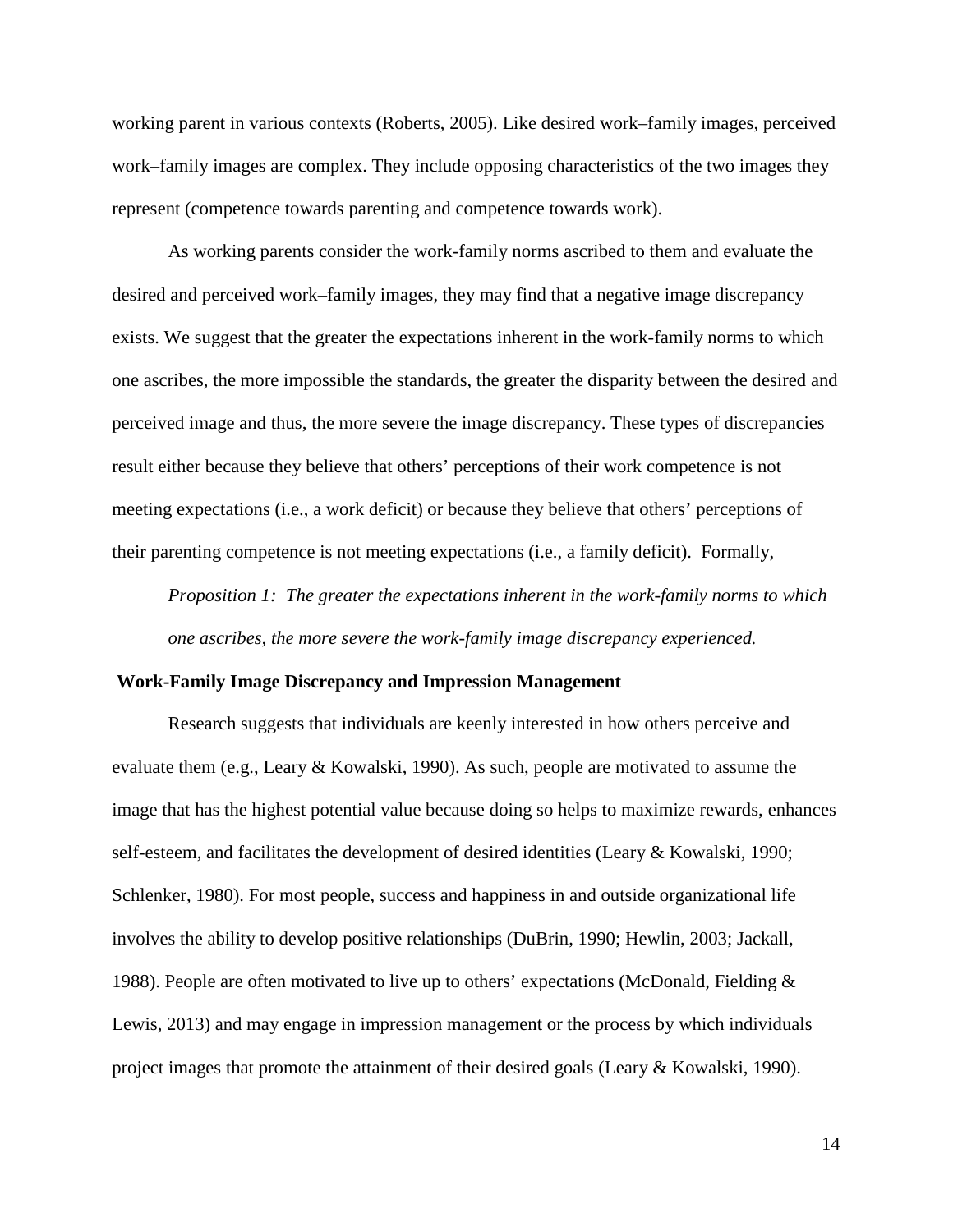working parent in various contexts (Roberts, 2005). Like desired work–family images, perceived work–family images are complex. They include opposing characteristics of the two images they represent (competence towards parenting and competence towards work).

As working parents consider the work-family norms ascribed to them and evaluate the desired and perceived work–family images, they may find that a negative image discrepancy exists. We suggest that the greater the expectations inherent in the work-family norms to which one ascribes, the more impossible the standards, the greater the disparity between the desired and perceived image and thus, the more severe the image discrepancy. These types of discrepancies result either because they believe that others' perceptions of their work competence is not meeting expectations (i.e., a work deficit) or because they believe that others' perceptions of their parenting competence is not meeting expectations (i.e., a family deficit). Formally,

*Proposition 1: The greater the expectations inherent in the work-family norms to which one ascribes, the more severe the work-family image discrepancy experienced.*

**Work-Family Image Discrepancy and Impression Management**

Research suggests that individuals are keenly interested in how others perceive and evaluate them (e.g., Leary & Kowalski, 1990). As such, people are motivated to assume the image that has the highest potential value because doing so helps to maximize rewards, enhances self-esteem, and facilitates the development of desired identities (Leary & Kowalski, 1990; Schlenker, 1980). For most people, success and happiness in and outside organizational life involves the ability to develop positive relationships (DuBrin, 1990; Hewlin, 2003; Jackall, 1988). People are often motivated to live up to others' expectations (McDonald, Fielding & Lewis, 2013) and may engage in impression management or the process by which individuals project images that promote the attainment of their desired goals (Leary & Kowalski, 1990).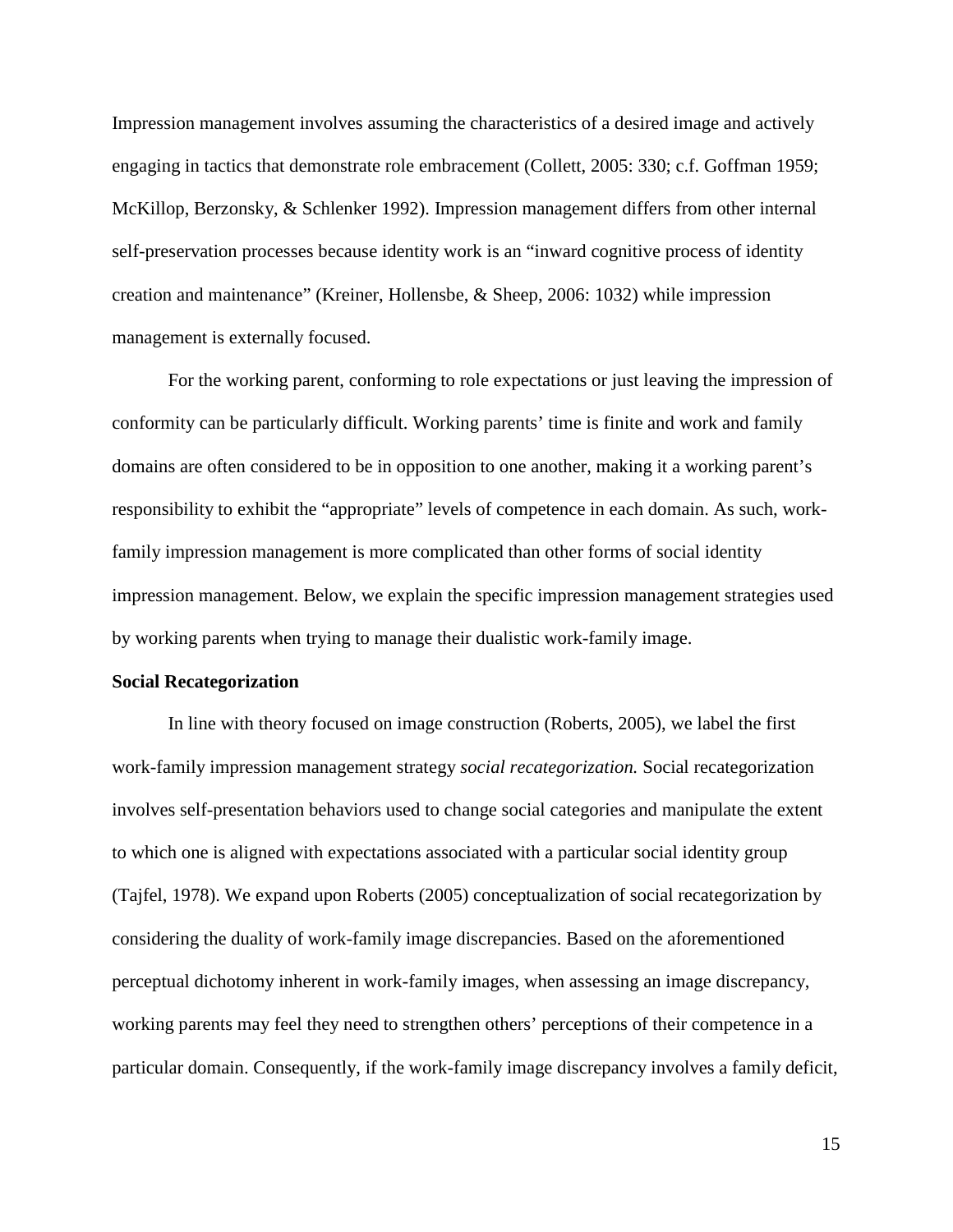Impression management involves assuming the characteristics of a desired image and actively engaging in tactics that demonstrate role embracement (Collett, 2005: 330; c.f. Goffman 1959; McKillop, Berzonsky, & Schlenker 1992). Impression management differs from other internal self-preservation processes because identity work is an "inward cognitive process of identity creation and maintenance" (Kreiner, Hollensbe, & Sheep, 2006: 1032) while impression management is externally focused.

For the working parent, conforming to role expectations or just leaving the impression of conformity can be particularly difficult. Working parents' time is finite and work and family domains are often considered to be in opposition to one another, making it a working parent's responsibility to exhibit the "appropriate" levels of competence in each domain. As such, work-family impression management is more complicated than other forms of social identity impression management. Below, we explain the specific impression management strategies used by working parents when trying to manage their dualistic work-family image.

**Social Recategorization**

In line with theory focused on image construction (Roberts, 2005), we label the first work-family impression management strategy *social recategorization.* Social recategorization involves self-presentation behaviors used to change social categories and manipulate the extent to which one is aligned with expectations associated with a particular social identity group (Tajfel, 1978). We expand upon Roberts (2005) conceptualization of social recategorization by considering the duality of work-family image discrepancies. Based on the aforementioned perceptual dichotomy inherent in work-family images, when assessing an image discrepancy, working parents may feel they need to strengthen others' perceptions of their competence in a particular domain. Consequently, if the work-family image discrepancy involves a family deficit,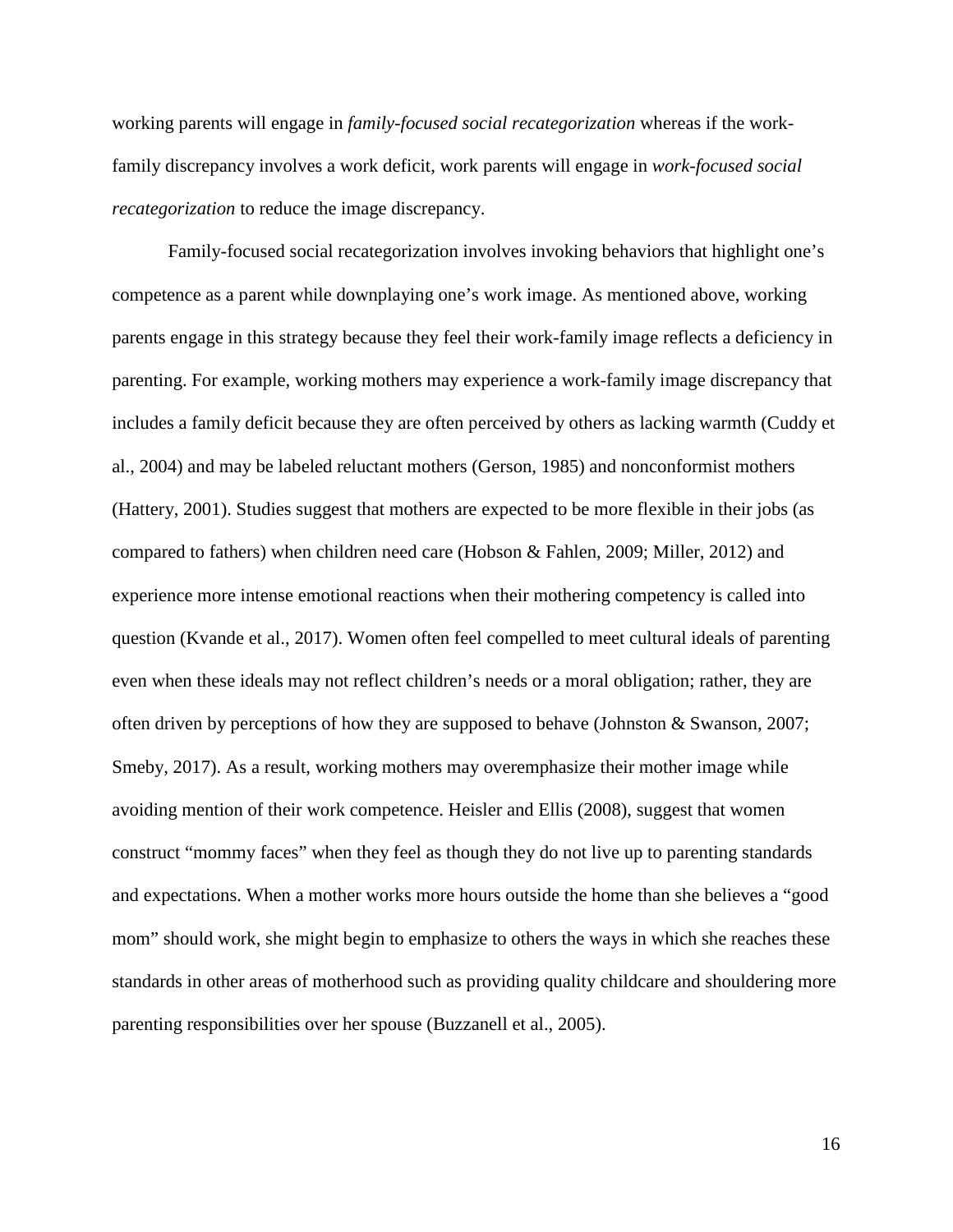working parents will engage in *family-focused social recategorization* whereas if the work-family discrepancy involves a work deficit, work parents will engage in *work-focused social recategorization* to reduce the image discrepancy.

Family-focused social recategorization involves invoking behaviors that highlight one's competence as a parent while downplaying one's work image. As mentioned above, working parents engage in this strategy because they feel their work-family image reflects a deficiency in parenting. For example, working mothers may experience a work-family image discrepancy that includes a family deficit because they are often perceived by others as lacking warmth (Cuddy et al., 2004) and may be labeled reluctant mothers (Gerson, 1985) and nonconformist mothers (Hattery, 2001). Studies suggest that mothers are expected to be more flexible in their jobs (as compared to fathers) when children need care (Hobson & Fahlen, 2009; Miller, 2012) and experience more intense emotional reactions when their mothering competency is called into question (Kvande et al., 2017). Women often feel compelled to meet cultural ideals of parenting even when these ideals may not reflect children's needs or a moral obligation; rather, they are often driven by perceptions of how they are supposed to behave (Johnston & Swanson, 2007; Smeby, 2017). As a result, working mothers may overemphasize their mother image while avoiding mention of their work competence. Heisler and Ellis (2008), suggest that women construct "mommy faces" when they feel as though they do not live up to parenting standards and expectations. When a mother works more hours outside the home than she believes a "good mom" should work, she might begin to emphasize to others the ways in which she reaches these standards in other areas of motherhood such as providing quality childcare and shouldering more parenting responsibilities over her spouse (Buzzanell et al., 2005).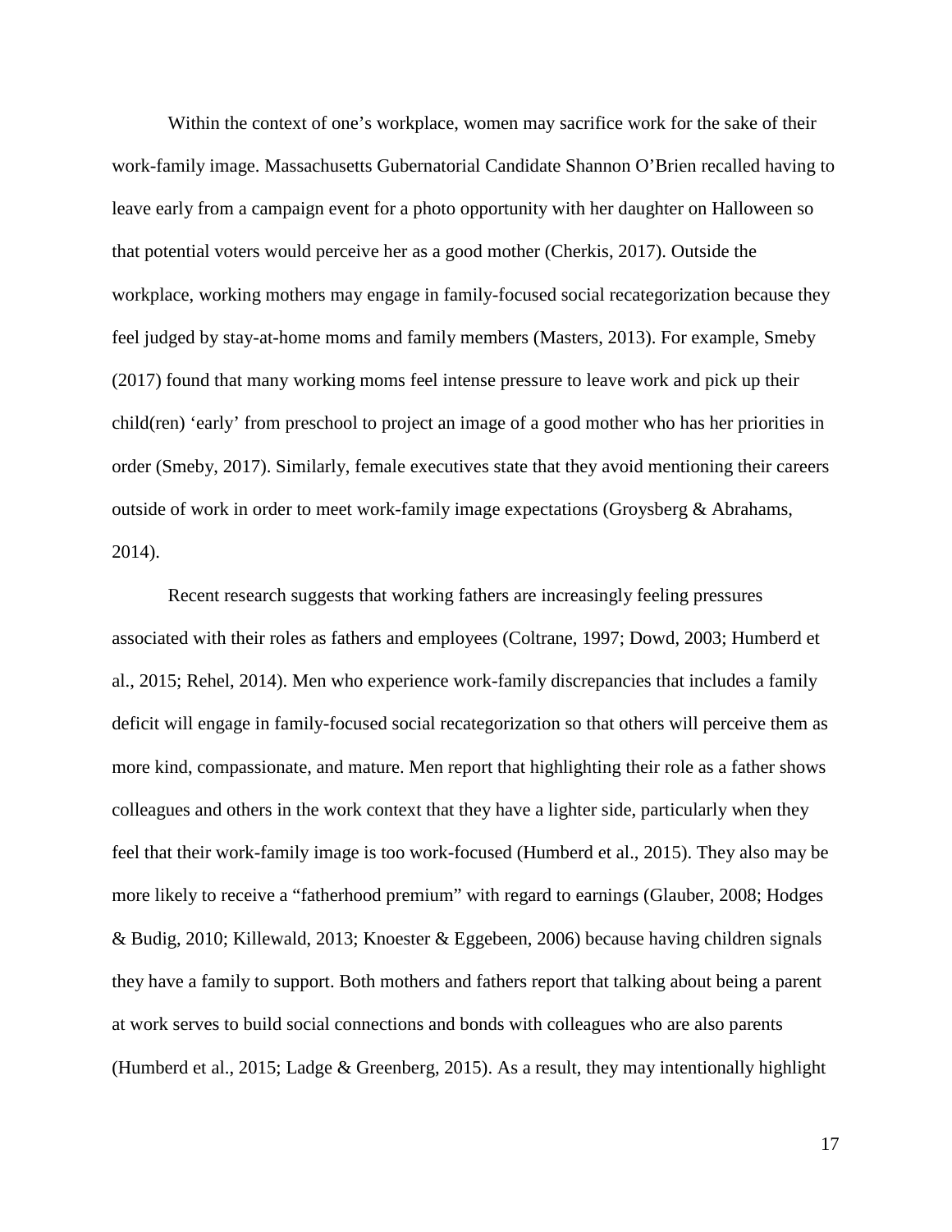Within the context of one's workplace, women may sacrifice work for the sake of their work-family image. Massachusetts Gubernatorial Candidate Shannon O'Brien recalled having to leave early from a campaign event for a photo opportunity with her daughter on Halloween so that potential voters would perceive her as a good mother (Cherkis, 2017). Outside the workplace, working mothers may engage in family-focused social recategorization because they feel judged by stay-at-home moms and family members (Masters, 2013). For example, Smeby (2017) found that many working moms feel intense pressure to leave work and pick up their child(ren) 'early' from preschool to project an image of a good mother who has her priorities in order (Smeby, 2017). Similarly, female executives state that they avoid mentioning their careers outside of work in order to meet work-family image expectations (Groysberg & Abrahams, 2014).

Recent research suggests that working fathers are increasingly feeling pressures associated with their roles as fathers and employees (Coltrane, 1997; Dowd, 2003; Humberd et al., 2015; Rehel, 2014). Men who experience work-family discrepancies that includes a family deficit will engage in family-focused social recategorization so that others will perceive them as more kind, compassionate, and mature. Men report that highlighting their role as a father shows colleagues and others in the work context that they have a lighter side, particularly when they feel that their work-family image is too work-focused (Humberd et al., 2015). They also may be more likely to receive a "fatherhood premium" with regard to earnings (Glauber, 2008; Hodges & Budig, 2010; Killewald, 2013; Knoester & Eggebeen, 2006) because having children signals they have a family to support. Both mothers and fathers report that talking about being a parent at work serves to build social connections and bonds with colleagues who are also parents (Humberd et al., 2015; Ladge & Greenberg, 2015). As a result, they may intentionally highlight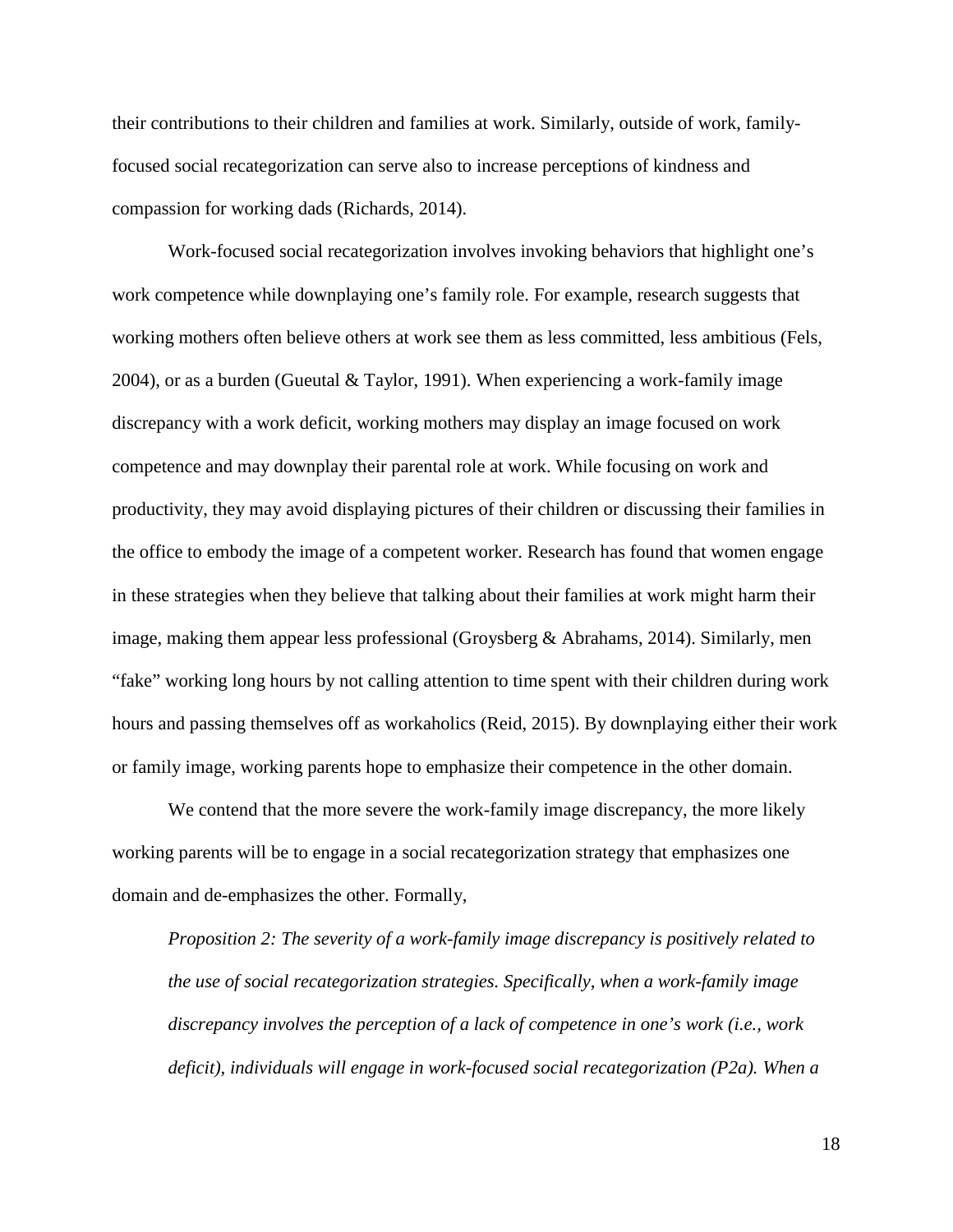their contributions to their children and families at work. Similarly, outside of work, family-focused social recategorization can serve also to increase perceptions of kindness and compassion for working dads (Richards, 2014).

Work-focused social recategorization involves invoking behaviors that highlight one's work competence while downplaying one's family role. For example, research suggests that working mothers often believe others at work see them as less committed, less ambitious (Fels, 2004), or as a burden (Gueutal & Taylor, 1991). When experiencing a work-family image discrepancy with a work deficit, working mothers may display an image focused on work competence and may downplay their parental role at work. While focusing on work and productivity, they may avoid displaying pictures of their children or discussing their families in the office to embody the image of a competent worker. Research has found that women engage in these strategies when they believe that talking about their families at work might harm their image, making them appear less professional (Groysberg & Abrahams, 2014). Similarly, men "fake" working long hours by not calling attention to time spent with their children during work hours and passing themselves off as workaholics (Reid, 2015). By downplaying either their work or family image, working parents hope to emphasize their competence in the other domain.

We contend that the more severe the work-family image discrepancy, the more likely working parents will be to engage in a social recategorization strategy that emphasizes one domain and de-emphasizes the other. Formally,

*Proposition 2: The severity of a work-family image discrepancy is positively related to the use of social recategorization strategies. Specifically, when a work-family image discrepancy involves the perception of a lack of competence in one's work (i.e., work deficit), individuals will engage in work-focused social recategorization (P2a). When a*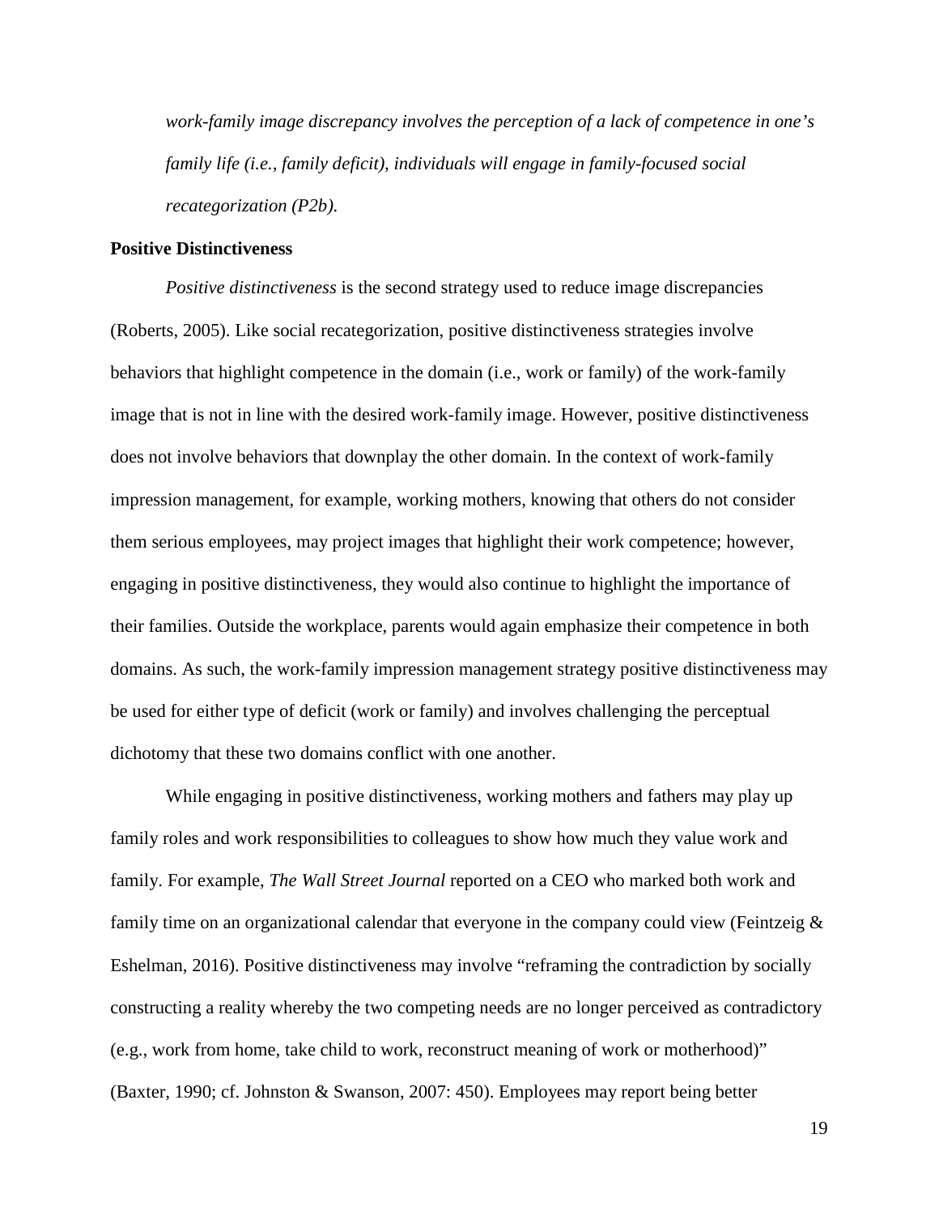*work-family image discrepancy involves the perception of a lack of competence in one's family life (i.e., family deficit), individuals will engage in family-focused social recategorization (P2b).*

**Positive Distinctiveness**

*Positive distinctiveness* is the second strategy used to reduce image discrepancies (Roberts, 2005). Like social recategorization, positive distinctiveness strategies involve behaviors that highlight competence in the domain (i.e., work or family) of the work-family image that is not in line with the desired work-family image. However, positive distinctiveness does not involve behaviors that downplay the other domain. In the context of work-family impression management, for example, working mothers, knowing that others do not consider them serious employees, may project images that highlight their work competence; however, engaging in positive distinctiveness, they would also continue to highlight the importance of their families. Outside the workplace, parents would again emphasize their competence in both domains. As such, the work-family impression management strategy positive distinctiveness may be used for either type of deficit (work or family) and involves challenging the perceptual dichotomy that these two domains conflict with one another.

While engaging in positive distinctiveness, working mothers and fathers may play up family roles and work responsibilities to colleagues to show how much they value work and family. For example, *The Wall Street Journal* reported on a CEO who marked both work and family time on an organizational calendar that everyone in the company could view (Feintzeig & Eshelman, 2016). Positive distinctiveness may involve "reframing the contradiction by socially constructing a reality whereby the two competing needs are no longer perceived as contradictory (e.g., work from home, take child to work, reconstruct meaning of work or motherhood)" (Baxter, 1990; cf. Johnston & Swanson, 2007: 450). Employees may report being better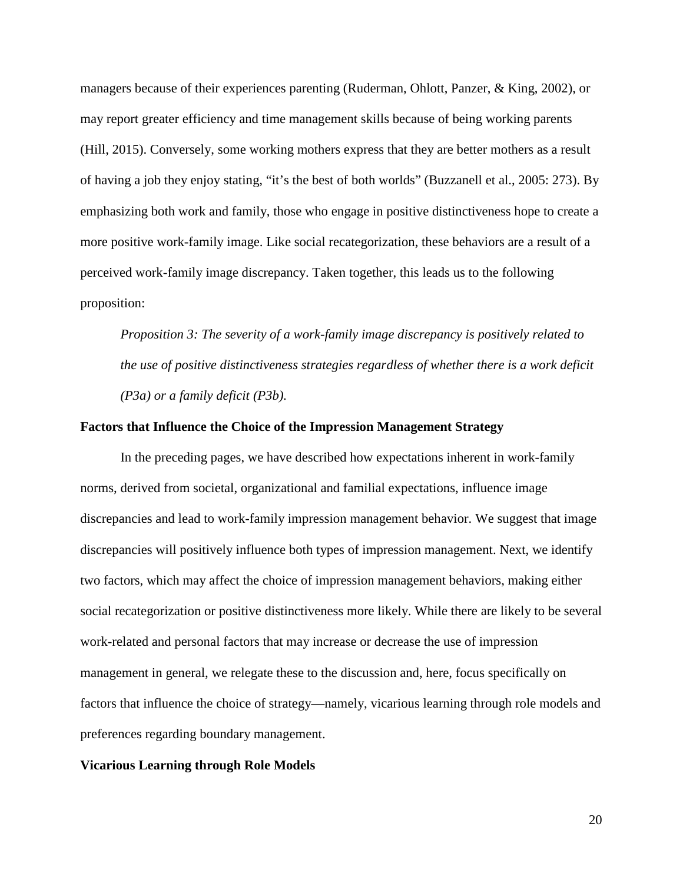managers because of their experiences parenting (Ruderman, Ohlott, Panzer, & King, 2002), or may report greater efficiency and time management skills because of being working parents (Hill, 2015). Conversely, some working mothers express that they are better mothers as a result of having a job they enjoy stating, "it's the best of both worlds" (Buzzanell et al., 2005: 273). By emphasizing both work and family, those who engage in positive distinctiveness hope to create a more positive work-family image. Like social recategorization, these behaviors are a result of a perceived work-family image discrepancy. Taken together, this leads us to the following proposition:

> *Proposition 3: The severity of a work-family image discrepancy is positively related to the use of positive distinctiveness strategies regardless of whether there is a work deficit (P3a) or a family deficit (P3b).*

**Factors that Influence the Choice of the Impression Management Strategy**

In the preceding pages, we have described how expectations inherent in work-family norms, derived from societal, organizational and familial expectations, influence image discrepancies and lead to work-family impression management behavior. We suggest that image discrepancies will positively influence both types of impression management. Next, we identify two factors, which may affect the choice of impression management behaviors, making either social recategorization or positive distinctiveness more likely. While there are likely to be several work-related and personal factors that may increase or decrease the use of impression management in general, we relegate these to the discussion and, here, focus specifically on factors that influence the choice of strategy—namely, vicarious learning through role models and preferences regarding boundary management.

**Vicarious Learning through Role Models**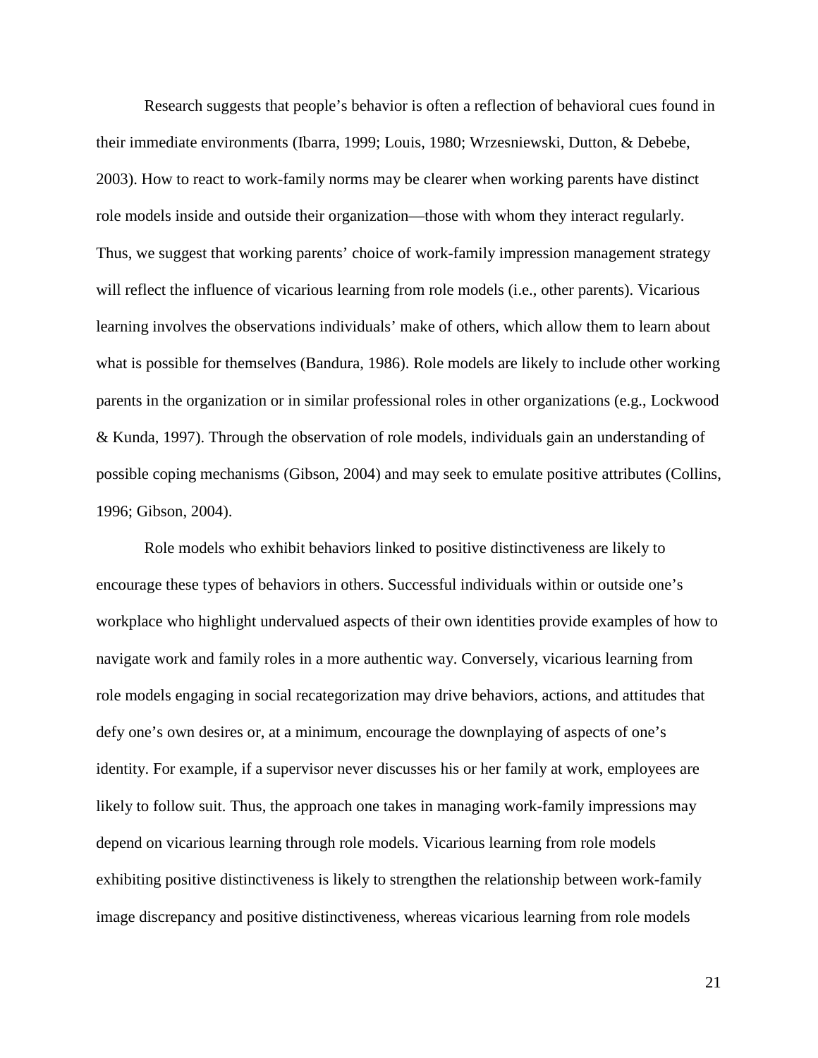Research suggests that people's behavior is often a reflection of behavioral cues found in their immediate environments (Ibarra, 1999; Louis, 1980; Wrzesniewski, Dutton, & Debebe, 2003). How to react to work-family norms may be clearer when working parents have distinct role models inside and outside their organization—those with whom they interact regularly. Thus, we suggest that working parents' choice of work-family impression management strategy will reflect the influence of vicarious learning from role models (i.e., other parents). Vicarious learning involves the observations individuals' make of others, which allow them to learn about what is possible for themselves (Bandura, 1986). Role models are likely to include other working parents in the organization or in similar professional roles in other organizations (e.g., Lockwood & Kunda, 1997). Through the observation of role models, individuals gain an understanding of possible coping mechanisms (Gibson, 2004) and may seek to emulate positive attributes (Collins, 1996; Gibson, 2004).

Role models who exhibit behaviors linked to positive distinctiveness are likely to encourage these types of behaviors in others. Successful individuals within or outside one's workplace who highlight undervalued aspects of their own identities provide examples of how to navigate work and family roles in a more authentic way. Conversely, vicarious learning from role models engaging in social recategorization may drive behaviors, actions, and attitudes that defy one's own desires or, at a minimum, encourage the downplaying of aspects of one's identity. For example, if a supervisor never discusses his or her family at work, employees are likely to follow suit. Thus, the approach one takes in managing work-family impressions may depend on vicarious learning through role models. Vicarious learning from role models exhibiting positive distinctiveness is likely to strengthen the relationship between work-family image discrepancy and positive distinctiveness, whereas vicarious learning from role models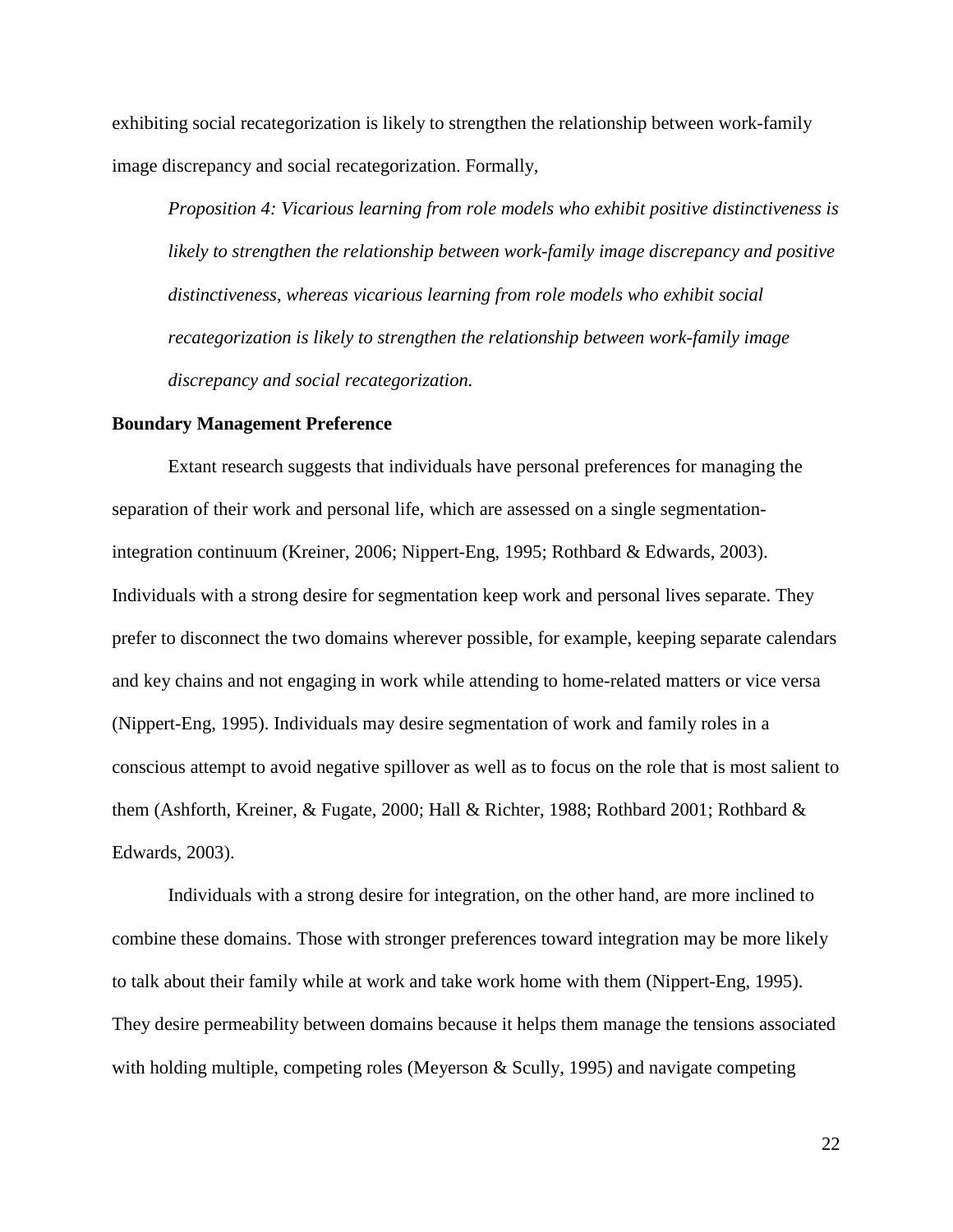exhibiting social recategorization is likely to strengthen the relationship between work-family image discrepancy and social recategorization. Formally,

> *Proposition 4: Vicarious learning from role models who exhibit positive distinctiveness is likely to strengthen the relationship between work-family image discrepancy and positive distinctiveness, whereas vicarious learning from role models who exhibit social recategorization is likely to strengthen the relationship between work-family image discrepancy and social recategorization.*

**Boundary Management Preference**

Extant research suggests that individuals have personal preferences for managing the separation of their work and personal life, which are assessed on a single segmentation-integration continuum (Kreiner, 2006; Nippert-Eng, 1995; Rothbard & Edwards, 2003). Individuals with a strong desire for segmentation keep work and personal lives separate. They prefer to disconnect the two domains wherever possible, for example, keeping separate calendars and key chains and not engaging in work while attending to home-related matters or vice versa (Nippert-Eng, 1995). Individuals may desire segmentation of work and family roles in a conscious attempt to avoid negative spillover as well as to focus on the role that is most salient to them (Ashforth, Kreiner, & Fugate, 2000; Hall & Richter, 1988; Rothbard 2001; Rothbard & Edwards, 2003).

Individuals with a strong desire for integration, on the other hand, are more inclined to combine these domains. Those with stronger preferences toward integration may be more likely to talk about their family while at work and take work home with them (Nippert-Eng, 1995). They desire permeability between domains because it helps them manage the tensions associated with holding multiple, competing roles (Meyerson & Scully, 1995) and navigate competing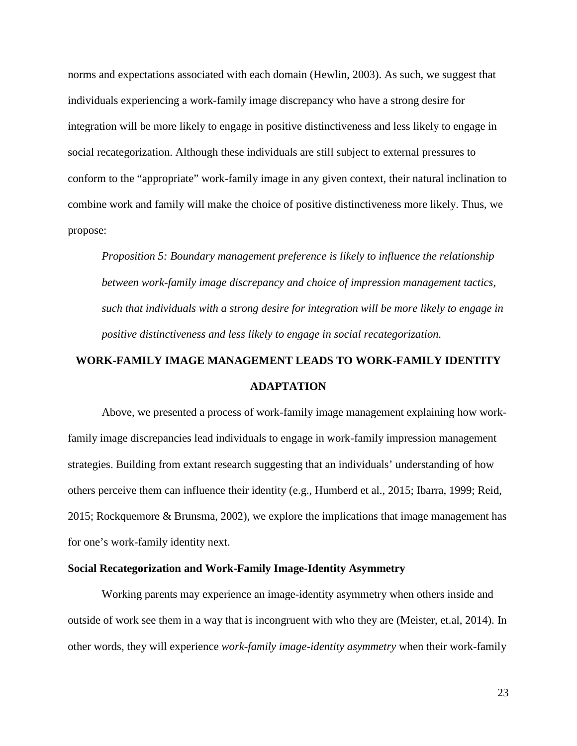norms and expectations associated with each domain (Hewlin, 2003). As such, we suggest that individuals experiencing a work-family image discrepancy who have a strong desire for integration will be more likely to engage in positive distinctiveness and less likely to engage in social recategorization. Although these individuals are still subject to external pressures to conform to the "appropriate" work-family image in any given context, their natural inclination to combine work and family will make the choice of positive distinctiveness more likely. Thus, we propose:

*Proposition 5: Boundary management preference is likely to influence the relationship between work-family image discrepancy and choice of impression management tactics, such that individuals with a strong desire for integration will be more likely to engage in positive distinctiveness and less likely to engage in social recategorization.*

## WORK-FAMILY IMAGE MANAGEMENT LEADS TO WORK-FAMILY IDENTITY ADAPTATION

Above, we presented a process of work-family image management explaining how work-family image discrepancies lead individuals to engage in work-family impression management strategies. Building from extant research suggesting that an individuals' understanding of how others perceive them can influence their identity (e.g., Humberd et al., 2015; Ibarra, 1999; Reid, 2015; Rockquemore & Brunsma, 2002), we explore the implications that image management has for one's work-family identity next.

### Social Recategorization and Work-Family Image-Identity Asymmetry

Working parents may experience an image-identity asymmetry when others inside and outside of work see them in a way that is incongruent with who they are (Meister, et.al, 2014). In other words, they will experience *work-family image-identity asymmetry* when their work-family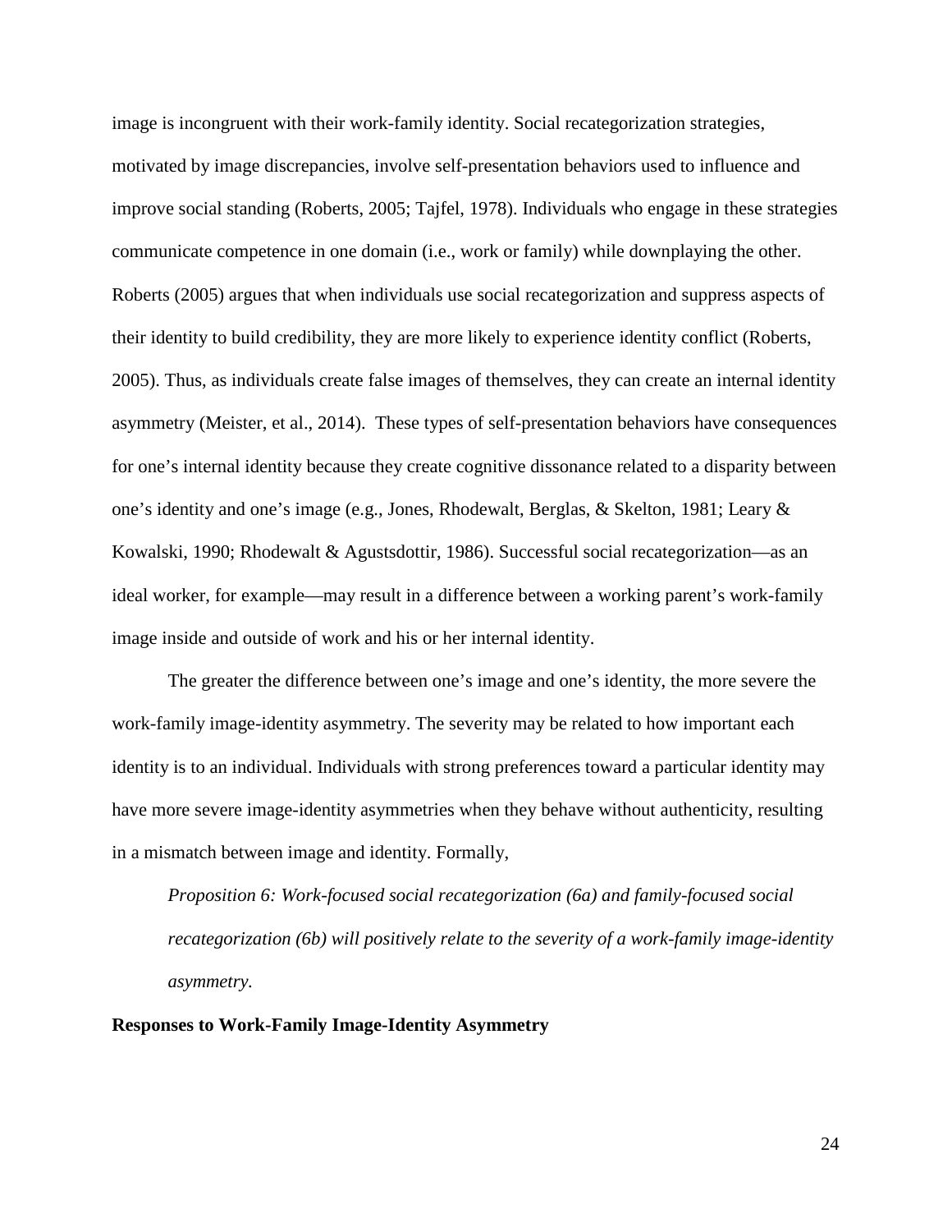image is incongruent with their work-family identity. Social recategorization strategies, motivated by image discrepancies, involve self-presentation behaviors used to influence and improve social standing (Roberts, 2005; Tajfel, 1978). Individuals who engage in these strategies communicate competence in one domain (i.e., work or family) while downplaying the other. Roberts (2005) argues that when individuals use social recategorization and suppress aspects of their identity to build credibility, they are more likely to experience identity conflict (Roberts, 2005). Thus, as individuals create false images of themselves, they can create an internal identity asymmetry (Meister, et al., 2014). These types of self-presentation behaviors have consequences for one's internal identity because they create cognitive dissonance related to a disparity between one's identity and one's image (e.g., Jones, Rhodewalt, Berglas, & Skelton, 1981; Leary & Kowalski, 1990; Rhodewalt & Agustsdottir, 1986). Successful social recategorization—as an ideal worker, for example—may result in a difference between a working parent's work-family image inside and outside of work and his or her internal identity.

The greater the difference between one's image and one's identity, the more severe the work-family image-identity asymmetry. The severity may be related to how important each identity is to an individual. Individuals with strong preferences toward a particular identity may have more severe image-identity asymmetries when they behave without authenticity, resulting in a mismatch between image and identity. Formally,

*Proposition 6: Work-focused social recategorization (6a) and family-focused social recategorization (6b) will positively relate to the severity of a work-family image-identity asymmetry.*

**Responses to Work-Family Image-Identity Asymmetry**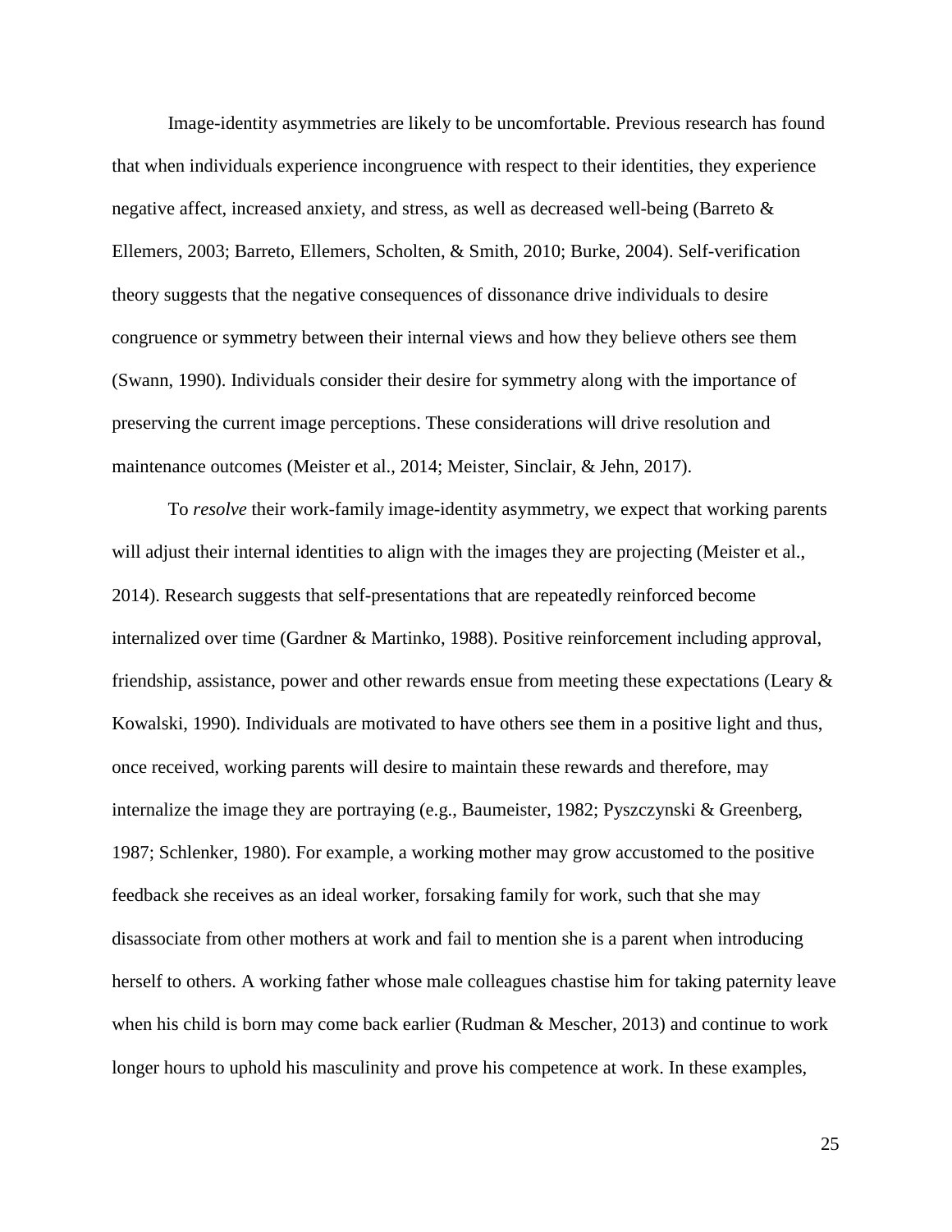Image-identity asymmetries are likely to be uncomfortable. Previous research has found that when individuals experience incongruence with respect to their identities, they experience negative affect, increased anxiety, and stress, as well as decreased well-being (Barreto & Ellemers, 2003; Barreto, Ellemers, Scholten, & Smith, 2010; Burke, 2004). Self-verification theory suggests that the negative consequences of dissonance drive individuals to desire congruence or symmetry between their internal views and how they believe others see them (Swann, 1990). Individuals consider their desire for symmetry along with the importance of preserving the current image perceptions. These considerations will drive resolution and maintenance outcomes (Meister et al., 2014; Meister, Sinclair, & Jehn, 2017).

To *resolve* their work-family image-identity asymmetry, we expect that working parents will adjust their internal identities to align with the images they are projecting (Meister et al., 2014). Research suggests that self-presentations that are repeatedly reinforced become internalized over time (Gardner & Martinko, 1988). Positive reinforcement including approval, friendship, assistance, power and other rewards ensue from meeting these expectations (Leary & Kowalski, 1990). Individuals are motivated to have others see them in a positive light and thus, once received, working parents will desire to maintain these rewards and therefore, may internalize the image they are portraying (e.g., Baumeister, 1982; Pyszczynski & Greenberg, 1987; Schlenker, 1980). For example, a working mother may grow accustomed to the positive feedback she receives as an ideal worker, forsaking family for work, such that she may disassociate from other mothers at work and fail to mention she is a parent when introducing herself to others. A working father whose male colleagues chastise him for taking paternity leave when his child is born may come back earlier (Rudman & Mescher, 2013) and continue to work longer hours to uphold his masculinity and prove his competence at work. In these examples,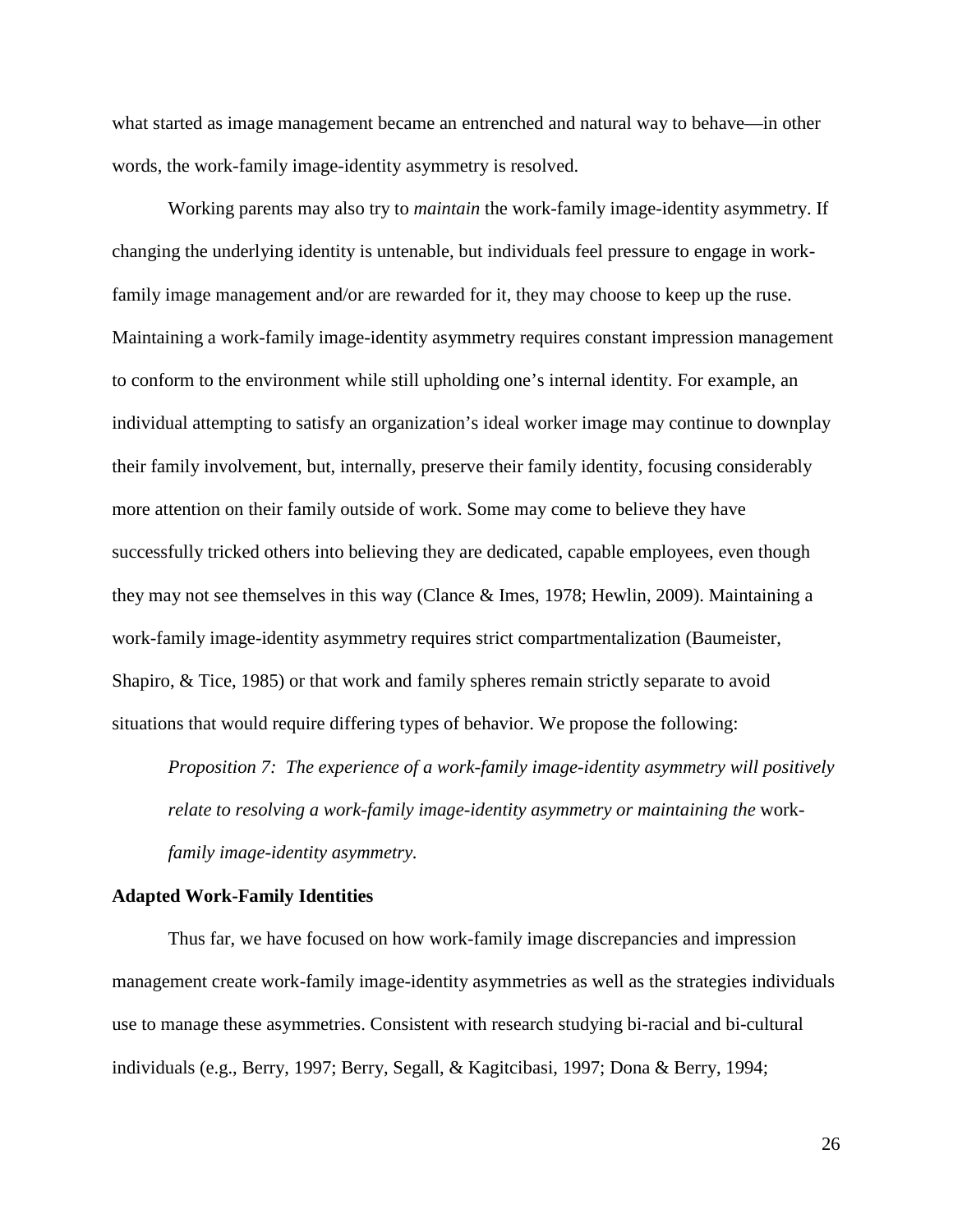what started as image management became an entrenched and natural way to behave—in other words, the work-family image-identity asymmetry is resolved.

Working parents may also try to *maintain* the work-family image-identity asymmetry. If changing the underlying identity is untenable, but individuals feel pressure to engage in work-family image management and/or are rewarded for it, they may choose to keep up the ruse. Maintaining a work-family image-identity asymmetry requires constant impression management to conform to the environment while still upholding one's internal identity. For example, an individual attempting to satisfy an organization's ideal worker image may continue to downplay their family involvement, but, internally, preserve their family identity, focusing considerably more attention on their family outside of work. Some may come to believe they have successfully tricked others into believing they are dedicated, capable employees, even though they may not see themselves in this way (Clance & Imes, 1978; Hewlin, 2009). Maintaining a work-family image-identity asymmetry requires strict compartmentalization (Baumeister, Shapiro, & Tice, 1985) or that work and family spheres remain strictly separate to avoid situations that would require differing types of behavior. We propose the following:

*Proposition 7: The experience of a work-family image-identity asymmetry will positively relate to resolving a work-family image-identity asymmetry or maintaining the* work-*family image-identity asymmetry.*

**Adapted Work-Family Identities**

Thus far, we have focused on how work-family image discrepancies and impression management create work-family image-identity asymmetries as well as the strategies individuals use to manage these asymmetries. Consistent with research studying bi-racial and bi-cultural individuals (e.g., Berry, 1997; Berry, Segall, & Kagitcibasi, 1997; Dona & Berry, 1994;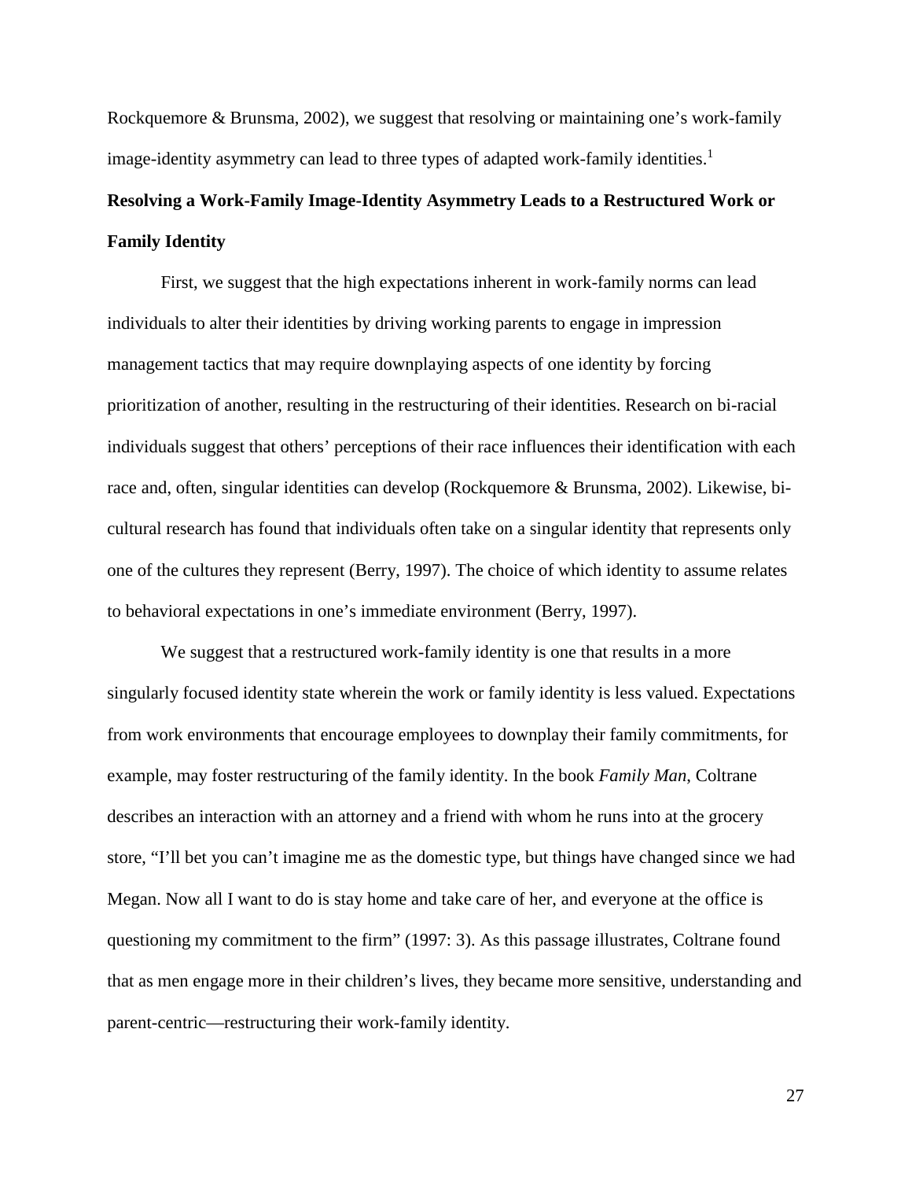Rockquemore & Brunsma, 2002), we suggest that resolving or maintaining one's work-family image-identity asymmetry can lead to three types of adapted work-family identities.[1]

**Resolving a Work-Family Image-Identity Asymmetry Leads to a Restructured Work or Family Identity**

First, we suggest that the high expectations inherent in work-family norms can lead individuals to alter their identities by driving working parents to engage in impression management tactics that may require downplaying aspects of one identity by forcing prioritization of another, resulting in the restructuring of their identities. Research on bi-racial individuals suggest that others' perceptions of their race influences their identification with each race and, often, singular identities can develop (Rockquemore & Brunsma, 2002). Likewise, bi-cultural research has found that individuals often take on a singular identity that represents only one of the cultures they represent (Berry, 1997). The choice of which identity to assume relates to behavioral expectations in one's immediate environment (Berry, 1997).

We suggest that a restructured work-family identity is one that results in a more singularly focused identity state wherein the work or family identity is less valued. Expectations from work environments that encourage employees to downplay their family commitments, for example, may foster restructuring of the family identity. In the book *Family Man*, Coltrane describes an interaction with an attorney and a friend with whom he runs into at the grocery store, "I'll bet you can't imagine me as the domestic type, but things have changed since we had Megan. Now all I want to do is stay home and take care of her, and everyone at the office is questioning my commitment to the firm" (1997: 3). As this passage illustrates, Coltrane found that as men engage more in their children's lives, they became more sensitive, understanding and parent-centric—restructuring their work-family identity.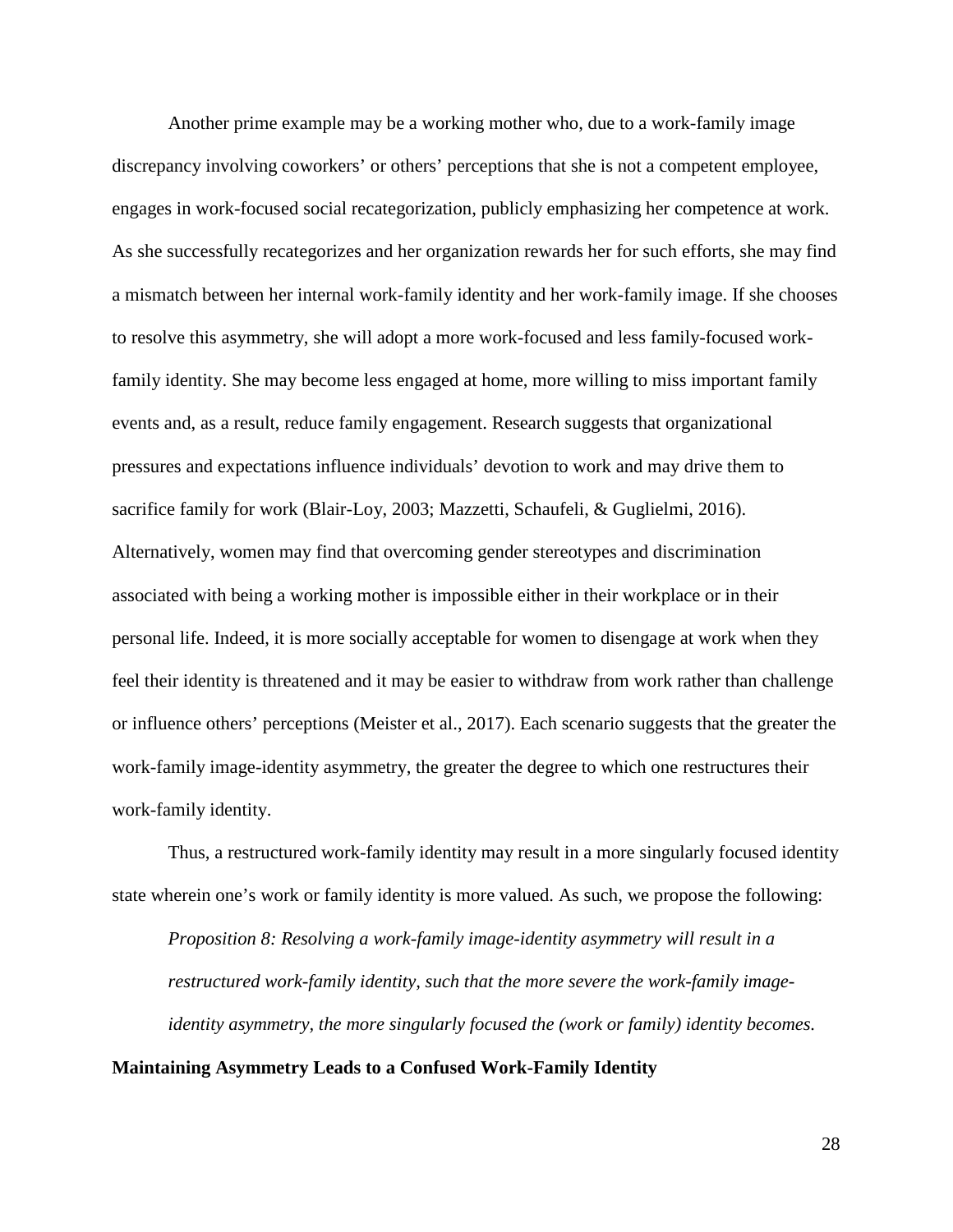Another prime example may be a working mother who, due to a work-family image discrepancy involving coworkers' or others' perceptions that she is not a competent employee, engages in work-focused social recategorization, publicly emphasizing her competence at work. As she successfully recategorizes and her organization rewards her for such efforts, she may find a mismatch between her internal work-family identity and her work-family image. If she chooses to resolve this asymmetry, she will adopt a more work-focused and less family-focused work-family identity. She may become less engaged at home, more willing to miss important family events and, as a result, reduce family engagement. Research suggests that organizational pressures and expectations influence individuals' devotion to work and may drive them to sacrifice family for work (Blair-Loy, 2003; Mazzetti, Schaufeli, & Guglielmi, 2016). Alternatively, women may find that overcoming gender stereotypes and discrimination associated with being a working mother is impossible either in their workplace or in their personal life. Indeed, it is more socially acceptable for women to disengage at work when they feel their identity is threatened and it may be easier to withdraw from work rather than challenge or influence others' perceptions (Meister et al., 2017). Each scenario suggests that the greater the work-family image-identity asymmetry, the greater the degree to which one restructures their work-family identity.

Thus, a restructured work-family identity may result in a more singularly focused identity state wherein one's work or family identity is more valued. As such, we propose the following:

*Proposition 8: Resolving a work-family image-identity asymmetry will result in a restructured work-family identity, such that the more severe the work-family image-identity asymmetry, the more singularly focused the (work or family) identity becomes.*

**Maintaining Asymmetry Leads to a Confused Work-Family Identity**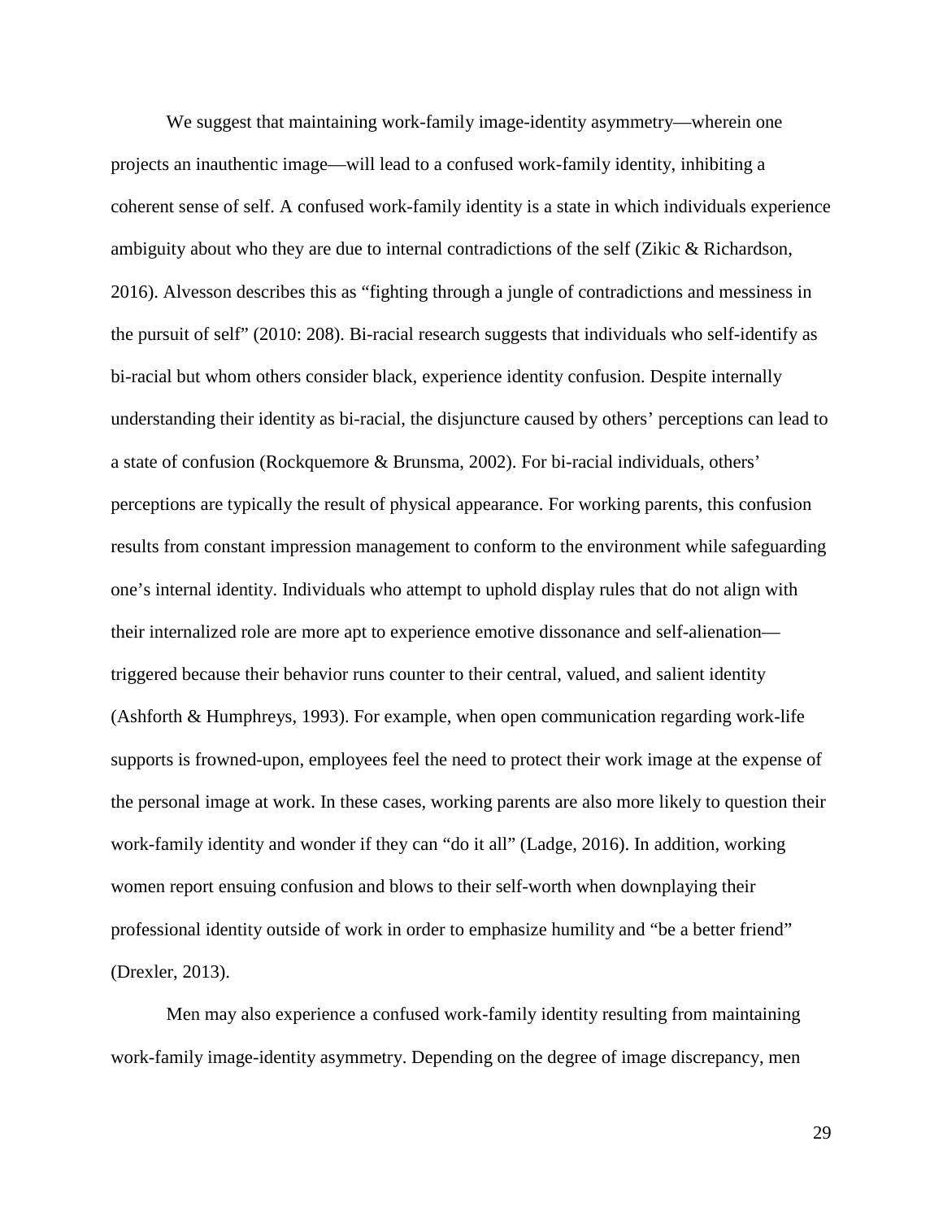We suggest that maintaining work-family image-identity asymmetry—wherein one projects an inauthentic image—will lead to a confused work-family identity, inhibiting a coherent sense of self. A confused work-family identity is a state in which individuals experience ambiguity about who they are due to internal contradictions of the self (Zikic & Richardson, 2016). Alvesson describes this as "fighting through a jungle of contradictions and messiness in the pursuit of self" (2010: 208). Bi-racial research suggests that individuals who self-identify as bi-racial but whom others consider black, experience identity confusion. Despite internally understanding their identity as bi-racial, the disjuncture caused by others' perceptions can lead to a state of confusion (Rockquemore & Brunsma, 2002). For bi-racial individuals, others' perceptions are typically the result of physical appearance. For working parents, this confusion results from constant impression management to conform to the environment while safeguarding one's internal identity. Individuals who attempt to uphold display rules that do not align with their internalized role are more apt to experience emotive dissonance and self-alienation—triggered because their behavior runs counter to their central, valued, and salient identity (Ashforth & Humphreys, 1993). For example, when open communication regarding work-life supports is frowned-upon, employees feel the need to protect their work image at the expense of the personal image at work. In these cases, working parents are also more likely to question their work-family identity and wonder if they can "do it all" (Ladge, 2016). In addition, working women report ensuing confusion and blows to their self-worth when downplaying their professional identity outside of work in order to emphasize humility and "be a better friend" (Drexler, 2013).

Men may also experience a confused work-family identity resulting from maintaining work-family image-identity asymmetry. Depending on the degree of image discrepancy, men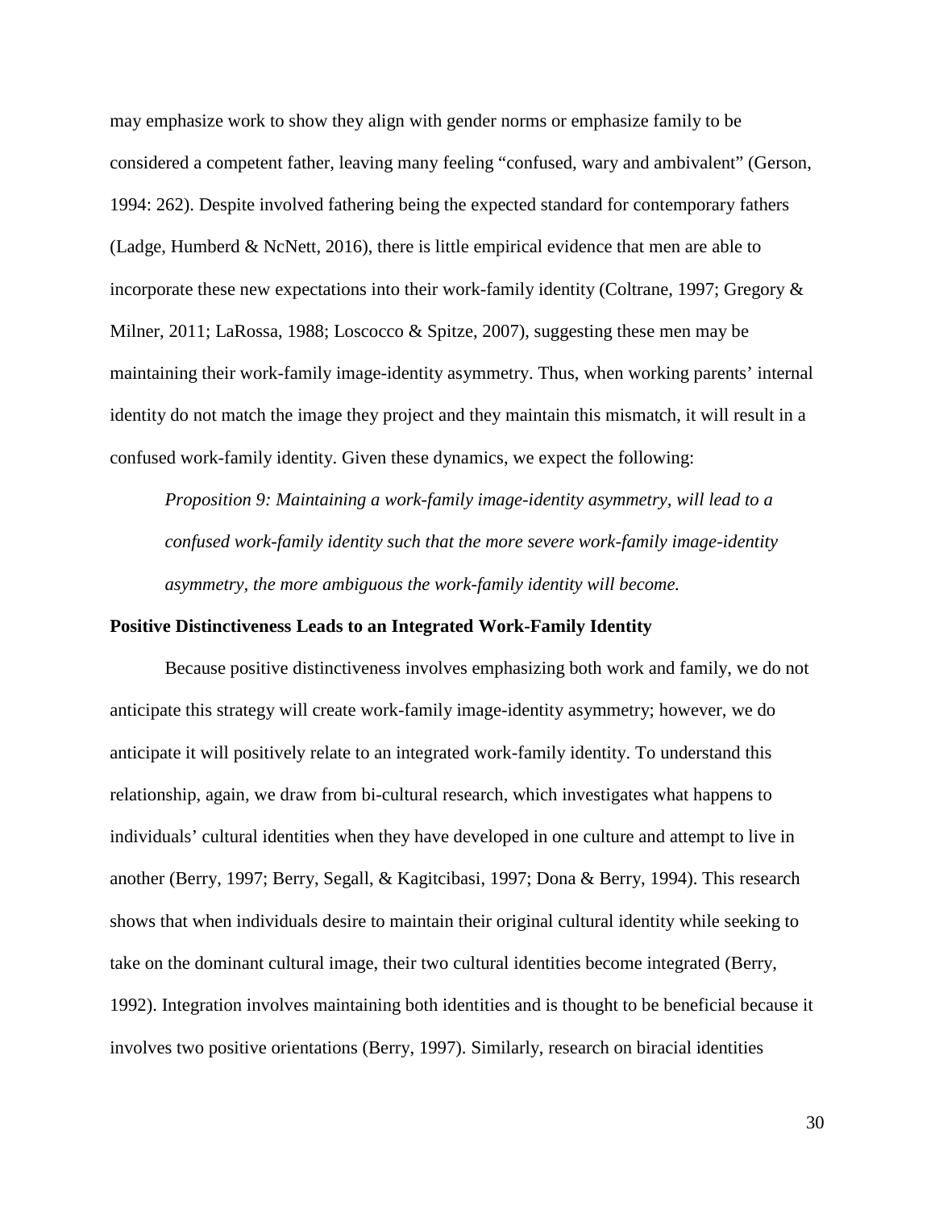may emphasize work to show they align with gender norms or emphasize family to be considered a competent father, leaving many feeling "confused, wary and ambivalent" (Gerson, 1994: 262). Despite involved fathering being the expected standard for contemporary fathers (Ladge, Humberd & NcNett, 2016), there is little empirical evidence that men are able to incorporate these new expectations into their work-family identity (Coltrane, 1997; Gregory & Milner, 2011; LaRossa, 1988; Loscocco & Spitze, 2007), suggesting these men may be maintaining their work-family image-identity asymmetry. Thus, when working parents' internal identity do not match the image they project and they maintain this mismatch, it will result in a confused work-family identity. Given these dynamics, we expect the following:

*Proposition 9: Maintaining a work-family image-identity asymmetry, will lead to a confused work-family identity such that the more severe work-family image-identity asymmetry, the more ambiguous the work-family identity will become.*

**Positive Distinctiveness Leads to an Integrated Work-Family Identity**

Because positive distinctiveness involves emphasizing both work and family, we do not anticipate this strategy will create work-family image-identity asymmetry; however, we do anticipate it will positively relate to an integrated work-family identity. To understand this relationship, again, we draw from bi-cultural research, which investigates what happens to individuals' cultural identities when they have developed in one culture and attempt to live in another (Berry, 1997; Berry, Segall, & Kagitcibasi, 1997; Dona & Berry, 1994). This research shows that when individuals desire to maintain their original cultural identity while seeking to take on the dominant cultural image, their two cultural identities become integrated (Berry, 1992). Integration involves maintaining both identities and is thought to be beneficial because it involves two positive orientations (Berry, 1997). Similarly, research on biracial identities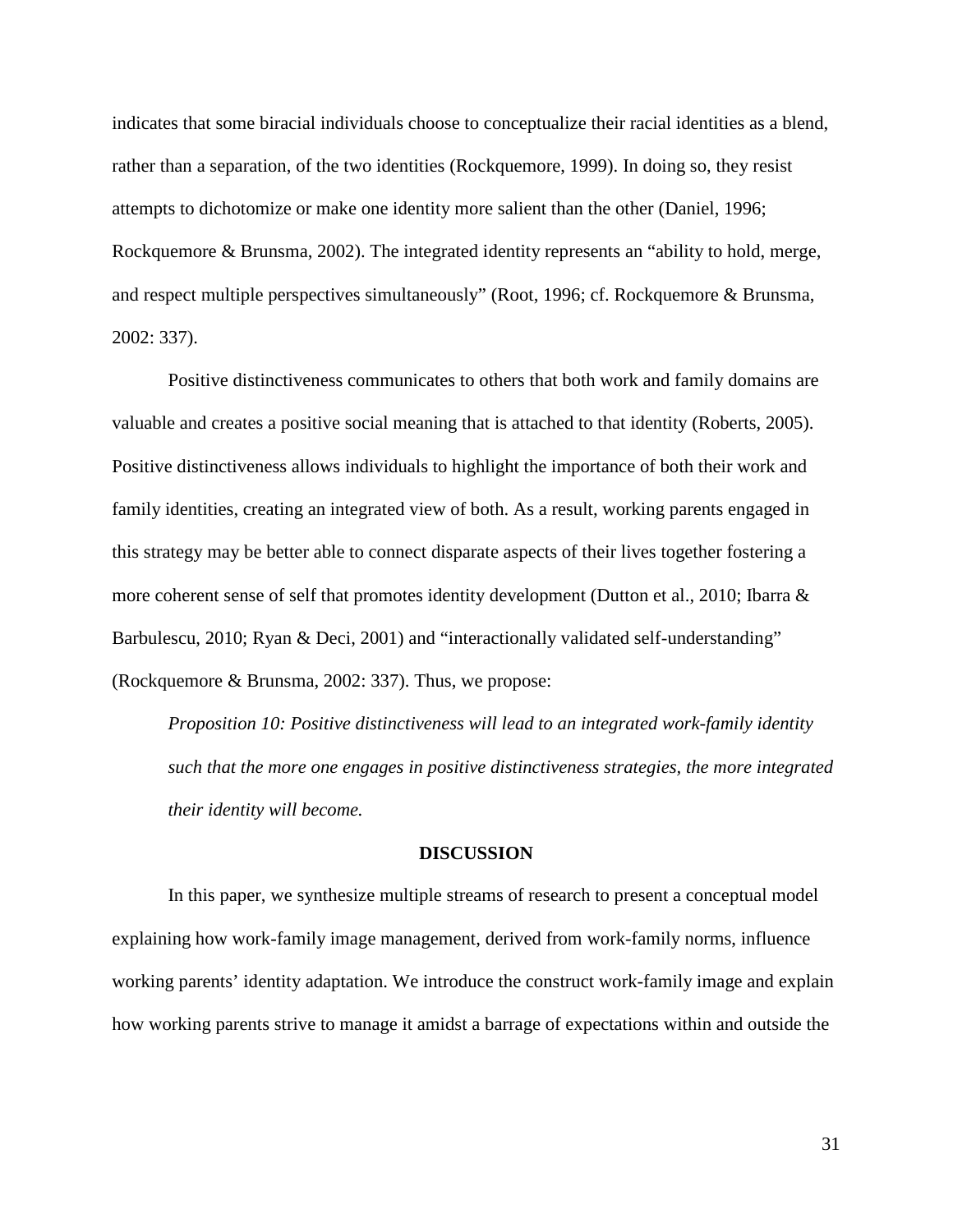indicates that some biracial individuals choose to conceptualize their racial identities as a blend, rather than a separation, of the two identities (Rockquemore, 1999). In doing so, they resist attempts to dichotomize or make one identity more salient than the other (Daniel, 1996; Rockquemore & Brunsma, 2002). The integrated identity represents an "ability to hold, merge, and respect multiple perspectives simultaneously" (Root, 1996; cf. Rockquemore & Brunsma, 2002: 337).

Positive distinctiveness communicates to others that both work and family domains are valuable and creates a positive social meaning that is attached to that identity (Roberts, 2005). Positive distinctiveness allows individuals to highlight the importance of both their work and family identities, creating an integrated view of both. As a result, working parents engaged in this strategy may be better able to connect disparate aspects of their lives together fostering a more coherent sense of self that promotes identity development (Dutton et al., 2010; Ibarra & Barbulescu, 2010; Ryan & Deci, 2001) and "interactionally validated self-understanding" (Rockquemore & Brunsma, 2002: 337). Thus, we propose:

*Proposition 10: Positive distinctiveness will lead to an integrated work-family identity such that the more one engages in positive distinctiveness strategies, the more integrated their identity will become.*

## DISCUSSION

In this paper, we synthesize multiple streams of research to present a conceptual model explaining how work-family image management, derived from work-family norms, influence working parents' identity adaptation. We introduce the construct work-family image and explain how working parents strive to manage it amidst a barrage of expectations within and outside the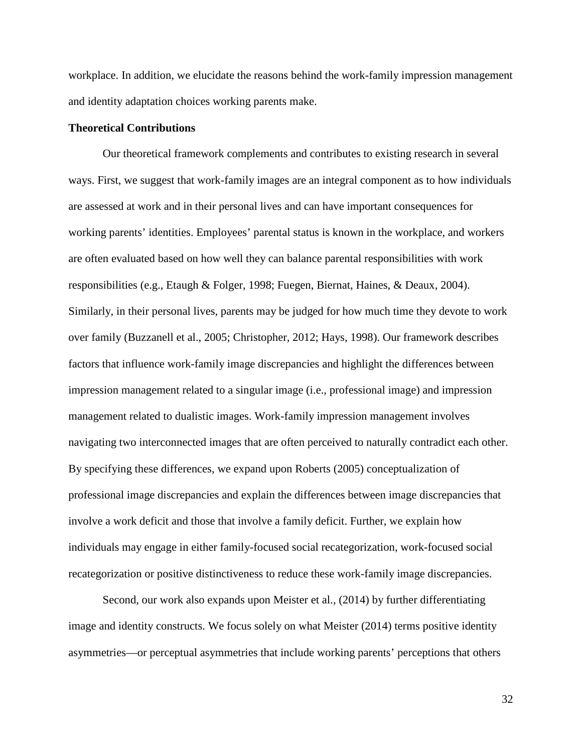workplace. In addition, we elucidate the reasons behind the work-family impression management and identity adaptation choices working parents make.

**Theoretical Contributions**

Our theoretical framework complements and contributes to existing research in several ways. First, we suggest that work-family images are an integral component as to how individuals are assessed at work and in their personal lives and can have important consequences for working parents' identities. Employees' parental status is known in the workplace, and workers are often evaluated based on how well they can balance parental responsibilities with work responsibilities (e.g., Etaugh & Folger, 1998; Fuegen, Biernat, Haines, & Deaux, 2004). Similarly, in their personal lives, parents may be judged for how much time they devote to work over family (Buzzanell et al., 2005; Christopher, 2012; Hays, 1998). Our framework describes factors that influence work-family image discrepancies and highlight the differences between impression management related to a singular image (i.e., professional image) and impression management related to dualistic images. Work-family impression management involves navigating two interconnected images that are often perceived to naturally contradict each other. By specifying these differences, we expand upon Roberts (2005) conceptualization of professional image discrepancies and explain the differences between image discrepancies that involve a work deficit and those that involve a family deficit. Further, we explain how individuals may engage in either family-focused social recategorization, work-focused social recategorization or positive distinctiveness to reduce these work-family image discrepancies.

Second, our work also expands upon Meister et al., (2014) by further differentiating image and identity constructs. We focus solely on what Meister (2014) terms positive identity asymmetries—or perceptual asymmetries that include working parents' perceptions that others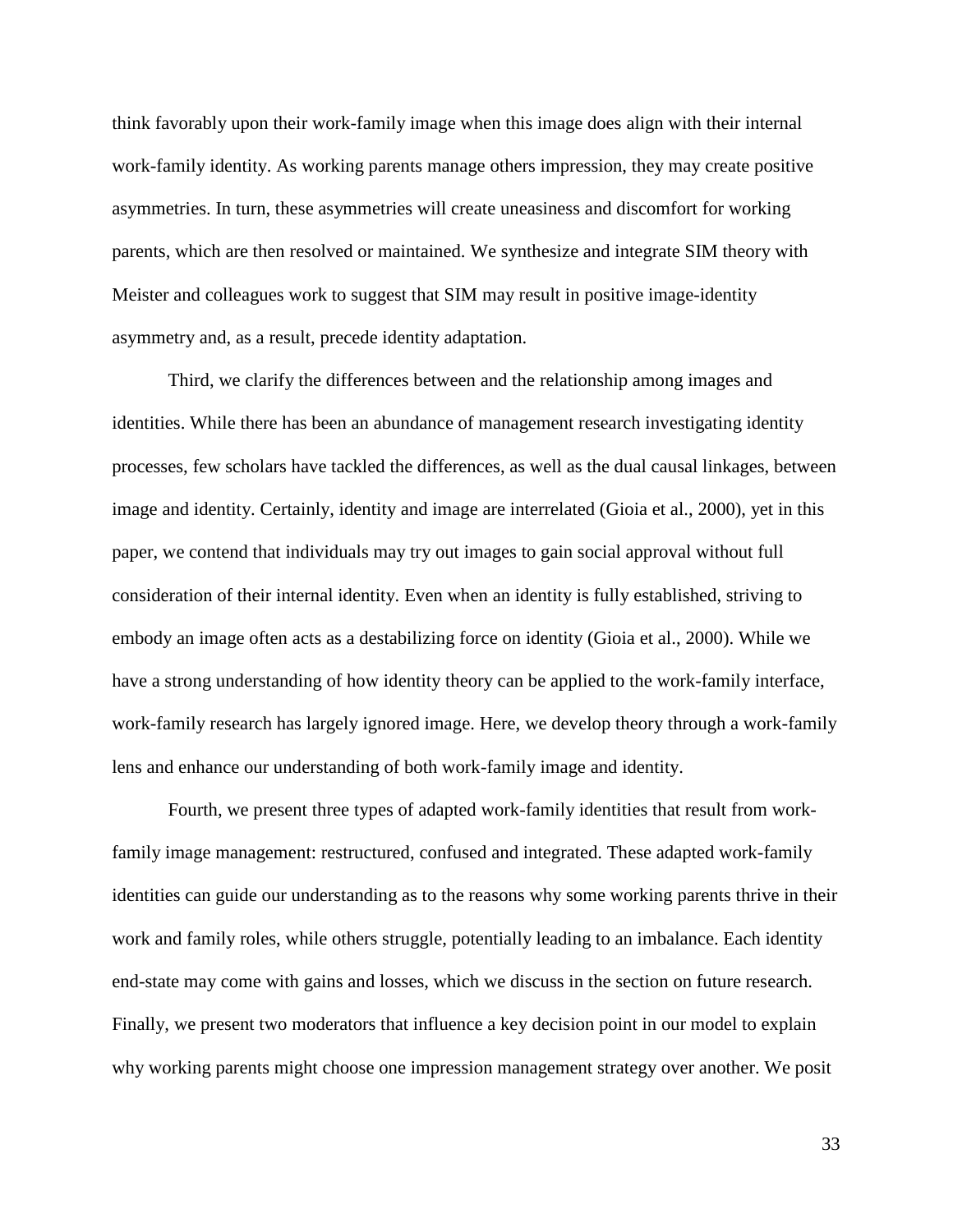think favorably upon their work-family image when this image does align with their internal work-family identity. As working parents manage others impression, they may create positive asymmetries. In turn, these asymmetries will create uneasiness and discomfort for working parents, which are then resolved or maintained. We synthesize and integrate SIM theory with Meister and colleagues work to suggest that SIM may result in positive image-identity asymmetry and, as a result, precede identity adaptation.

Third, we clarify the differences between and the relationship among images and identities. While there has been an abundance of management research investigating identity processes, few scholars have tackled the differences, as well as the dual causal linkages, between image and identity. Certainly, identity and image are interrelated (Gioia et al., 2000), yet in this paper, we contend that individuals may try out images to gain social approval without full consideration of their internal identity. Even when an identity is fully established, striving to embody an image often acts as a destabilizing force on identity (Gioia et al., 2000). While we have a strong understanding of how identity theory can be applied to the work-family interface, work-family research has largely ignored image. Here, we develop theory through a work-family lens and enhance our understanding of both work-family image and identity.

Fourth, we present three types of adapted work-family identities that result from work-family image management: restructured, confused and integrated. These adapted work-family identities can guide our understanding as to the reasons why some working parents thrive in their work and family roles, while others struggle, potentially leading to an imbalance. Each identity end-state may come with gains and losses, which we discuss in the section on future research. Finally, we present two moderators that influence a key decision point in our model to explain why working parents might choose one impression management strategy over another. We posit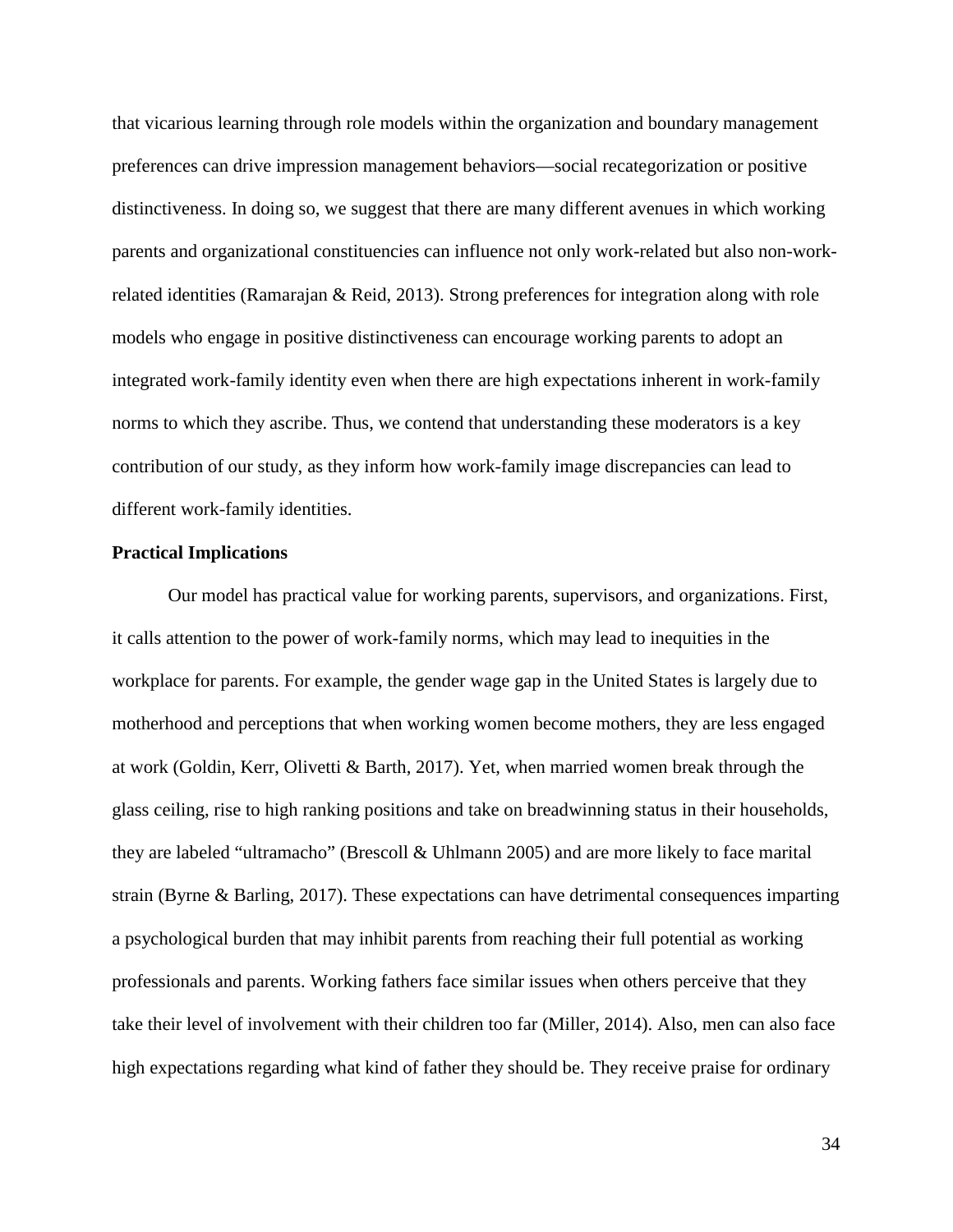that vicarious learning through role models within the organization and boundary management preferences can drive impression management behaviors—social recategorization or positive distinctiveness. In doing so, we suggest that there are many different avenues in which working parents and organizational constituencies can influence not only work-related but also non-work-related identities (Ramarajan & Reid, 2013). Strong preferences for integration along with role models who engage in positive distinctiveness can encourage working parents to adopt an integrated work-family identity even when there are high expectations inherent in work-family norms to which they ascribe. Thus, we contend that understanding these moderators is a key contribution of our study, as they inform how work-family image discrepancies can lead to different work-family identities.

**Practical Implications**

Our model has practical value for working parents, supervisors, and organizations. First, it calls attention to the power of work-family norms, which may lead to inequities in the workplace for parents. For example, the gender wage gap in the United States is largely due to motherhood and perceptions that when working women become mothers, they are less engaged at work (Goldin, Kerr, Olivetti & Barth, 2017). Yet, when married women break through the glass ceiling, rise to high ranking positions and take on breadwinning status in their households, they are labeled "ultramacho" (Brescoll & Uhlmann 2005) and are more likely to face marital strain (Byrne & Barling, 2017). These expectations can have detrimental consequences imparting a psychological burden that may inhibit parents from reaching their full potential as working professionals and parents. Working fathers face similar issues when others perceive that they take their level of involvement with their children too far (Miller, 2014). Also, men can also face high expectations regarding what kind of father they should be. They receive praise for ordinary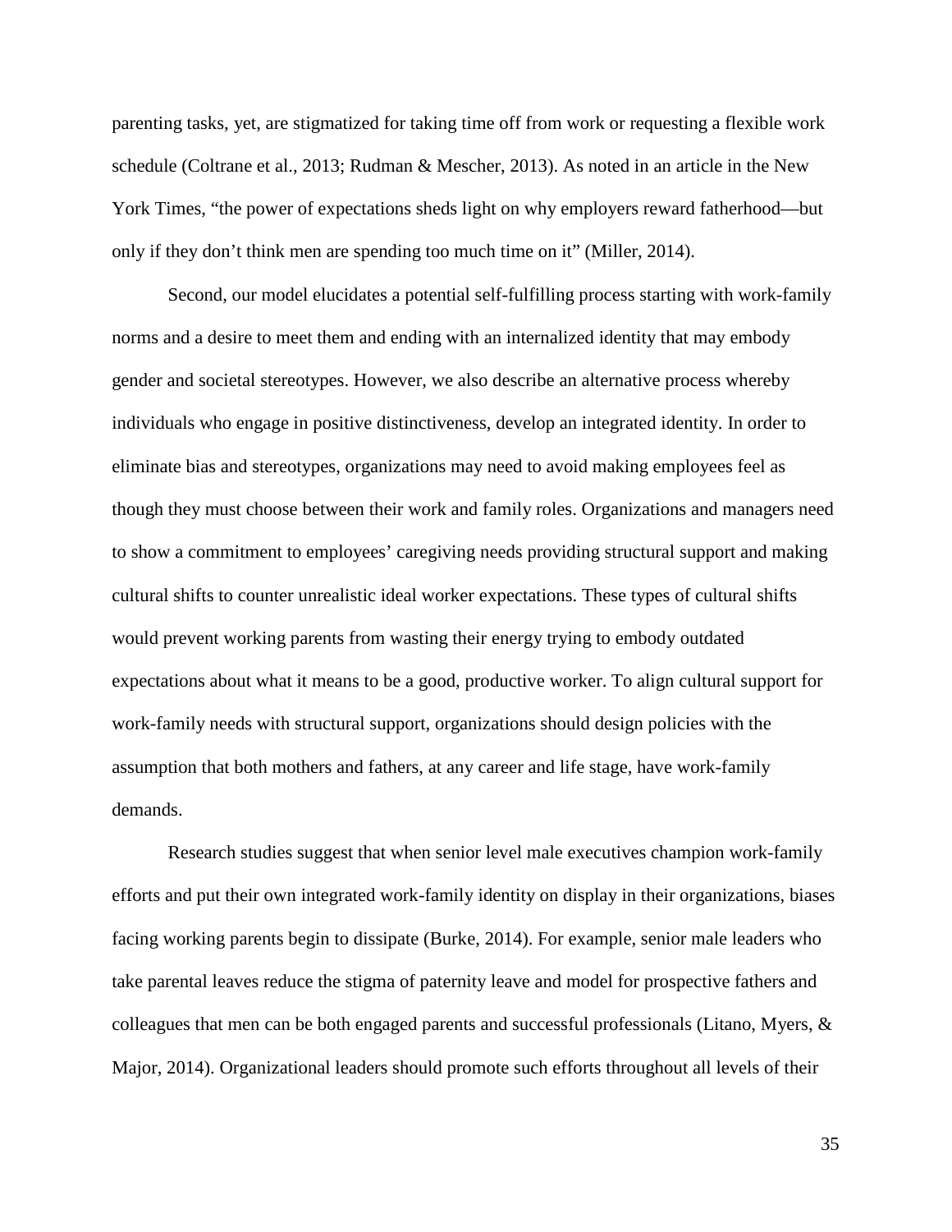parenting tasks, yet, are stigmatized for taking time off from work or requesting a flexible work schedule (Coltrane et al., 2013; Rudman & Mescher, 2013). As noted in an article in the New York Times, "the power of expectations sheds light on why employers reward fatherhood—but only if they don't think men are spending too much time on it" (Miller, 2014).

Second, our model elucidates a potential self-fulfilling process starting with work-family norms and a desire to meet them and ending with an internalized identity that may embody gender and societal stereotypes. However, we also describe an alternative process whereby individuals who engage in positive distinctiveness, develop an integrated identity. In order to eliminate bias and stereotypes, organizations may need to avoid making employees feel as though they must choose between their work and family roles. Organizations and managers need to show a commitment to employees' caregiving needs providing structural support and making cultural shifts to counter unrealistic ideal worker expectations. These types of cultural shifts would prevent working parents from wasting their energy trying to embody outdated expectations about what it means to be a good, productive worker. To align cultural support for work-family needs with structural support, organizations should design policies with the assumption that both mothers and fathers, at any career and life stage, have work-family demands.

Research studies suggest that when senior level male executives champion work-family efforts and put their own integrated work-family identity on display in their organizations, biases facing working parents begin to dissipate (Burke, 2014). For example, senior male leaders who take parental leaves reduce the stigma of paternity leave and model for prospective fathers and colleagues that men can be both engaged parents and successful professionals (Litano, Myers, & Major, 2014). Organizational leaders should promote such efforts throughout all levels of their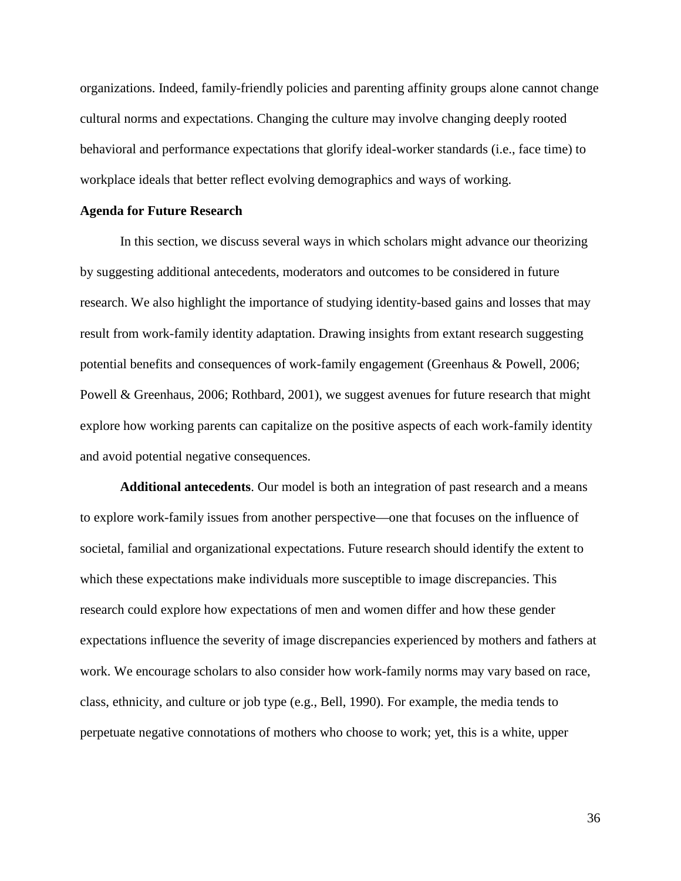organizations. Indeed, family-friendly policies and parenting affinity groups alone cannot change cultural norms and expectations. Changing the culture may involve changing deeply rooted behavioral and performance expectations that glorify ideal-worker standards (i.e., face time) to workplace ideals that better reflect evolving demographics and ways of working.

**Agenda for Future Research**

In this section, we discuss several ways in which scholars might advance our theorizing by suggesting additional antecedents, moderators and outcomes to be considered in future research. We also highlight the importance of studying identity-based gains and losses that may result from work-family identity adaptation. Drawing insights from extant research suggesting potential benefits and consequences of work-family engagement (Greenhaus & Powell, 2006; Powell & Greenhaus, 2006; Rothbard, 2001), we suggest avenues for future research that might explore how working parents can capitalize on the positive aspects of each work-family identity and avoid potential negative consequences.

**Additional antecedents**. Our model is both an integration of past research and a means to explore work-family issues from another perspective—one that focuses on the influence of societal, familial and organizational expectations. Future research should identify the extent to which these expectations make individuals more susceptible to image discrepancies. This research could explore how expectations of men and women differ and how these gender expectations influence the severity of image discrepancies experienced by mothers and fathers at work. We encourage scholars to also consider how work-family norms may vary based on race, class, ethnicity, and culture or job type (e.g., Bell, 1990). For example, the media tends to perpetuate negative connotations of mothers who choose to work; yet, this is a white, upper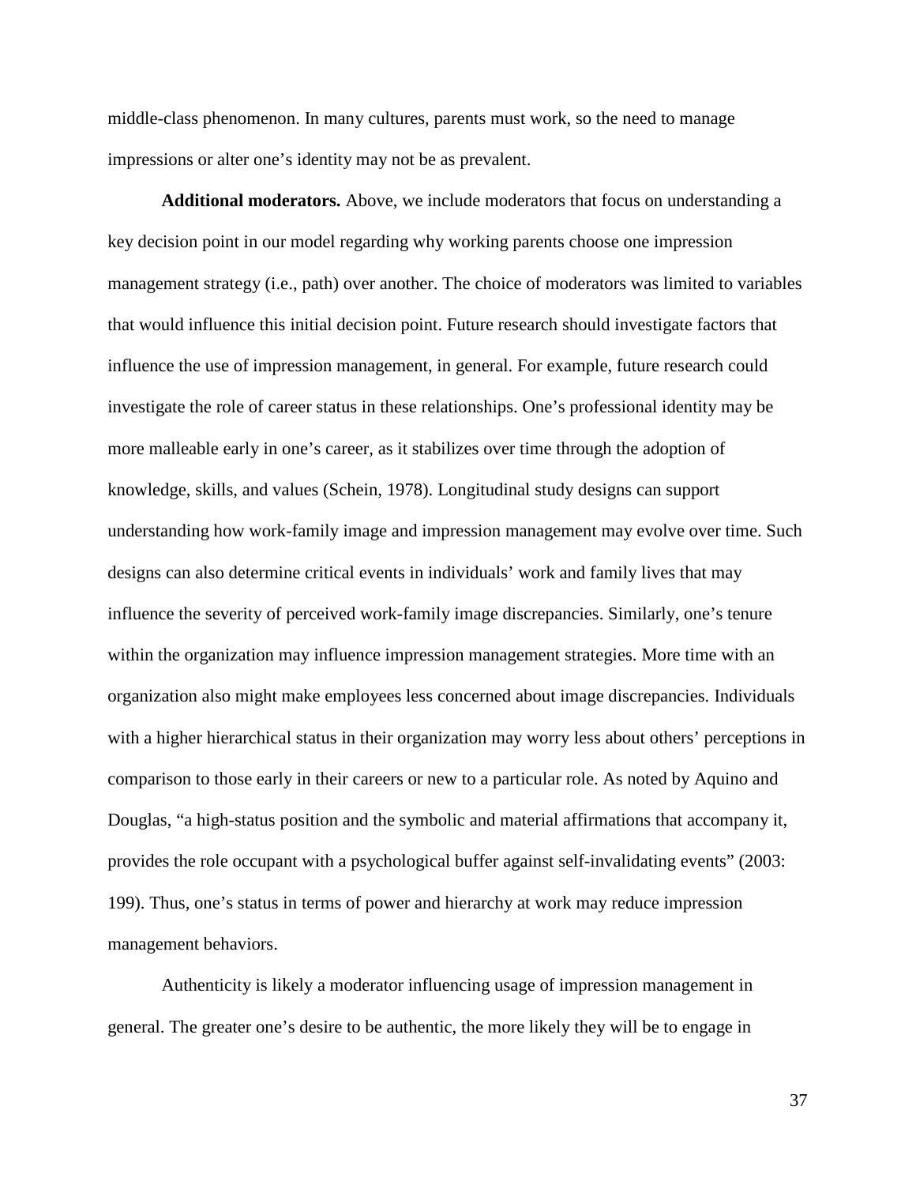middle-class phenomenon. In many cultures, parents must work, so the need to manage impressions or alter one's identity may not be as prevalent.

**Additional moderators.** Above, we include moderators that focus on understanding a key decision point in our model regarding why working parents choose one impression management strategy (i.e., path) over another. The choice of moderators was limited to variables that would influence this initial decision point. Future research should investigate factors that influence the use of impression management, in general. For example, future research could investigate the role of career status in these relationships. One's professional identity may be more malleable early in one's career, as it stabilizes over time through the adoption of knowledge, skills, and values (Schein, 1978). Longitudinal study designs can support understanding how work-family image and impression management may evolve over time. Such designs can also determine critical events in individuals' work and family lives that may influence the severity of perceived work-family image discrepancies. Similarly, one's tenure within the organization may influence impression management strategies. More time with an organization also might make employees less concerned about image discrepancies. Individuals with a higher hierarchical status in their organization may worry less about others' perceptions in comparison to those early in their careers or new to a particular role. As noted by Aquino and Douglas, "a high-status position and the symbolic and material affirmations that accompany it, provides the role occupant with a psychological buffer against self-invalidating events" (2003: 199). Thus, one's status in terms of power and hierarchy at work may reduce impression management behaviors.

Authenticity is likely a moderator influencing usage of impression management in general. The greater one's desire to be authentic, the more likely they will be to engage in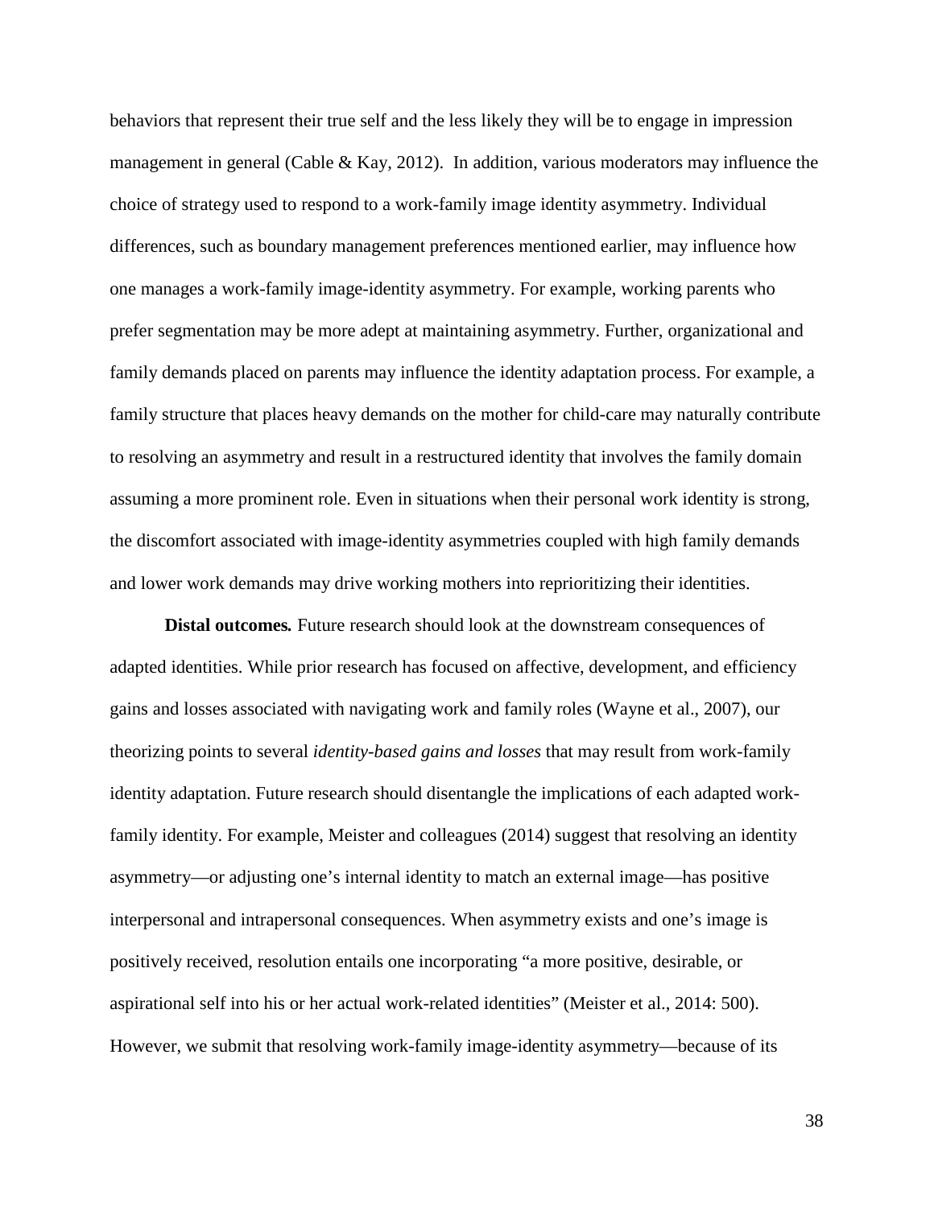behaviors that represent their true self and the less likely they will be to engage in impression management in general (Cable & Kay, 2012). In addition, various moderators may influence the choice of strategy used to respond to a work-family image identity asymmetry. Individual differences, such as boundary management preferences mentioned earlier, may influence how one manages a work-family image-identity asymmetry. For example, working parents who prefer segmentation may be more adept at maintaining asymmetry. Further, organizational and family demands placed on parents may influence the identity adaptation process. For example, a family structure that places heavy demands on the mother for child-care may naturally contribute to resolving an asymmetry and result in a restructured identity that involves the family domain assuming a more prominent role. Even in situations when their personal work identity is strong, the discomfort associated with image-identity asymmetries coupled with high family demands and lower work demands may drive working mothers into reprioritizing their identities.

**Distal outcomes.** Future research should look at the downstream consequences of adapted identities. While prior research has focused on affective, development, and efficiency gains and losses associated with navigating work and family roles (Wayne et al., 2007), our theorizing points to several *identity-based gains and losses* that may result from work-family identity adaptation. Future research should disentangle the implications of each adapted work-family identity. For example, Meister and colleagues (2014) suggest that resolving an identity asymmetry—or adjusting one's internal identity to match an external image—has positive interpersonal and intrapersonal consequences. When asymmetry exists and one's image is positively received, resolution entails one incorporating "a more positive, desirable, or aspirational self into his or her actual work-related identities" (Meister et al., 2014: 500). However, we submit that resolving work-family image-identity asymmetry—because of its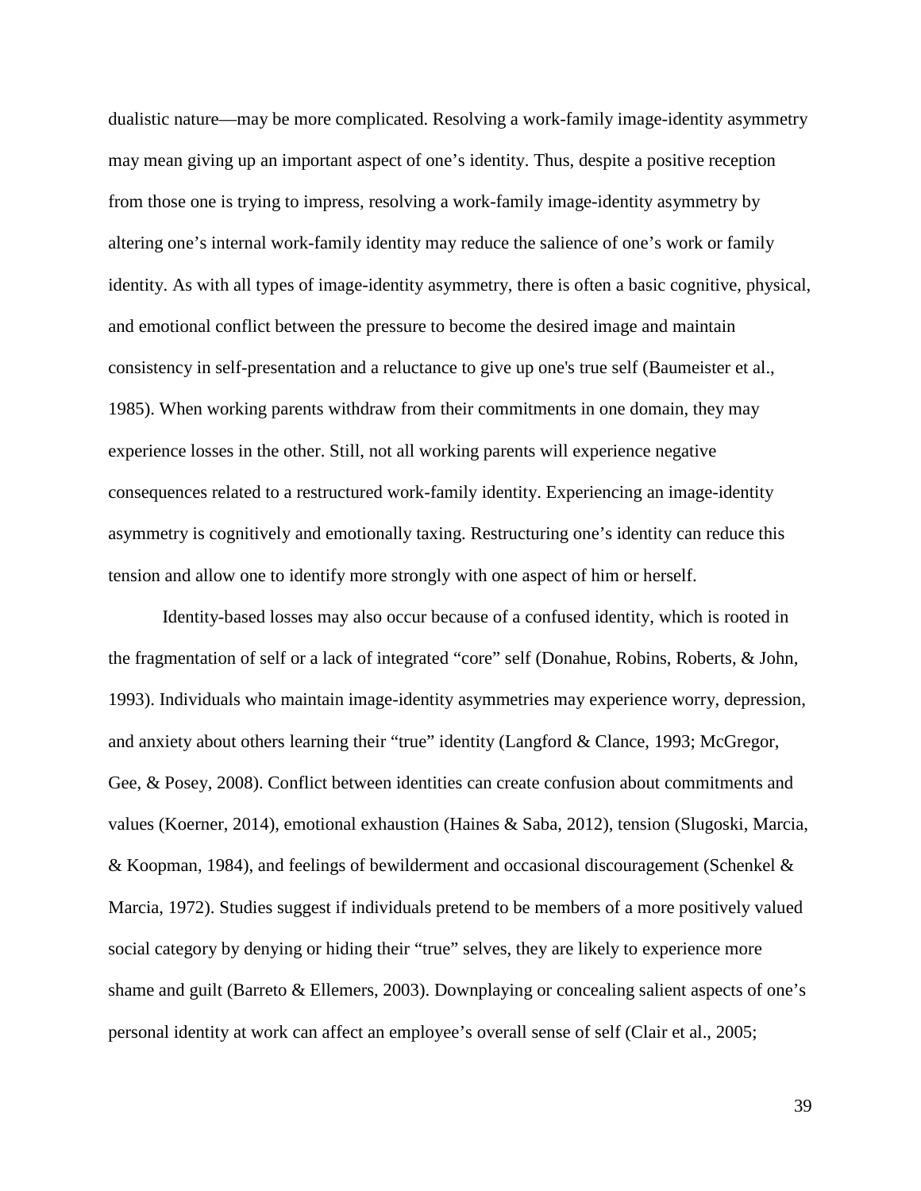dualistic nature—may be more complicated. Resolving a work-family image-identity asymmetry may mean giving up an important aspect of one's identity. Thus, despite a positive reception from those one is trying to impress, resolving a work-family image-identity asymmetry by altering one's internal work-family identity may reduce the salience of one's work or family identity. As with all types of image-identity asymmetry, there is often a basic cognitive, physical, and emotional conflict between the pressure to become the desired image and maintain consistency in self-presentation and a reluctance to give up one's true self (Baumeister et al., 1985). When working parents withdraw from their commitments in one domain, they may experience losses in the other. Still, not all working parents will experience negative consequences related to a restructured work-family identity. Experiencing an image-identity asymmetry is cognitively and emotionally taxing. Restructuring one's identity can reduce this tension and allow one to identify more strongly with one aspect of him or herself.

Identity-based losses may also occur because of a confused identity, which is rooted in the fragmentation of self or a lack of integrated "core" self (Donahue, Robins, Roberts, & John, 1993). Individuals who maintain image-identity asymmetries may experience worry, depression, and anxiety about others learning their "true" identity (Langford & Clance, 1993; McGregor, Gee, & Posey, 2008). Conflict between identities can create confusion about commitments and values (Koerner, 2014), emotional exhaustion (Haines & Saba, 2012), tension (Slugoski, Marcia, & Koopman, 1984), and feelings of bewilderment and occasional discouragement (Schenkel & Marcia, 1972). Studies suggest if individuals pretend to be members of a more positively valued social category by denying or hiding their "true" selves, they are likely to experience more shame and guilt (Barreto & Ellemers, 2003). Downplaying or concealing salient aspects of one's personal identity at work can affect an employee's overall sense of self (Clair et al., 2005;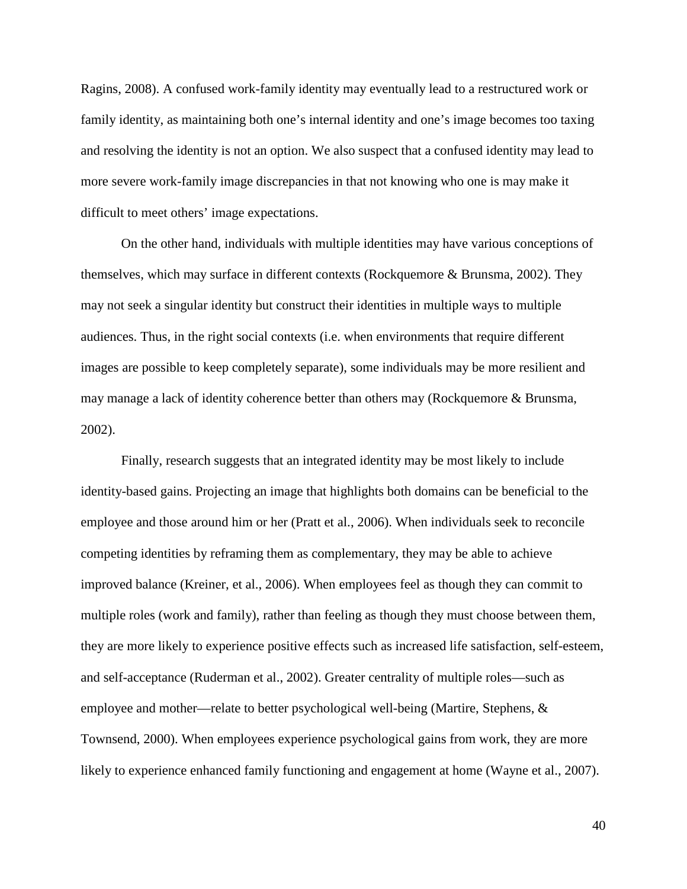Ragins, 2008). A confused work-family identity may eventually lead to a restructured work or family identity, as maintaining both one's internal identity and one's image becomes too taxing and resolving the identity is not an option. We also suspect that a confused identity may lead to more severe work-family image discrepancies in that not knowing who one is may make it difficult to meet others' image expectations.

On the other hand, individuals with multiple identities may have various conceptions of themselves, which may surface in different contexts (Rockquemore & Brunsma, 2002). They may not seek a singular identity but construct their identities in multiple ways to multiple audiences. Thus, in the right social contexts (i.e. when environments that require different images are possible to keep completely separate), some individuals may be more resilient and may manage a lack of identity coherence better than others may (Rockquemore & Brunsma, 2002).

Finally, research suggests that an integrated identity may be most likely to include identity-based gains. Projecting an image that highlights both domains can be beneficial to the employee and those around him or her (Pratt et al., 2006). When individuals seek to reconcile competing identities by reframing them as complementary, they may be able to achieve improved balance (Kreiner, et al., 2006). When employees feel as though they can commit to multiple roles (work and family), rather than feeling as though they must choose between them, they are more likely to experience positive effects such as increased life satisfaction, self-esteem, and self-acceptance (Ruderman et al., 2002). Greater centrality of multiple roles—such as employee and mother—relate to better psychological well-being (Martire, Stephens, & Townsend, 2000). When employees experience psychological gains from work, they are more likely to experience enhanced family functioning and engagement at home (Wayne et al., 2007).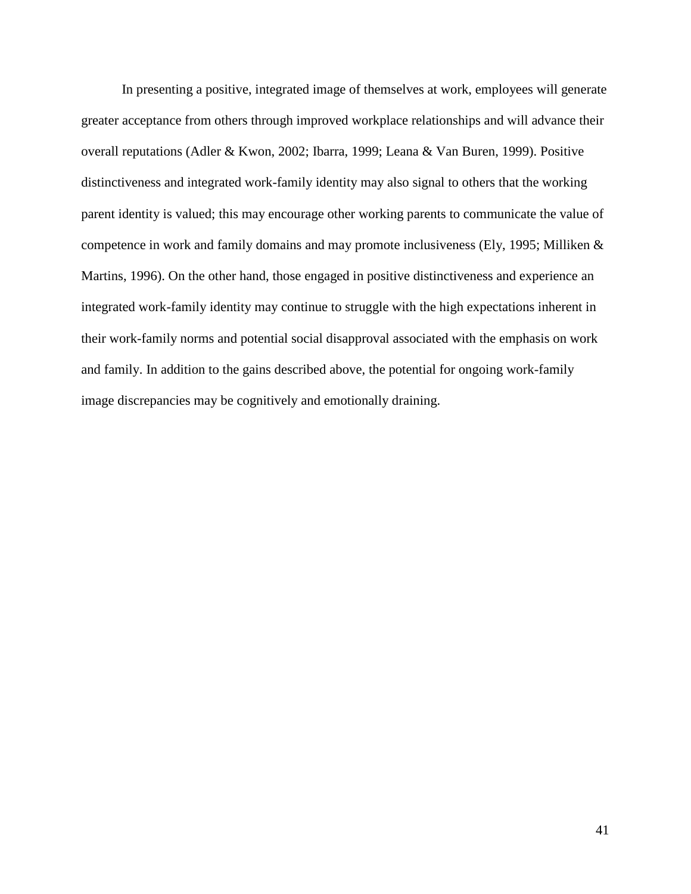In presenting a positive, integrated image of themselves at work, employees will generate greater acceptance from others through improved workplace relationships and will advance their overall reputations (Adler & Kwon, 2002; Ibarra, 1999; Leana & Van Buren, 1999). Positive distinctiveness and integrated work-family identity may also signal to others that the working parent identity is valued; this may encourage other working parents to communicate the value of competence in work and family domains and may promote inclusiveness (Ely, 1995; Milliken & Martins, 1996). On the other hand, those engaged in positive distinctiveness and experience an integrated work-family identity may continue to struggle with the high expectations inherent in their work-family norms and potential social disapproval associated with the emphasis on work and family. In addition to the gains described above, the potential for ongoing work-family image discrepancies may be cognitively and emotionally draining.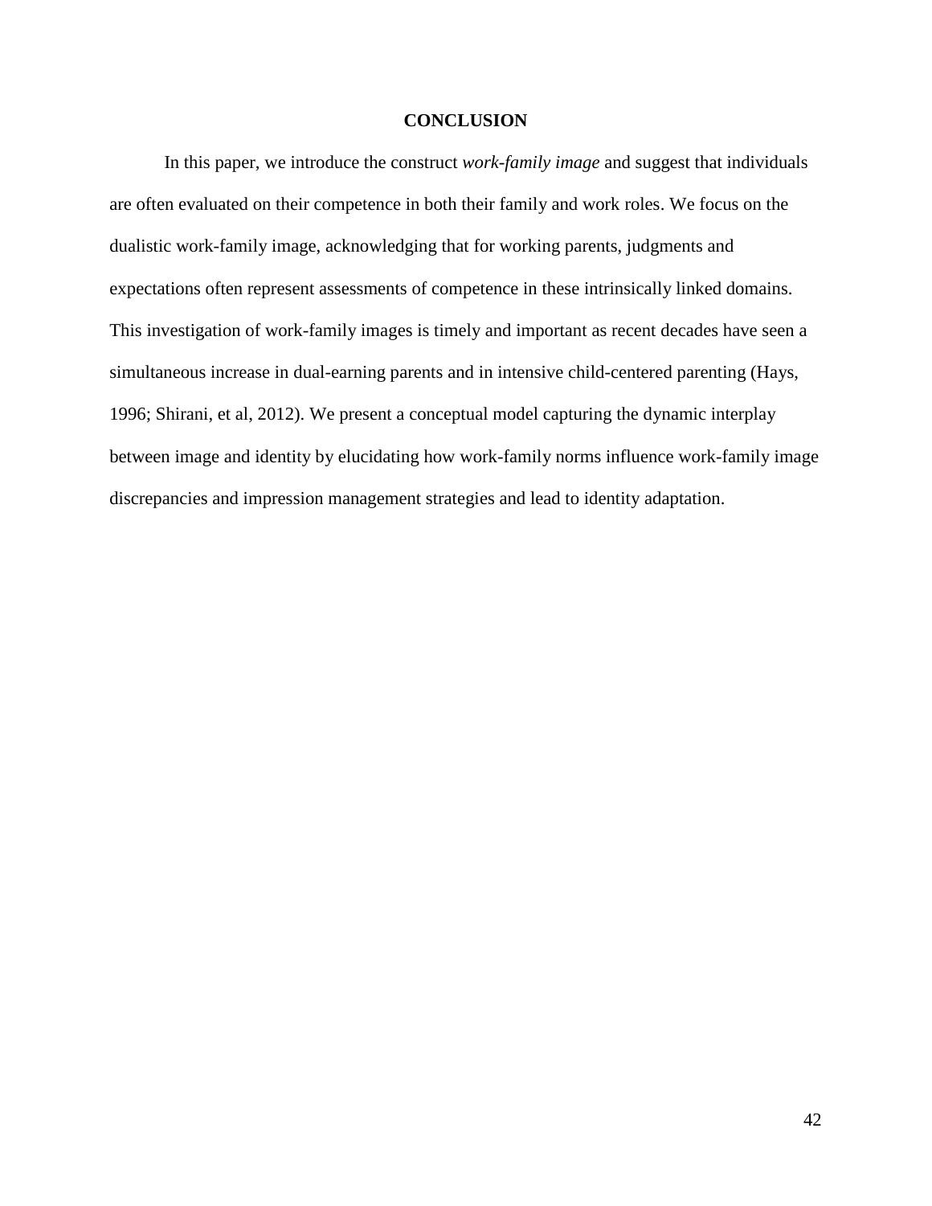# CONCLUSION

In this paper, we introduce the construct *work-family image* and suggest that individuals are often evaluated on their competence in both their family and work roles. We focus on the dualistic work-family image, acknowledging that for working parents, judgments and expectations often represent assessments of competence in these intrinsically linked domains. This investigation of work-family images is timely and important as recent decades have seen a simultaneous increase in dual-earning parents and in intensive child-centered parenting (Hays, 1996; Shirani, et al, 2012). We present a conceptual model capturing the dynamic interplay between image and identity by elucidating how work-family norms influence work-family image discrepancies and impression management strategies and lead to identity adaptation.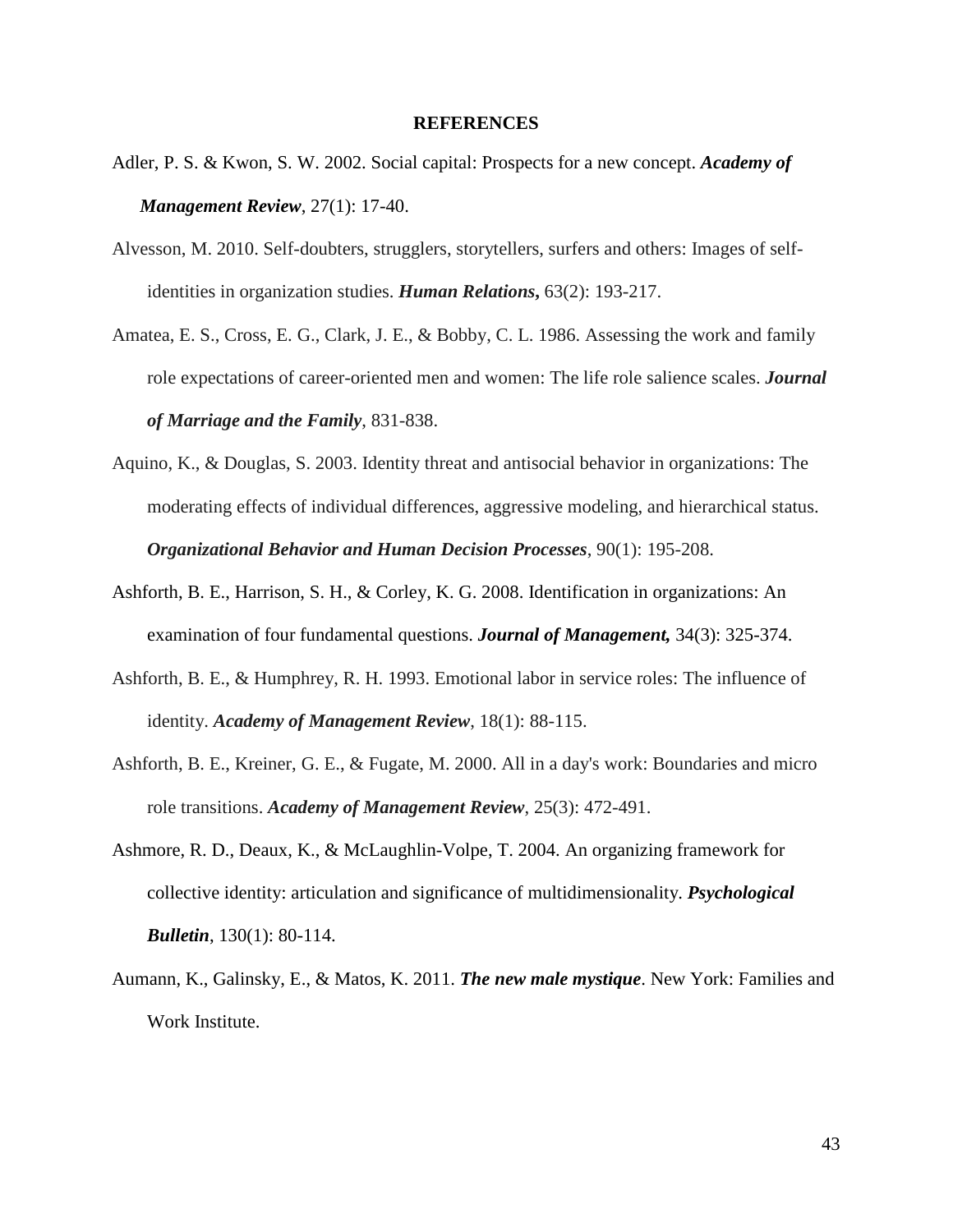# REFERENCES

Adler, P. S. & Kwon, S. W. 2002. Social capital: Prospects for a new concept. ***Academy of Management Review***, 27(1): 17-40.

Alvesson, M. 2010. Self-doubters, strugglers, storytellers, surfers and others: Images of self-identities in organization studies. ***Human Relations*,** 63(2): 193-217.

Amatea, E. S., Cross, E. G., Clark, J. E., & Bobby, C. L. 1986. Assessing the work and family role expectations of career-oriented men and women: The life role salience scales. ***Journal of Marriage and the Family***, 831-838.

Aquino, K., & Douglas, S. 2003. Identity threat and antisocial behavior in organizations: The moderating effects of individual differences, aggressive modeling, and hierarchical status. ***Organizational Behavior and Human Decision Processes***, 90(1): 195-208.

Ashforth, B. E., Harrison, S. H., & Corley, K. G. 2008. Identification in organizations: An examination of four fundamental questions. ***Journal of Management,*** 34(3): 325-374.

Ashforth, B. E., & Humphrey, R. H. 1993. Emotional labor in service roles: The influence of identity. ***Academy of Management Review***, 18(1): 88-115.

Ashforth, B. E., Kreiner, G. E., & Fugate, M. 2000. All in a day's work: Boundaries and micro role transitions. ***Academy of Management Review***, 25(3): 472-491.

Ashmore, R. D., Deaux, K., & McLaughlin-Volpe, T. 2004. An organizing framework for collective identity: articulation and significance of multidimensionality. ***Psychological Bulletin***, 130(1): 80-114.

Aumann, K., Galinsky, E., & Matos, K. 2011. ***The new male mystique***. New York: Families and Work Institute.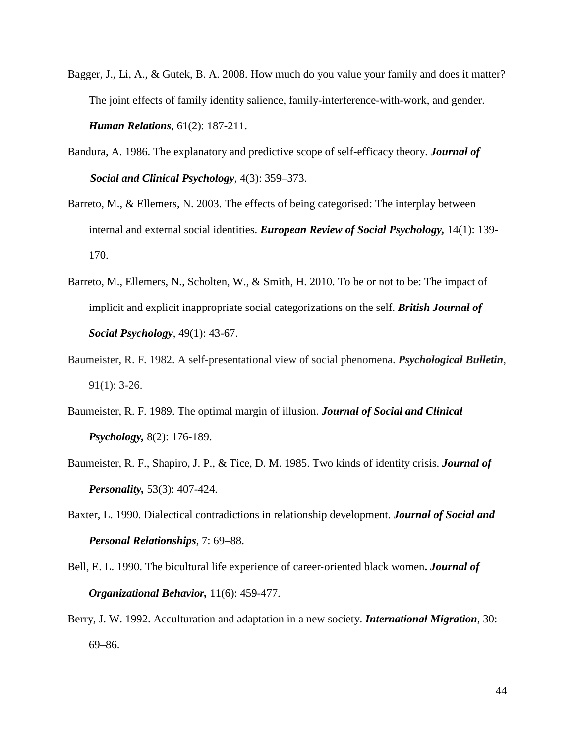Bagger, J., Li, A., & Gutek, B. A. 2008. How much do you value your family and does it matter? The joint effects of family identity salience, family-interference-with-work, and gender. ***Human Relations***, 61(2): 187-211.

Bandura, A. 1986. The explanatory and predictive scope of self-efficacy theory. ***Journal of Social and Clinical Psychology***, 4(3): 359–373.

Barreto, M., & Ellemers, N. 2003. The effects of being categorised: The interplay between internal and external social identities. ***European Review of Social Psychology,*** 14(1): 139-170.

Barreto, M., Ellemers, N., Scholten, W., & Smith, H. 2010. To be or not to be: The impact of implicit and explicit inappropriate social categorizations on the self. ***British Journal of Social Psychology***, 49(1): 43-67.

Baumeister, R. F. 1982. A self-presentational view of social phenomena. ***Psychological Bulletin***, 91(1): 3-26.

Baumeister, R. F. 1989. The optimal margin of illusion. ***Journal of Social and Clinical Psychology,*** 8(2): 176-189.

Baumeister, R. F., Shapiro, J. P., & Tice, D. M. 1985. Two kinds of identity crisis. ***Journal of Personality,*** 53(3): 407-424.

Baxter, L. 1990. Dialectical contradictions in relationship development. ***Journal of Social and Personal Relationships***, 7: 69–88.

Bell, E. L. 1990. The bicultural life experience of career-oriented black women**.** ***Journal of Organizational Behavior,*** 11(6): 459-477.

Berry, J. W. 1992. Acculturation and adaptation in a new society. ***International Migration***, 30: 69–86.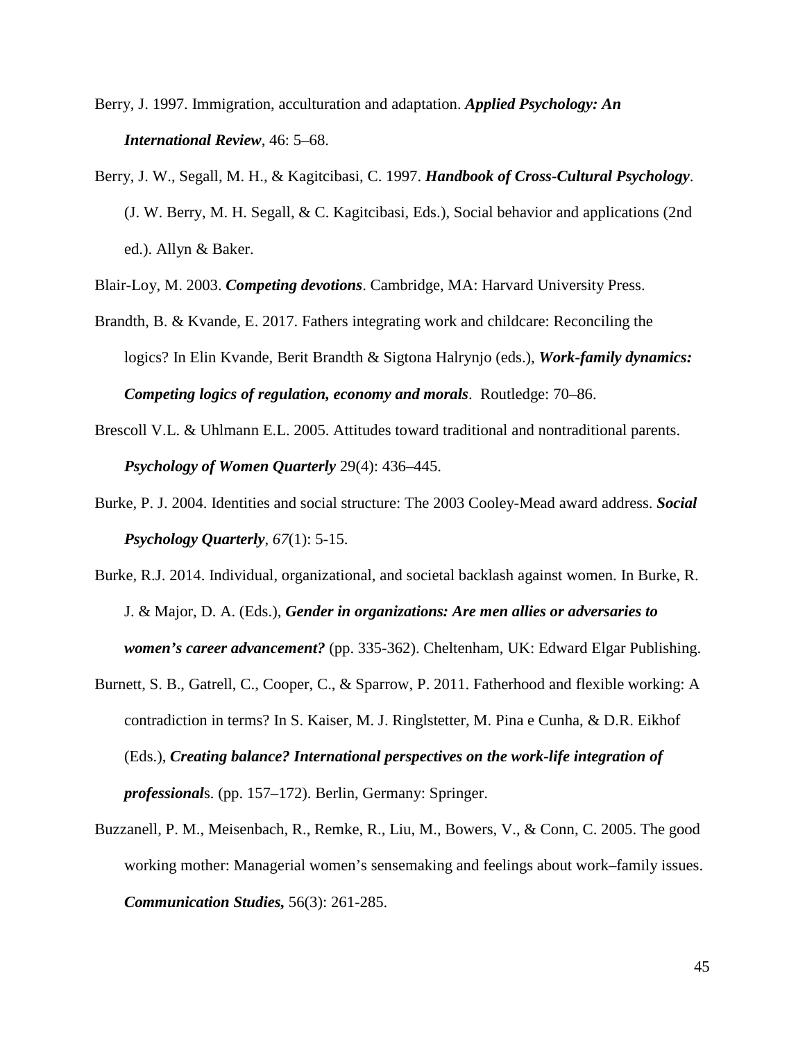Berry, J. 1997. Immigration, acculturation and adaptation. ***Applied Psychology: An International Review***, 46: 5–68.

Berry, J. W., Segall, M. H., & Kagitcibasi, C. 1997. ***Handbook of Cross-Cultural Psychology***. (J. W. Berry, M. H. Segall, & C. Kagitcibasi, Eds.), Social behavior and applications (2nd ed.). Allyn & Baker.

Blair-Loy, M. 2003. ***Competing devotions***. Cambridge, MA: Harvard University Press.

Brandth, B. & Kvande, E. 2017. Fathers integrating work and childcare: Reconciling the logics? In Elin Kvande, Berit Brandth & Sigtona Halrynjo (eds.), ***Work-family dynamics: Competing logics of regulation, economy and morals***. Routledge: 70–86.

Brescoll V.L. & Uhlmann E.L. 2005. Attitudes toward traditional and nontraditional parents. ***Psychology of Women Quarterly*** 29(4): 436–445.

Burke, P. J. 2004. Identities and social structure: The 2003 Cooley-Mead award address. ***Social Psychology Quarterly***, *67*(1): 5-15.

Burke, R.J. 2014. Individual, organizational, and societal backlash against women. In Burke, R. J. & Major, D. A. (Eds.), ***Gender in organizations: Are men allies or adversaries to women's career advancement?*** (pp. 335-362). Cheltenham, UK: Edward Elgar Publishing.

Burnett, S. B., Gatrell, C., Cooper, C., & Sparrow, P. 2011. Fatherhood and flexible working: A contradiction in terms? In S. Kaiser, M. J. Ringlstetter, M. Pina e Cunha, & D.R. Eikhof (Eds.), ***Creating balance? International perspectives on the work-life integration of professional***s. (pp. 157–172). Berlin, Germany: Springer.

Buzzanell, P. M., Meisenbach, R., Remke, R., Liu, M., Bowers, V., & Conn, C. 2005. The good working mother: Managerial women's sensemaking and feelings about work–family issues. ***Communication Studies,*** 56(3): 261-285.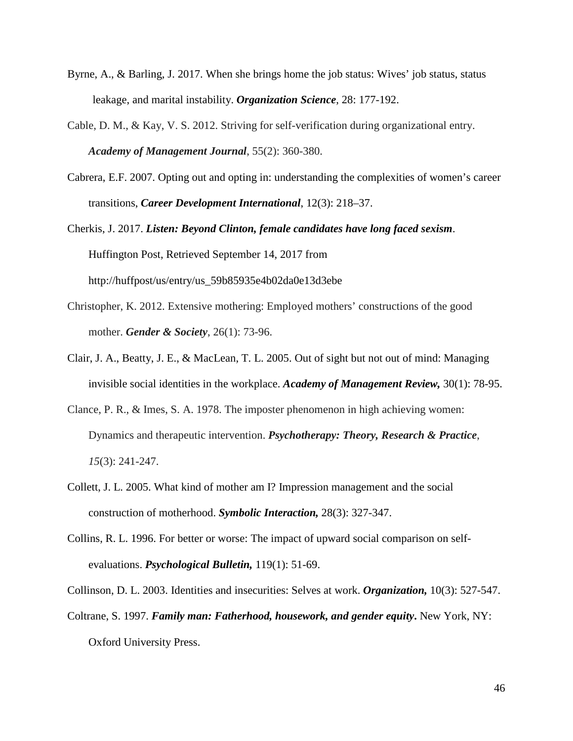Byrne, A., & Barling, J. 2017. When she brings home the job status: Wives' job status, status leakage, and marital instability. ***Organization Science***, 28: 177-192.

Cable, D. M., & Kay, V. S. 2012. Striving for self-verification during organizational entry. ***Academy of Management Journal***, 55(2): 360-380.

Cabrera, E.F. 2007. Opting out and opting in: understanding the complexities of women's career transitions, ***Career Development International***, 12(3): 218–37.

Cherkis, J. 2017. ***Listen: Beyond Clinton, female candidates have long faced sexism***. Huffington Post, Retrieved September 14, 2017 from http://huffpost/us/entry/us_59b85935e4b02da0e13d3ebe

Christopher, K. 2012. Extensive mothering: Employed mothers' constructions of the good mother. ***Gender & Society***, 26(1): 73-96.

Clair, J. A., Beatty, J. E., & MacLean, T. L. 2005. Out of sight but not out of mind: Managing invisible social identities in the workplace. ***Academy of Management Review,*** 30(1): 78-95.

Clance, P. R., & Imes, S. A. 1978. The imposter phenomenon in high achieving women: Dynamics and therapeutic intervention. ***Psychotherapy: Theory, Research & Practice***, *15*(3): 241-247.

Collett, J. L. 2005. What kind of mother am I? Impression management and the social construction of motherhood. ***Symbolic Interaction,*** 28(3): 327-347.

Collins, R. L. 1996. For better or worse: The impact of upward social comparison on self-evaluations. ***Psychological Bulletin,*** 119(1): 51-69.

Collinson, D. L. 2003. Identities and insecurities: Selves at work. ***Organization,*** 10(3): 527-547.

Coltrane, S. 1997. ***Family man: Fatherhood, housework, and gender equity*****.** New York, NY: Oxford University Press.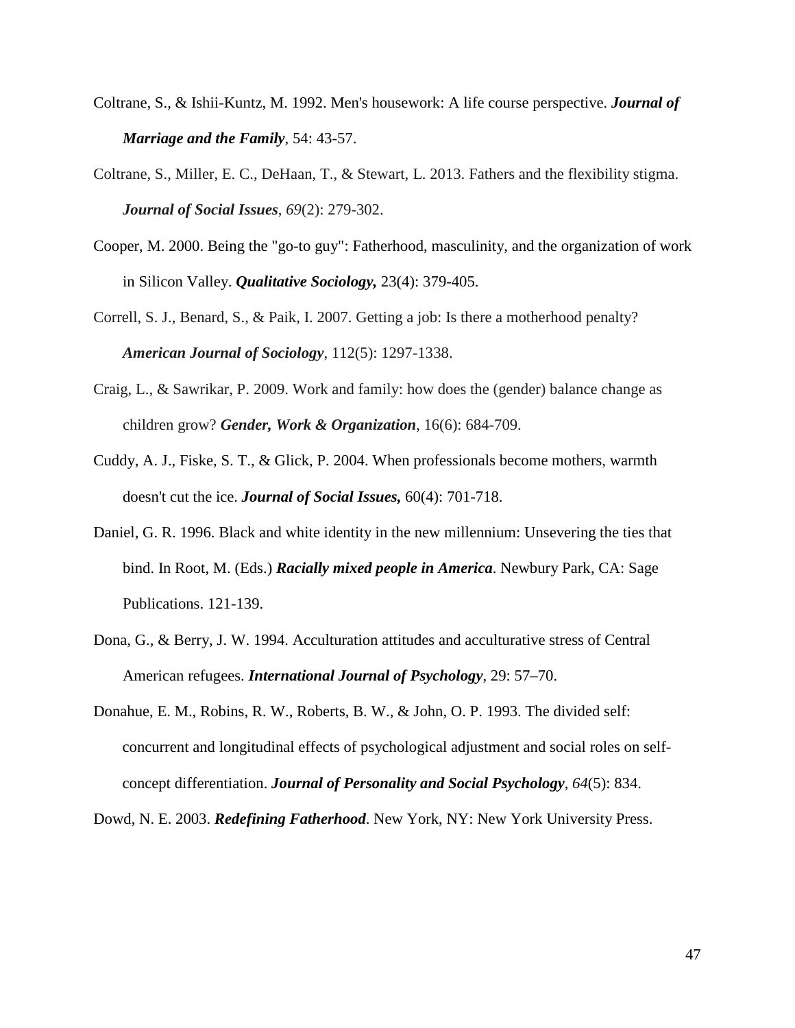Coltrane, S., & Ishii-Kuntz, M. 1992. Men's housework: A life course perspective. ***Journal of Marriage and the Family***, 54: 43-57.

Coltrane, S., Miller, E. C., DeHaan, T., & Stewart, L. 2013. Fathers and the flexibility stigma. ***Journal of Social Issues***, *69*(2): 279-302.

Cooper, M. 2000. Being the "go-to guy": Fatherhood, masculinity, and the organization of work in Silicon Valley. ***Qualitative Sociology,*** 23(4): 379-405.

Correll, S. J., Benard, S., & Paik, I. 2007. Getting a job: Is there a motherhood penalty? ***American Journal of Sociology***, 112(5): 1297-1338.

Craig, L., & Sawrikar, P. 2009. Work and family: how does the (gender) balance change as children grow? ***Gender, Work & Organization***, 16(6): 684-709.

Cuddy, A. J., Fiske, S. T., & Glick, P. 2004. When professionals become mothers, warmth doesn't cut the ice. ***Journal of Social Issues,*** 60(4): 701-718.

Daniel, G. R. 1996. Black and white identity in the new millennium: Unsevering the ties that bind. In Root, M. (Eds.) ***Racially mixed people in America***. Newbury Park, CA: Sage Publications. 121-139.

Dona, G., & Berry, J. W. 1994. Acculturation attitudes and acculturative stress of Central American refugees. ***International Journal of Psychology***, 29: 57–70.

Donahue, E. M., Robins, R. W., Roberts, B. W., & John, O. P. 1993. The divided self: concurrent and longitudinal effects of psychological adjustment and social roles on self-concept differentiation. ***Journal of Personality and Social Psychology***, *64*(5): 834.

Dowd, N. E. 2003. ***Redefining Fatherhood***. New York, NY: New York University Press.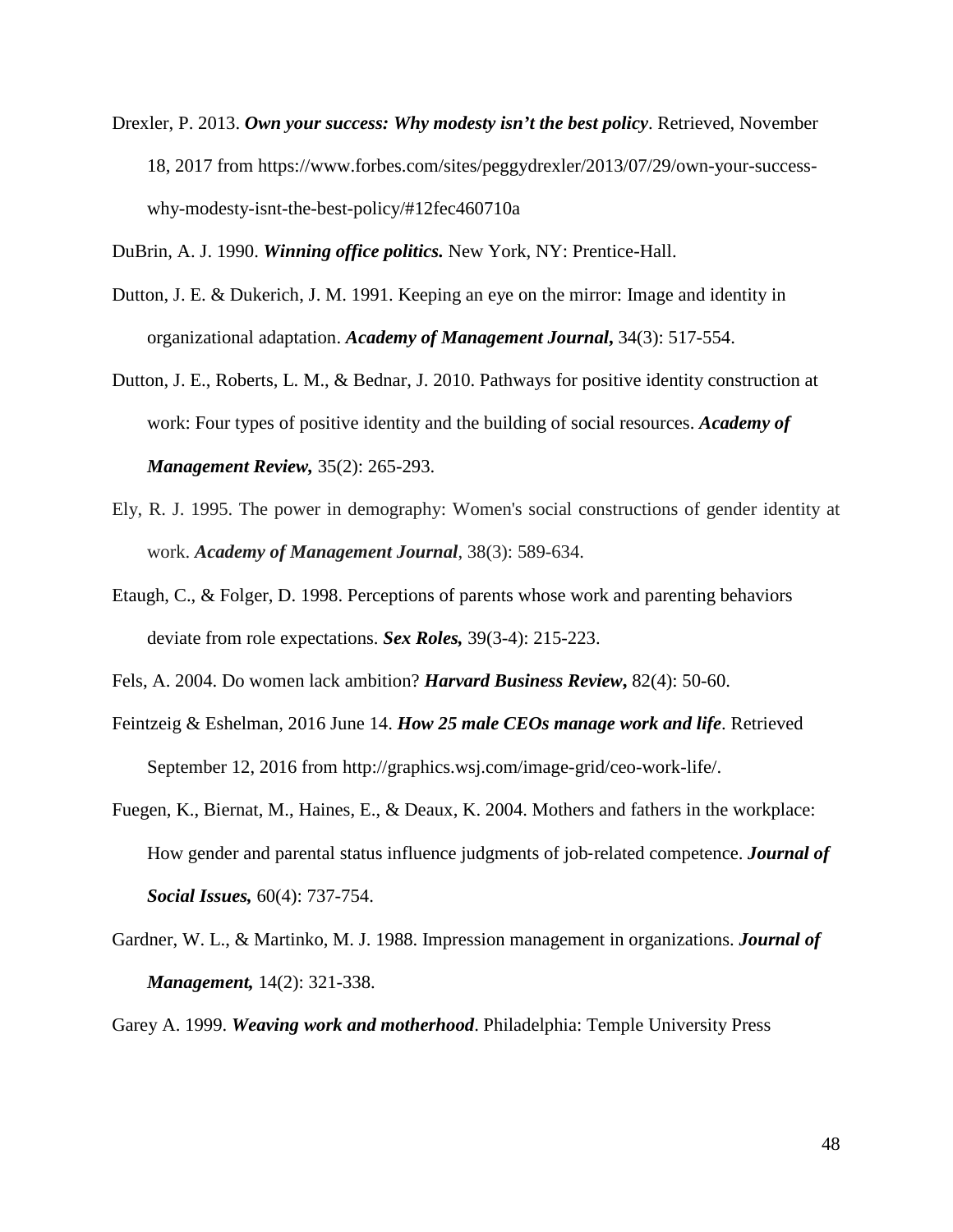Drexler, P. 2013. ***Own your success: Why modesty isn't the best policy***. Retrieved, November 18, 2017 from https://www.forbes.com/sites/peggydrexler/2013/07/29/own-your-success-why-modesty-isnt-the-best-policy/#12fec460710a

DuBrin, A. J. 1990. ***Winning office politics.*** New York, NY: Prentice-Hall.

Dutton, J. E. & Dukerich, J. M. 1991. Keeping an eye on the mirror: Image and identity in organizational adaptation. ***Academy of Management Journal*,** 34(3): 517-554.

Dutton, J. E., Roberts, L. M., & Bednar, J. 2010. Pathways for positive identity construction at work: Four types of positive identity and the building of social resources. ***Academy of Management Review,*** 35(2): 265-293.

Ely, R. J. 1995. The power in demography: Women's social constructions of gender identity at work. ***Academy of Management Journal***, 38(3): 589-634.

Etaugh, C., & Folger, D. 1998. Perceptions of parents whose work and parenting behaviors deviate from role expectations. ***Sex Roles,*** 39(3-4): 215-223.

Fels, A. 2004. Do women lack ambition? ***Harvard Business Review*,** 82(4): 50-60.

Feintzeig & Eshelman, 2016 June 14. ***How 25 male CEOs manage work and life***. Retrieved September 12, 2016 from http://graphics.wsj.com/image-grid/ceo-work-life/.

Fuegen, K., Biernat, M., Haines, E., & Deaux, K. 2004. Mothers and fathers in the workplace: How gender and parental status influence judgments of job-related competence. ***Journal of Social Issues,*** 60(4): 737-754.

Gardner, W. L., & Martinko, M. J. 1988. Impression management in organizations. ***Journal of Management,*** 14(2): 321-338.

Garey A. 1999. ***Weaving work and motherhood***. Philadelphia: Temple University Press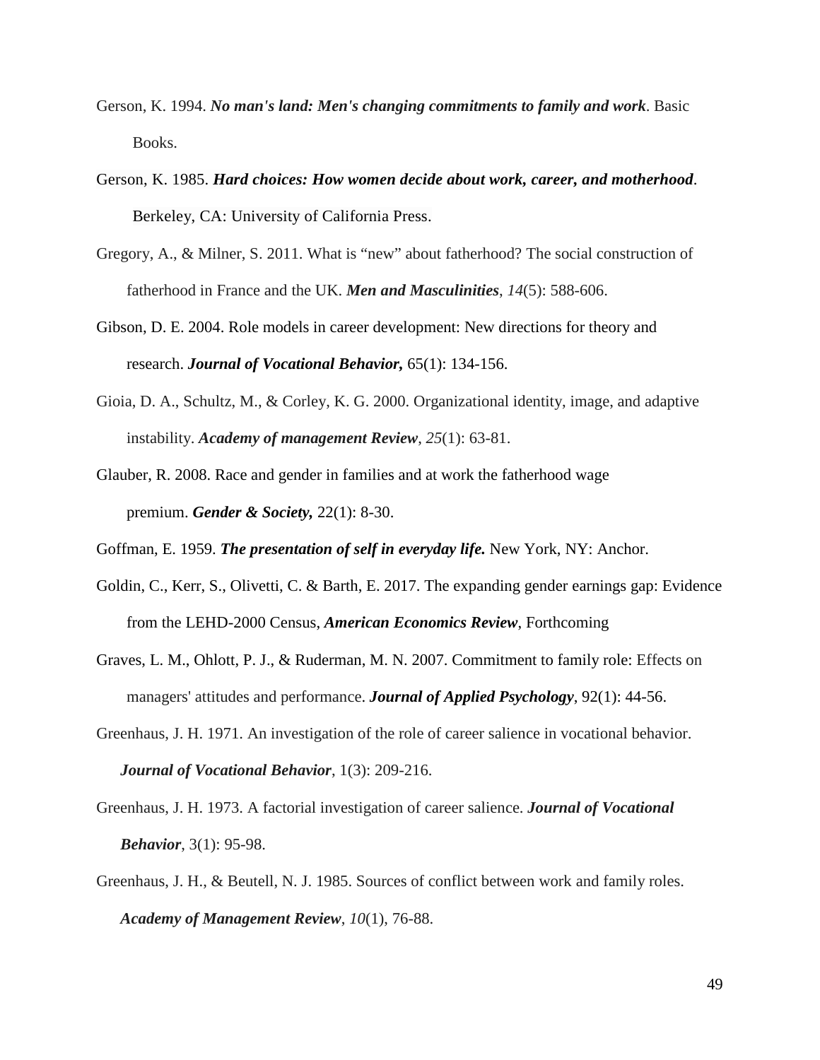Gerson, K. 1994. ***No man's land: Men's changing commitments to family and work***. Basic Books.

Gerson, K. 1985. ***Hard choices: How women decide about work, career, and motherhood***. Berkeley, CA: University of California Press.

Gregory, A., & Milner, S. 2011. What is "new" about fatherhood? The social construction of fatherhood in France and the UK. ***Men and Masculinities***, *14*(5): 588-606.

Gibson, D. E. 2004. Role models in career development: New directions for theory and research. ***Journal of Vocational Behavior,*** 65(1): 134-156.

Gioia, D. A., Schultz, M., & Corley, K. G. 2000. Organizational identity, image, and adaptive instability. ***Academy of management Review***, *25*(1): 63-81.

Glauber, R. 2008. Race and gender in families and at work the fatherhood wage premium. ***Gender & Society,*** 22(1): 8-30.

Goffman, E. 1959. ***The presentation of self in everyday life.*** New York, NY: Anchor.

Goldin, C., Kerr, S., Olivetti, C. & Barth, E. 2017. The expanding gender earnings gap: Evidence from the LEHD-2000 Census, ***American Economics Review***, Forthcoming

Graves, L. M., Ohlott, P. J., & Ruderman, M. N. 2007. Commitment to family role: Effects on managers' attitudes and performance. ***Journal of Applied Psychology***, 92(1): 44-56.

Greenhaus, J. H. 1971. An investigation of the role of career salience in vocational behavior. ***Journal of Vocational Behavior***, 1(3): 209-216.

Greenhaus, J. H. 1973. A factorial investigation of career salience. ***Journal of Vocational Behavior***, 3(1): 95-98.

Greenhaus, J. H., & Beutell, N. J. 1985. Sources of conflict between work and family roles. ***Academy of Management Review***, *10*(1), 76-88.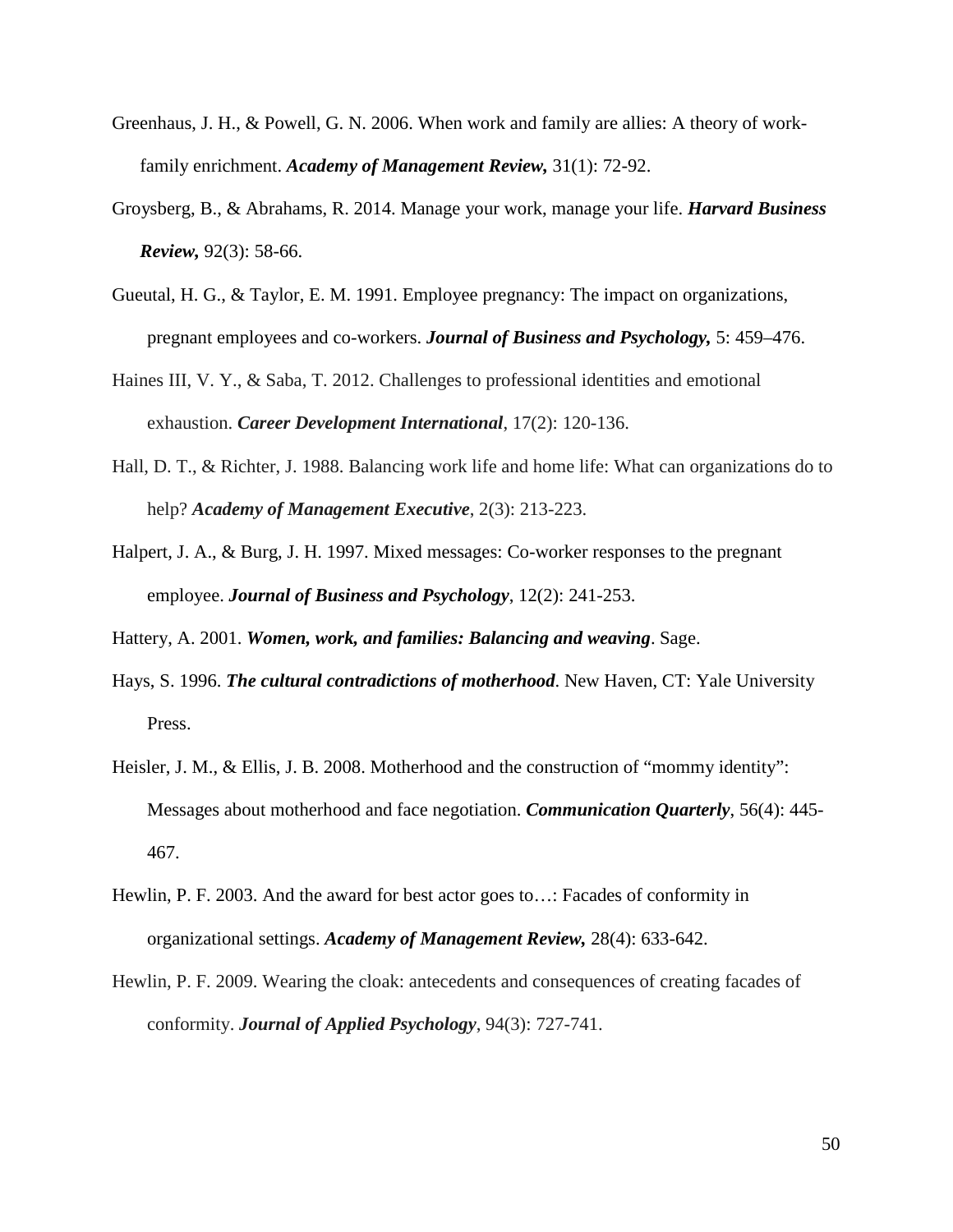Greenhaus, J. H., & Powell, G. N. 2006. When work and family are allies: A theory of work-family enrichment. ***Academy of Management Review,*** 31(1): 72-92.

Groysberg, B., & Abrahams, R. 2014. Manage your work, manage your life. ***Harvard Business Review,*** 92(3): 58-66.

Gueutal, H. G., & Taylor, E. M. 1991. Employee pregnancy: The impact on organizations, pregnant employees and co-workers. ***Journal of Business and Psychology,*** 5: 459–476.

Haines III, V. Y., & Saba, T. 2012. Challenges to professional identities and emotional exhaustion. ***Career Development International***, 17(2): 120-136.

Hall, D. T., & Richter, J. 1988. Balancing work life and home life: What can organizations do to help? ***Academy of Management Executive***, 2(3): 213-223.

Halpert, J. A., & Burg, J. H. 1997. Mixed messages: Co-worker responses to the pregnant employee. ***Journal of Business and Psychology***, 12(2): 241-253.

Hattery, A. 2001. ***Women, work, and families: Balancing and weaving***. Sage.

Hays, S. 1996. ***The cultural contradictions of motherhood***. New Haven, CT: Yale University Press.

Heisler, J. M., & Ellis, J. B. 2008. Motherhood and the construction of "mommy identity": Messages about motherhood and face negotiation. ***Communication Quarterly***, 56(4): 445-467.

Hewlin, P. F. 2003. And the award for best actor goes to…: Facades of conformity in organizational settings. ***Academy of Management Review,*** 28(4): 633-642.

Hewlin, P. F. 2009. Wearing the cloak: antecedents and consequences of creating facades of conformity. ***Journal of Applied Psychology***, 94(3): 727-741.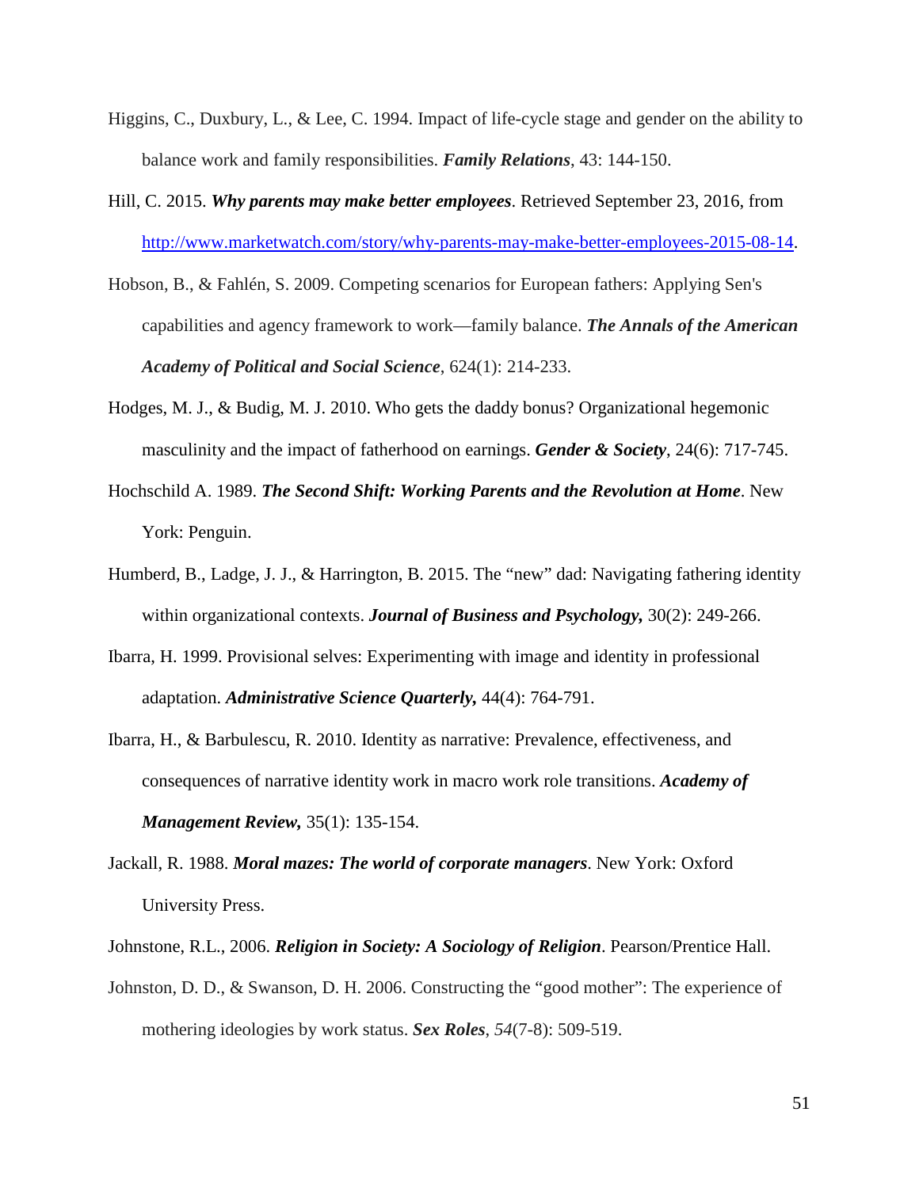Higgins, C., Duxbury, L., & Lee, C. 1994. Impact of life-cycle stage and gender on the ability to balance work and family responsibilities. ***Family Relations***, 43: 144-150.

Hill, C. 2015. ***Why parents may make better employees***. Retrieved September 23, 2016, from http://www.marketwatch.com/story/why-parents-may-make-better-employees-2015-08-14.

Hobson, B., & Fahlén, S. 2009. Competing scenarios for European fathers: Applying Sen's capabilities and agency framework to work—family balance. ***The Annals of the American Academy of Political and Social Science***, 624(1): 214-233.

Hodges, M. J., & Budig, M. J. 2010. Who gets the daddy bonus? Organizational hegemonic masculinity and the impact of fatherhood on earnings. ***Gender & Society***, 24(6): 717-745.

Hochschild A. 1989. ***The Second Shift: Working Parents and the Revolution at Home***. New York: Penguin.

Humberd, B., Ladge, J. J., & Harrington, B. 2015. The "new" dad: Navigating fathering identity within organizational contexts. ***Journal of Business and Psychology,*** 30(2): 249-266.

Ibarra, H. 1999. Provisional selves: Experimenting with image and identity in professional adaptation. ***Administrative Science Quarterly,*** 44(4): 764-791.

Ibarra, H., & Barbulescu, R. 2010. Identity as narrative: Prevalence, effectiveness, and consequences of narrative identity work in macro work role transitions. ***Academy of Management Review,*** 35(1): 135-154.

Jackall, R. 1988. ***Moral mazes: The world of corporate managers***. New York: Oxford University Press.

Johnstone, R.L., 2006. ***Religion in Society: A Sociology of Religion***. Pearson/Prentice Hall.

Johnston, D. D., & Swanson, D. H. 2006. Constructing the "good mother": The experience of mothering ideologies by work status. ***Sex Roles***, *54*(7-8): 509-519.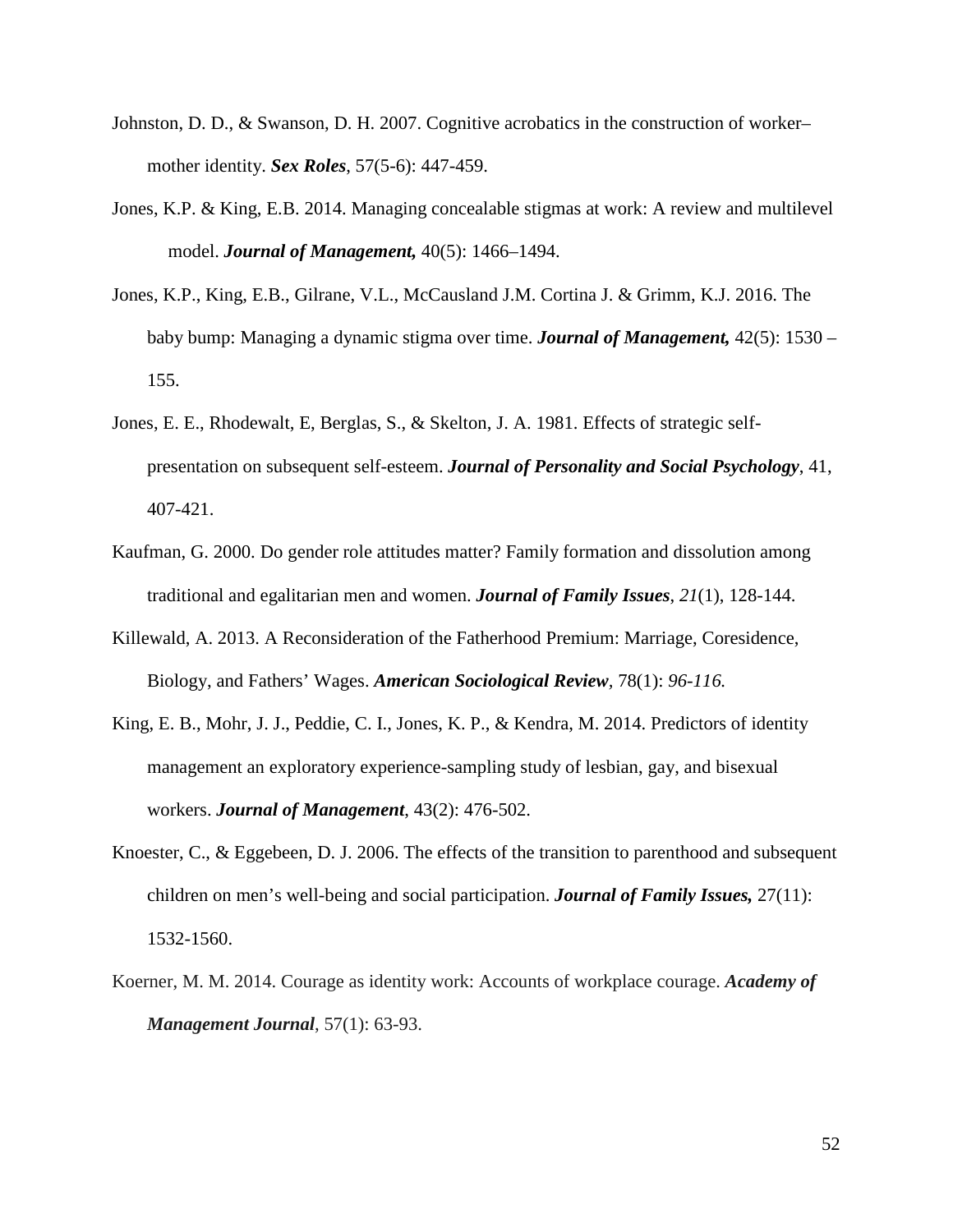Johnston, D. D., & Swanson, D. H. 2007. Cognitive acrobatics in the construction of worker–mother identity. ***Sex Roles***, 57(5-6): 447-459.

Jones, K.P. & King, E.B. 2014. Managing concealable stigmas at work: A review and multilevel model. ***Journal of Management,*** 40(5): 1466–1494.

Jones, K.P., King, E.B., Gilrane, V.L., McCausland J.M. Cortina J. & Grimm, K.J. 2016. The baby bump: Managing a dynamic stigma over time. ***Journal of Management,*** 42(5): 1530 – 155.

Jones, E. E., Rhodewalt, E, Berglas, S., & Skelton, J. A. 1981. Effects of strategic self-presentation on subsequent self-esteem. ***Journal of Personality and Social Psychology***, 41, 407-421.

Kaufman, G. 2000. Do gender role attitudes matter? Family formation and dissolution among traditional and egalitarian men and women. ***Journal of Family Issues***, *21*(1), 128-144.

Killewald, A. 2013. A Reconsideration of the Fatherhood Premium: Marriage, Coresidence, Biology, and Fathers' Wages. ***American Sociological Review****,* 78(1): *96-116.*

King, E. B., Mohr, J. J., Peddie, C. I., Jones, K. P., & Kendra, M. 2014. Predictors of identity management an exploratory experience-sampling study of lesbian, gay, and bisexual workers. ***Journal of Management***, 43(2): 476-502.

Knoester, C., & Eggebeen, D. J. 2006. The effects of the transition to parenthood and subsequent children on men's well-being and social participation. ***Journal of Family Issues,*** 27(11): 1532-1560.

Koerner, M. M. 2014. Courage as identity work: Accounts of workplace courage. ***Academy of Management Journal***, 57(1): 63-93.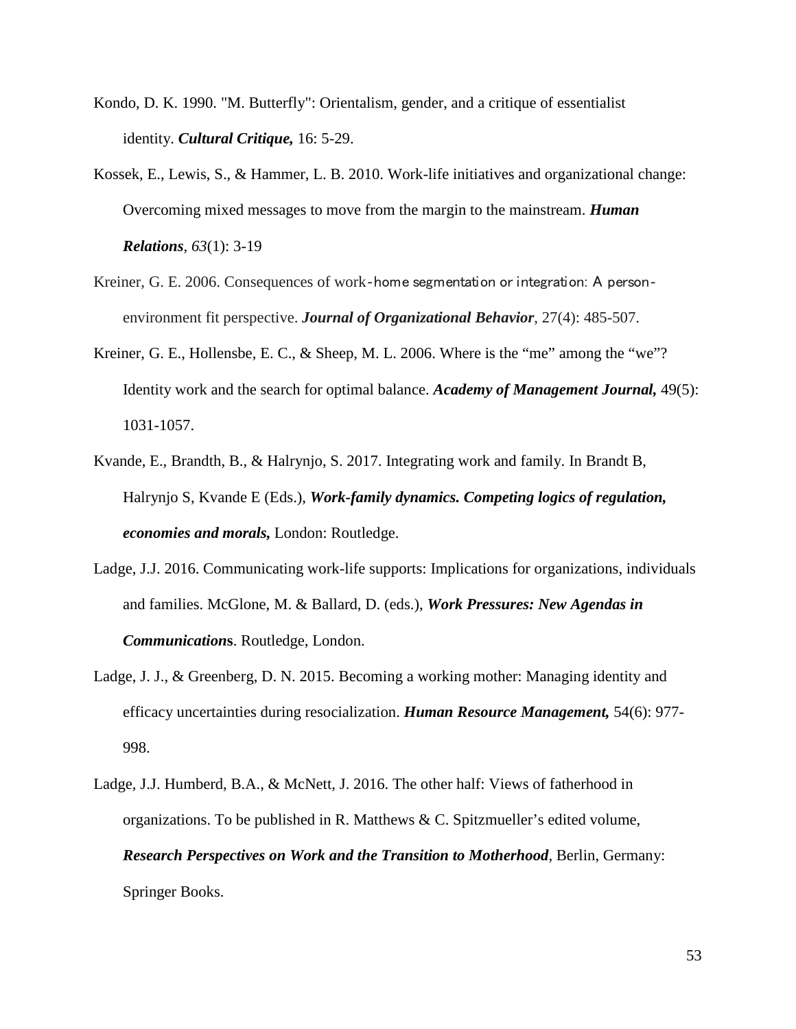Kondo, D. K. 1990. "M. Butterfly": Orientalism, gender, and a critique of essentialist identity. ***Cultural Critique,*** 16: 5-29.

Kossek, E., Lewis, S., & Hammer, L. B. 2010. Work-life initiatives and organizational change: Overcoming mixed messages to move from the margin to the mainstream. ***Human Relations***, *63*(1): 3-19

Kreiner, G. E. 2006. Consequences of work-home segmentation or integration: A person-environment fit perspective. ***Journal of Organizational Behavior***, 27(4): 485-507.

Kreiner, G. E., Hollensbe, E. C., & Sheep, M. L. 2006. Where is the "me" among the "we"? Identity work and the search for optimal balance. ***Academy of Management Journal,*** 49(5): 1031-1057.

Kvande, E., Brandth, B., & Halrynjo, S. 2017. Integrating work and family. In Brandt B, Halrynjo S, Kvande E (Eds.), ***Work-family dynamics. Competing logics of regulation, economies and morals,*** London: Routledge.

Ladge, J.J. 2016. Communicating work-life supports: Implications for organizations, individuals and families. McGlone, M. & Ballard, D. (eds.), ***Work Pressures: New Agendas in Communications***. Routledge, London.

Ladge, J. J., & Greenberg, D. N. 2015. Becoming a working mother: Managing identity and efficacy uncertainties during resocialization. ***Human Resource Management,*** 54(6): 977-998.

Ladge, J.J. Humberd, B.A., & McNett, J. 2016. The other half: Views of fatherhood in organizations. To be published in R. Matthews & C. Spitzmueller's edited volume, ***Research Perspectives on Work and the Transition to Motherhood***, Berlin, Germany: Springer Books.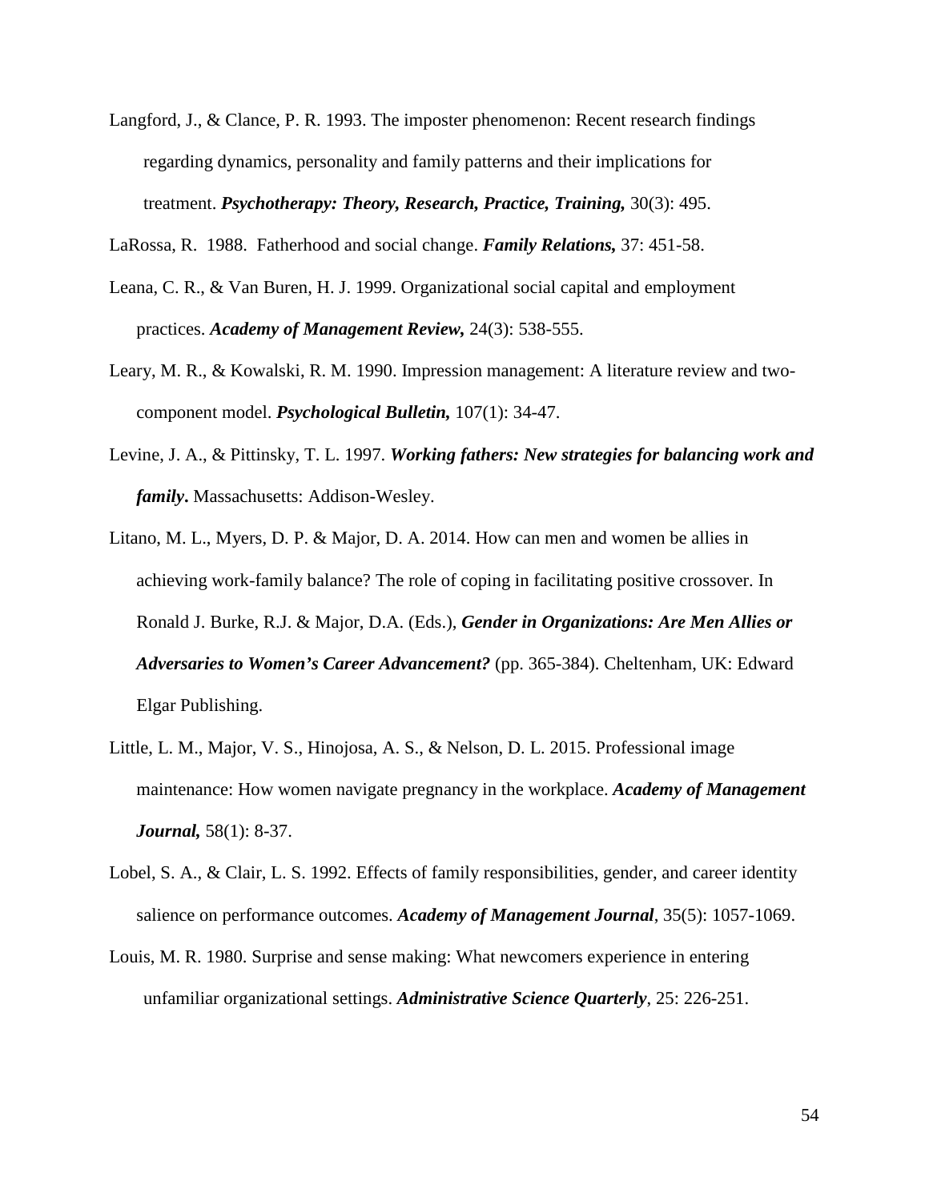Langford, J., & Clance, P. R. 1993. The imposter phenomenon: Recent research findings regarding dynamics, personality and family patterns and their implications for treatment. ***Psychotherapy: Theory, Research, Practice, Training,*** 30(3): 495.

LaRossa, R. 1988. Fatherhood and social change. ***Family Relations,*** 37: 451-58.

Leana, C. R., & Van Buren, H. J. 1999. Organizational social capital and employment practices. ***Academy of Management Review,*** 24(3): 538-555.

Leary, M. R., & Kowalski, R. M. 1990. Impression management: A literature review and two-component model. ***Psychological Bulletin,*** 107(1): 34-47.

Levine, J. A., & Pittinsky, T. L. 1997. ***Working fathers: New strategies for balancing work and family*****.** Massachusetts: Addison-Wesley.

Litano, M. L., Myers, D. P. & Major, D. A. 2014. How can men and women be allies in achieving work-family balance? The role of coping in facilitating positive crossover. In Ronald J. Burke, R.J. & Major, D.A. (Eds.), ***Gender in Organizations: Are Men Allies or Adversaries to Women's Career Advancement?*** (pp. 365-384). Cheltenham, UK: Edward Elgar Publishing.

Little, L. M., Major, V. S., Hinojosa, A. S., & Nelson, D. L. 2015. Professional image maintenance: How women navigate pregnancy in the workplace. ***Academy of Management Journal,*** 58(1): 8-37.

Lobel, S. A., & Clair, L. S. 1992. Effects of family responsibilities, gender, and career identity salience on performance outcomes. ***Academy of Management Journal***, 35(5): 1057-1069.

Louis, M. R. 1980. Surprise and sense making: What newcomers experience in entering unfamiliar organizational settings. ***Administrative Science Quarterly***, 25: 226-251.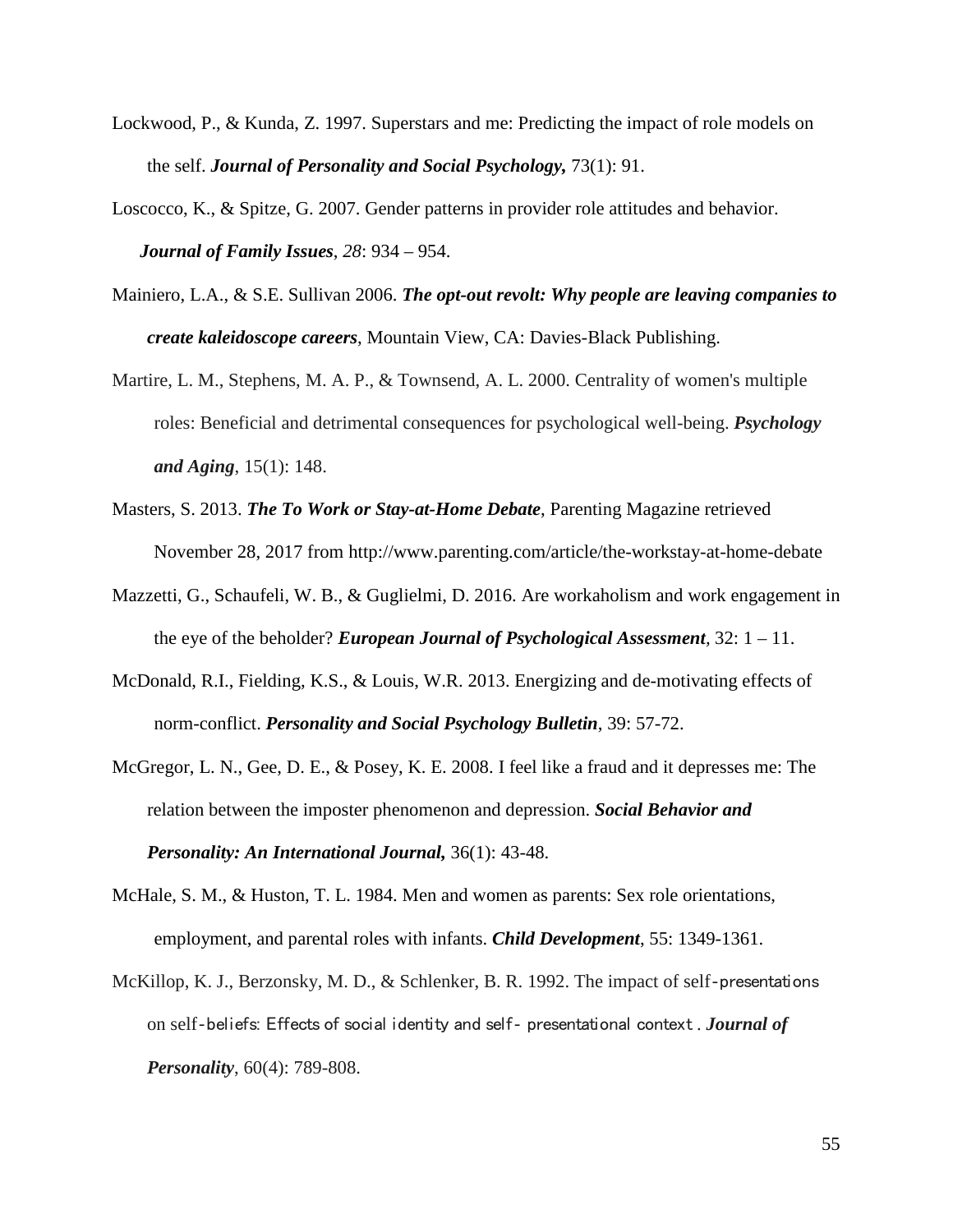Lockwood, P., & Kunda, Z. 1997. Superstars and me: Predicting the impact of role models on the self. ***Journal of Personality and Social Psychology,*** 73(1): 91.

Loscocco, K., & Spitze, G. 2007. Gender patterns in provider role attitudes and behavior. ***Journal of Family Issues***, *28*: 934 – 954.

Mainiero, L.A., & S.E. Sullivan 2006. ***The opt-out revolt: Why people are leaving companies to create kaleidoscope careers***, Mountain View, CA: Davies-Black Publishing.

Martire, L. M., Stephens, M. A. P., & Townsend, A. L. 2000. Centrality of women's multiple roles: Beneficial and detrimental consequences for psychological well-being. ***Psychology and Aging***, 15(1): 148.

Masters, S. 2013. ***The To Work or Stay-at-Home Debate***, Parenting Magazine retrieved November 28, 2017 from http://www.parenting.com/article/the-workstay-at-home-debate

Mazzetti, G., Schaufeli, W. B., & Guglielmi, D. 2016. Are workaholism and work engagement in the eye of the beholder? ***European Journal of Psychological Assessment***, 32: 1 – 11.

McDonald, R.I., Fielding, K.S., & Louis, W.R. 2013. Energizing and de-motivating effects of norm-conflict. ***Personality and Social Psychology Bulletin***, 39: 57-72.

McGregor, L. N., Gee, D. E., & Posey, K. E. 2008. I feel like a fraud and it depresses me: The relation between the imposter phenomenon and depression. ***Social Behavior and Personality: An International Journal,*** 36(1): 43-48.

McHale, S. M., & Huston, T. L. 1984. Men and women as parents: Sex role orientations, employment, and parental roles with infants. ***Child Development***, 55: 1349-1361.

McKillop, K. J., Berzonsky, M. D., & Schlenker, B. R. 1992. The impact of self-presentations on self-beliefs: Effects of social identity and self- presentational context . ***Journal of Personality***, 60(4): 789-808.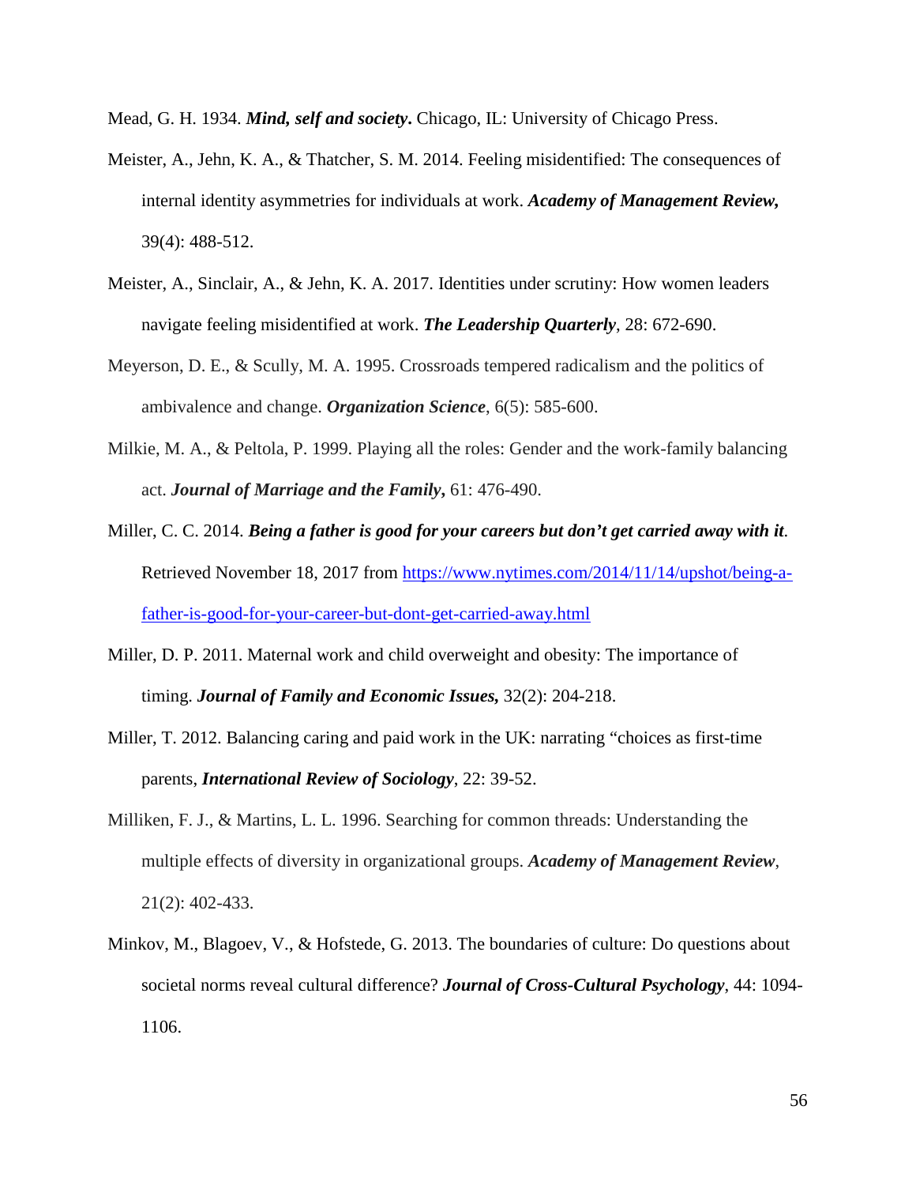Mead, G. H. 1934. ***Mind, self and society*.** Chicago, IL: University of Chicago Press.

Meister, A., Jehn, K. A., & Thatcher, S. M. 2014. Feeling misidentified: The consequences of internal identity asymmetries for individuals at work. ***Academy of Management Review,*** 39(4): 488-512.

Meister, A., Sinclair, A., & Jehn, K. A. 2017. Identities under scrutiny: How women leaders navigate feeling misidentified at work. ***The Leadership Quarterly***, 28: 672-690.

Meyerson, D. E., & Scully, M. A. 1995. Crossroads tempered radicalism and the politics of ambivalence and change. ***Organization Science***, 6(5): 585-600.

Milkie, M. A., & Peltola, P. 1999. Playing all the roles: Gender and the work-family balancing act. ***Journal of Marriage and the Family,*** 61: 476-490.

Miller, C. C. 2014. ***Being a father is good for your careers but don't get carried away with it***. Retrieved November 18, 2017 from [https://www.nytimes.com/2014/11/14/upshot/being-a-father-is-good-for-your-career-but-dont-get-carried-away.html](https://www.nytimes.com/2014/11/14/upshot/being-a-father-is-good-for-your-career-but-dont-get-carried-away.html)

Miller, D. P. 2011. Maternal work and child overweight and obesity: The importance of timing. ***Journal of Family and Economic Issues,*** 32(2): 204-218.

Miller, T. 2012. Balancing caring and paid work in the UK: narrating "choices as first-time parents, ***International Review of Sociology***, 22: 39-52.

Milliken, F. J., & Martins, L. L. 1996. Searching for common threads: Understanding the multiple effects of diversity in organizational groups. ***Academy of Management Review***, 21(2): 402-433.

Minkov, M., Blagoev, V., & Hofstede, G. 2013. The boundaries of culture: Do questions about societal norms reveal cultural difference? ***Journal of Cross-Cultural Psychology***, 44: 1094-1106.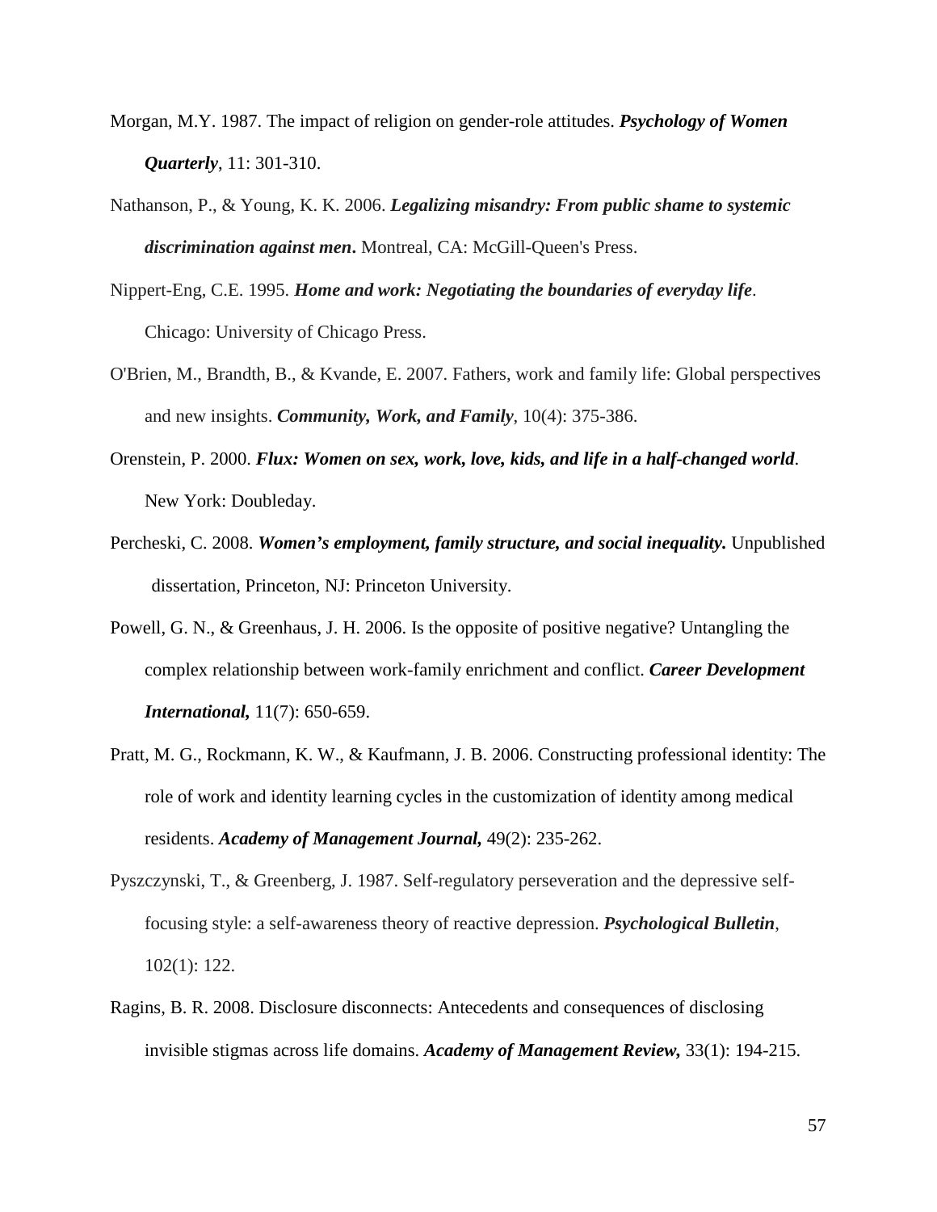Morgan, M.Y. 1987. The impact of religion on gender-role attitudes. ***Psychology of Women Quarterly***, 11: 301-310.

Nathanson, P., & Young, K. K. 2006. ***Legalizing misandry: From public shame to systemic discrimination against men***. Montreal, CA: McGill-Queen's Press.

Nippert-Eng, C.E. 1995. ***Home and work: Negotiating the boundaries of everyday life***. Chicago: University of Chicago Press.

O'Brien, M., Brandth, B., & Kvande, E. 2007. Fathers, work and family life: Global perspectives and new insights. ***Community, Work, and Family***, 10(4): 375-386.

Orenstein, P. 2000. ***Flux: Women on sex, work, love, kids, and life in a half-changed world***. New York: Doubleday.

Percheski, C. 2008. ***Women's employment, family structure, and social inequality.*** Unpublished dissertation, Princeton, NJ: Princeton University.

Powell, G. N., & Greenhaus, J. H. 2006. Is the opposite of positive negative? Untangling the complex relationship between work-family enrichment and conflict. ***Career Development International,*** 11(7): 650-659.

Pratt, M. G., Rockmann, K. W., & Kaufmann, J. B. 2006. Constructing professional identity: The role of work and identity learning cycles in the customization of identity among medical residents. ***Academy of Management Journal,*** 49(2): 235-262.

Pyszczynski, T., & Greenberg, J. 1987. Self-regulatory perseveration and the depressive self-focusing style: a self-awareness theory of reactive depression. ***Psychological Bulletin***, 102(1): 122.

Ragins, B. R. 2008. Disclosure disconnects: Antecedents and consequences of disclosing invisible stigmas across life domains. ***Academy of Management Review,*** 33(1): 194-215.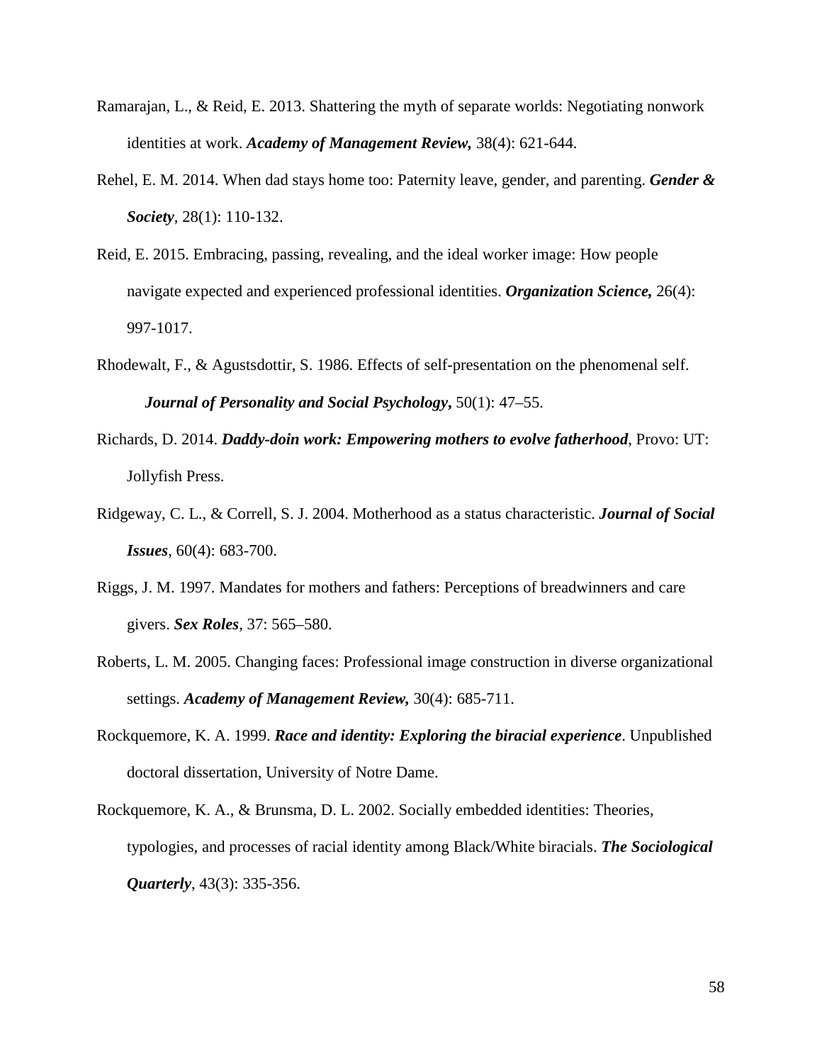Ramarajan, L., & Reid, E. 2013. Shattering the myth of separate worlds: Negotiating nonwork identities at work. ***Academy of Management Review,*** 38(4): 621-644.

Rehel, E. M. 2014. When dad stays home too: Paternity leave, gender, and parenting. ***Gender & Society***, 28(1): 110-132.

Reid, E. 2015. Embracing, passing, revealing, and the ideal worker image: How people navigate expected and experienced professional identities. ***Organization Science,*** 26(4): 997-1017.

Rhodewalt, F., & Agustsdottir, S. 1986. Effects of self-presentation on the phenomenal self. ***Journal of Personality and Social Psychology***, 50(1): 47–55.

Richards, D. 2014. ***Daddy-doin work: Empowering mothers to evolve fatherhood***, Provo: UT: Jollyfish Press.

Ridgeway, C. L., & Correll, S. J. 2004. Motherhood as a status characteristic. ***Journal of Social Issues***, 60(4): 683-700.

Riggs, J. M. 1997. Mandates for mothers and fathers: Perceptions of breadwinners and care givers. ***Sex Roles***, 37: 565–580.

Roberts, L. M. 2005. Changing faces: Professional image construction in diverse organizational settings. ***Academy of Management Review,*** 30(4): 685-711.

Rockquemore, K. A. 1999. ***Race and identity: Exploring the biracial experience***. Unpublished doctoral dissertation, University of Notre Dame.

Rockquemore, K. A., & Brunsma, D. L. 2002. Socially embedded identities: Theories, typologies, and processes of racial identity among Black/White biracials. ***The Sociological Quarterly***, 43(3): 335-356.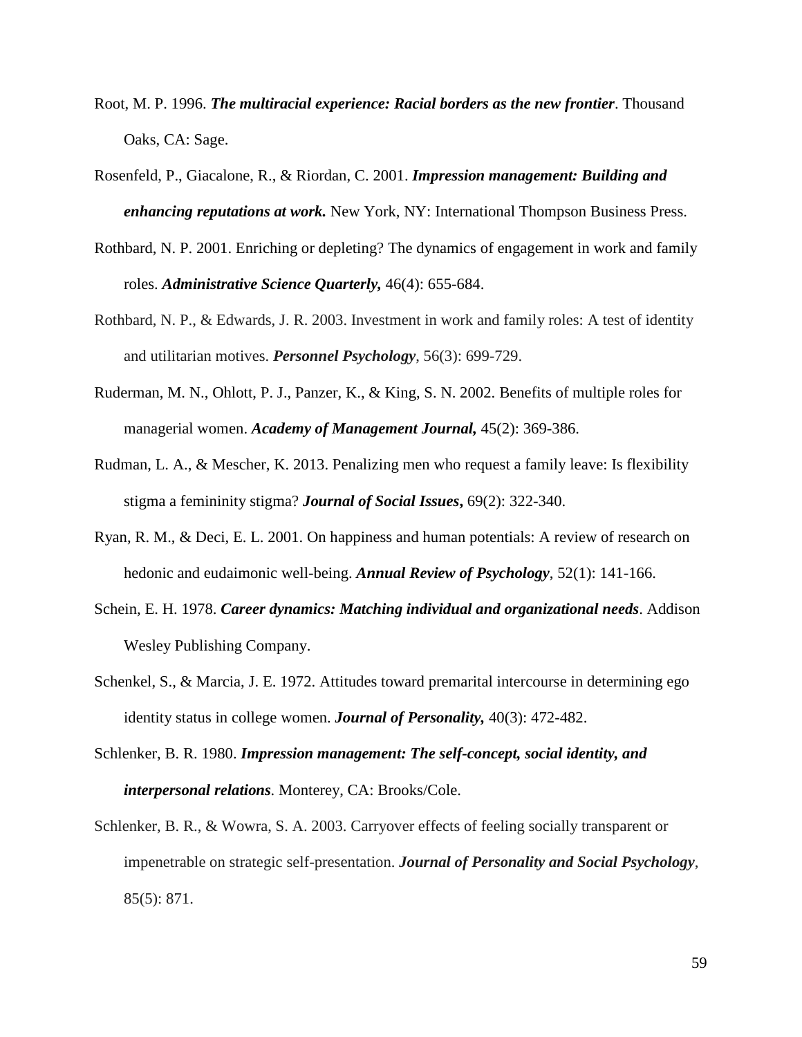Root, M. P. 1996. ***The multiracial experience: Racial borders as the new frontier***. Thousand Oaks, CA: Sage.

Rosenfeld, P., Giacalone, R., & Riordan, C. 2001. ***Impression management: Building and enhancing reputations at work.*** New York, NY: International Thompson Business Press.

Rothbard, N. P. 2001. Enriching or depleting? The dynamics of engagement in work and family roles. ***Administrative Science Quarterly,*** 46(4): 655-684.

Rothbard, N. P., & Edwards, J. R. 2003. Investment in work and family roles: A test of identity and utilitarian motives. ***Personnel Psychology***, 56(3): 699-729.

Ruderman, M. N., Ohlott, P. J., Panzer, K., & King, S. N. 2002. Benefits of multiple roles for managerial women. ***Academy of Management Journal,*** 45(2): 369-386.

Rudman, L. A., & Mescher, K. 2013. Penalizing men who request a family leave: Is flexibility stigma a femininity stigma? ***Journal of Social Issues***, 69(2): 322-340.

Ryan, R. M., & Deci, E. L. 2001. On happiness and human potentials: A review of research on hedonic and eudaimonic well-being. ***Annual Review of Psychology***, 52(1): 141-166.

Schein, E. H. 1978. ***Career dynamics: Matching individual and organizational needs***. Addison Wesley Publishing Company.

Schenkel, S., & Marcia, J. E. 1972. Attitudes toward premarital intercourse in determining ego identity status in college women. ***Journal of Personality,*** 40(3): 472-482.

Schlenker, B. R. 1980. ***Impression management: The self-concept, social identity, and interpersonal relations***. Monterey, CA: Brooks/Cole.

Schlenker, B. R., & Wowra, S. A. 2003. Carryover effects of feeling socially transparent or impenetrable on strategic self-presentation. ***Journal of Personality and Social Psychology***, 85(5): 871.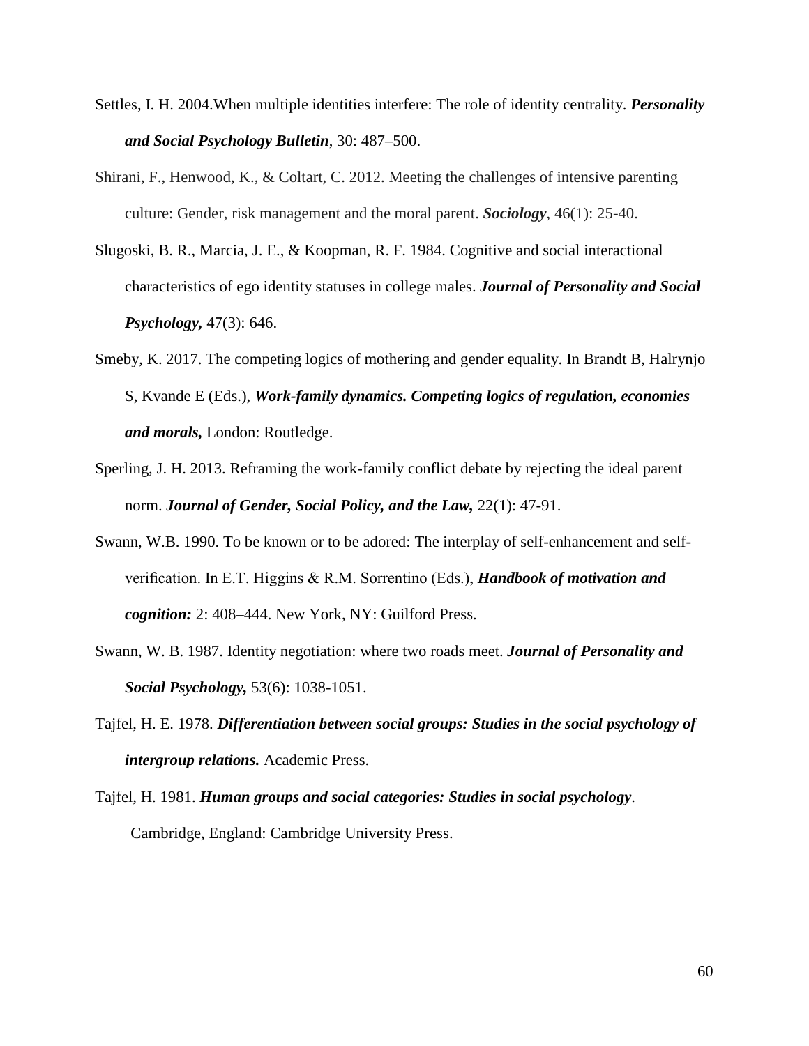Settles, I. H. 2004.When multiple identities interfere: The role of identity centrality. ***Personality and Social Psychology Bulletin***, 30: 487–500.

Shirani, F., Henwood, K., & Coltart, C. 2012. Meeting the challenges of intensive parenting culture: Gender, risk management and the moral parent. ***Sociology***, 46(1): 25-40.

Slugoski, B. R., Marcia, J. E., & Koopman, R. F. 1984. Cognitive and social interactional characteristics of ego identity statuses in college males. ***Journal of Personality and Social Psychology,*** 47(3): 646.

Smeby, K. 2017. The competing logics of mothering and gender equality. In Brandt B, Halrynjo S, Kvande E (Eds.), ***Work-family dynamics. Competing logics of regulation, economies and morals,*** London: Routledge.

Sperling, J. H. 2013. Reframing the work-family conflict debate by rejecting the ideal parent norm. ***Journal of Gender, Social Policy, and the Law,*** 22(1): 47-91.

Swann, W.B. 1990. To be known or to be adored: The interplay of self-enhancement and self-verification. In E.T. Higgins & R.M. Sorrentino (Eds.), ***Handbook of motivation and cognition:*** 2: 408–444. New York, NY: Guilford Press.

Swann, W. B. 1987. Identity negotiation: where two roads meet. ***Journal of Personality and Social Psychology,*** 53(6): 1038-1051.

Tajfel, H. E. 1978. ***Differentiation between social groups: Studies in the social psychology of intergroup relations.*** Academic Press.

Tajfel, H. 1981. ***Human groups and social categories: Studies in social psychology***. Cambridge, England: Cambridge University Press.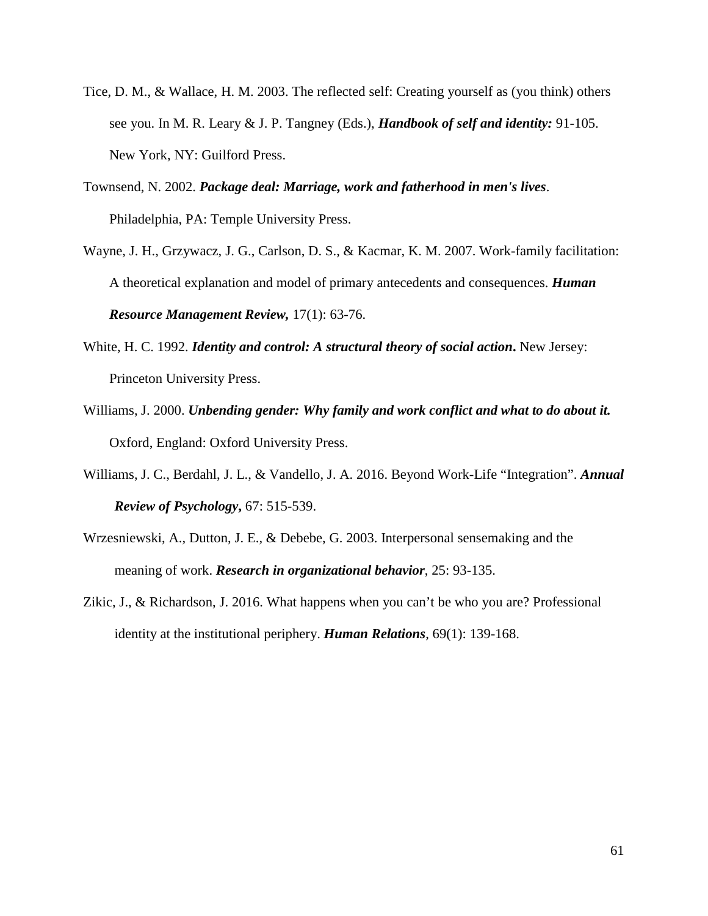Tice, D. M., & Wallace, H. M. 2003. The reflected self: Creating yourself as (you think) others see you. In M. R. Leary & J. P. Tangney (Eds.), ***Handbook of self and identity:*** 91-105. New York, NY: Guilford Press.

Townsend, N. 2002. ***Package deal: Marriage, work and fatherhood in men's lives***. Philadelphia, PA: Temple University Press.

Wayne, J. H., Grzywacz, J. G., Carlson, D. S., & Kacmar, K. M. 2007. Work-family facilitation: A theoretical explanation and model of primary antecedents and consequences. ***Human Resource Management Review,*** 17(1): 63-76.

White, H. C. 1992. ***Identity and control: A structural theory of social action*.** New Jersey: Princeton University Press.

Williams, J. 2000. ***Unbending gender: Why family and work conflict and what to do about it.*** Oxford, England: Oxford University Press.

Williams, J. C., Berdahl, J. L., & Vandello, J. A. 2016. Beyond Work-Life "Integration". ***Annual Review of Psychology*,** 67: 515-539.

Wrzesniewski, A., Dutton, J. E., & Debebe, G. 2003. Interpersonal sensemaking and the meaning of work. ***Research in organizational behavior***, 25: 93-135.

Zikic, J., & Richardson, J. 2016. What happens when you can't be who you are? Professional identity at the institutional periphery. ***Human Relations***, 69(1): 139-168.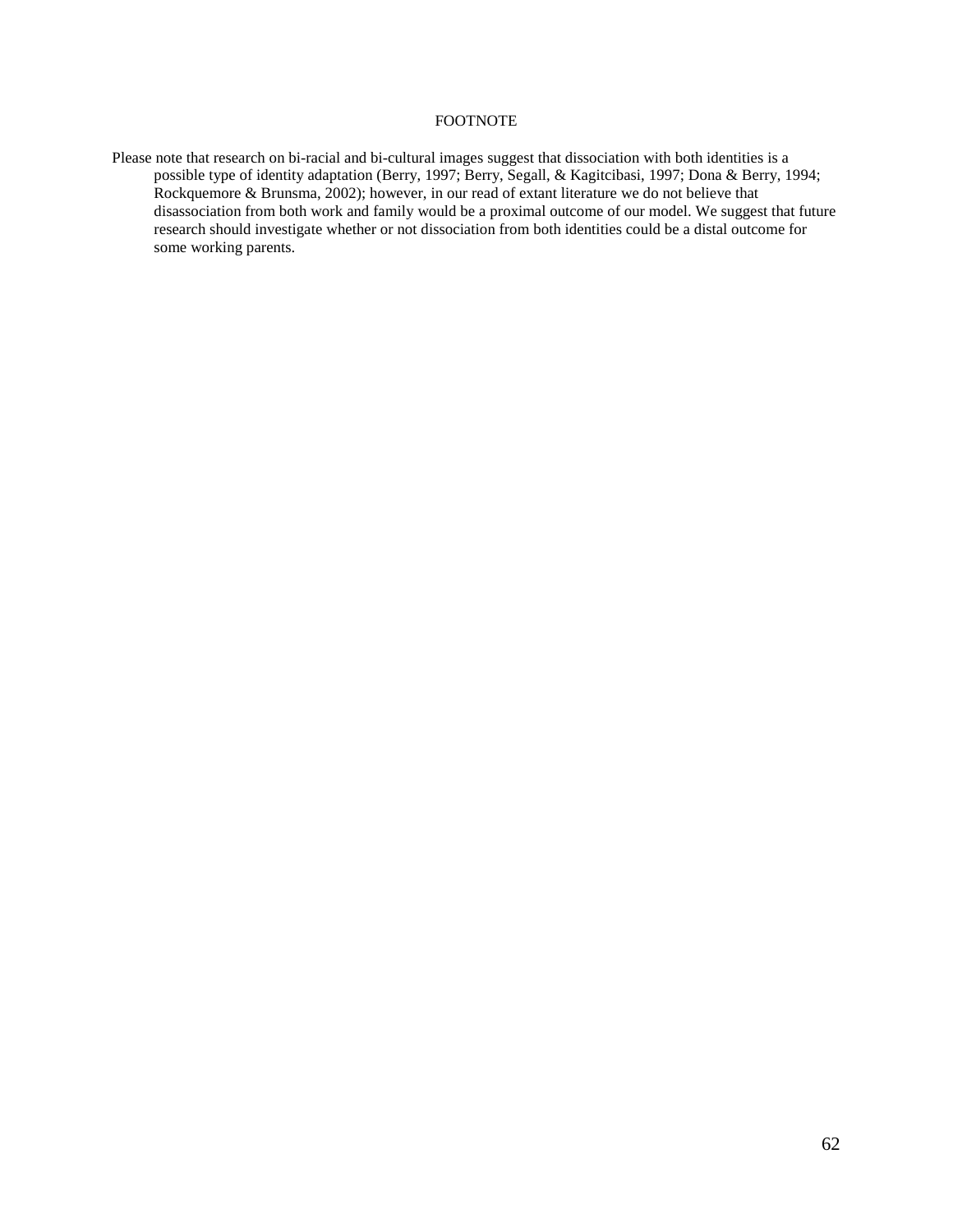# FOOTNOTE

Please note that research on bi-racial and bi-cultural images suggest that dissociation with both identities is a possible type of identity adaptation (Berry, 1997; Berry, Segall, & Kagitcibasi, 1997; Dona & Berry, 1994; Rockquemore & Brunsma, 2002); however, in our read of extant literature we do not believe that disassociation from both work and family would be a proximal outcome of our model. We suggest that future research should investigate whether or not dissociation from both identities could be a distal outcome for some working parents.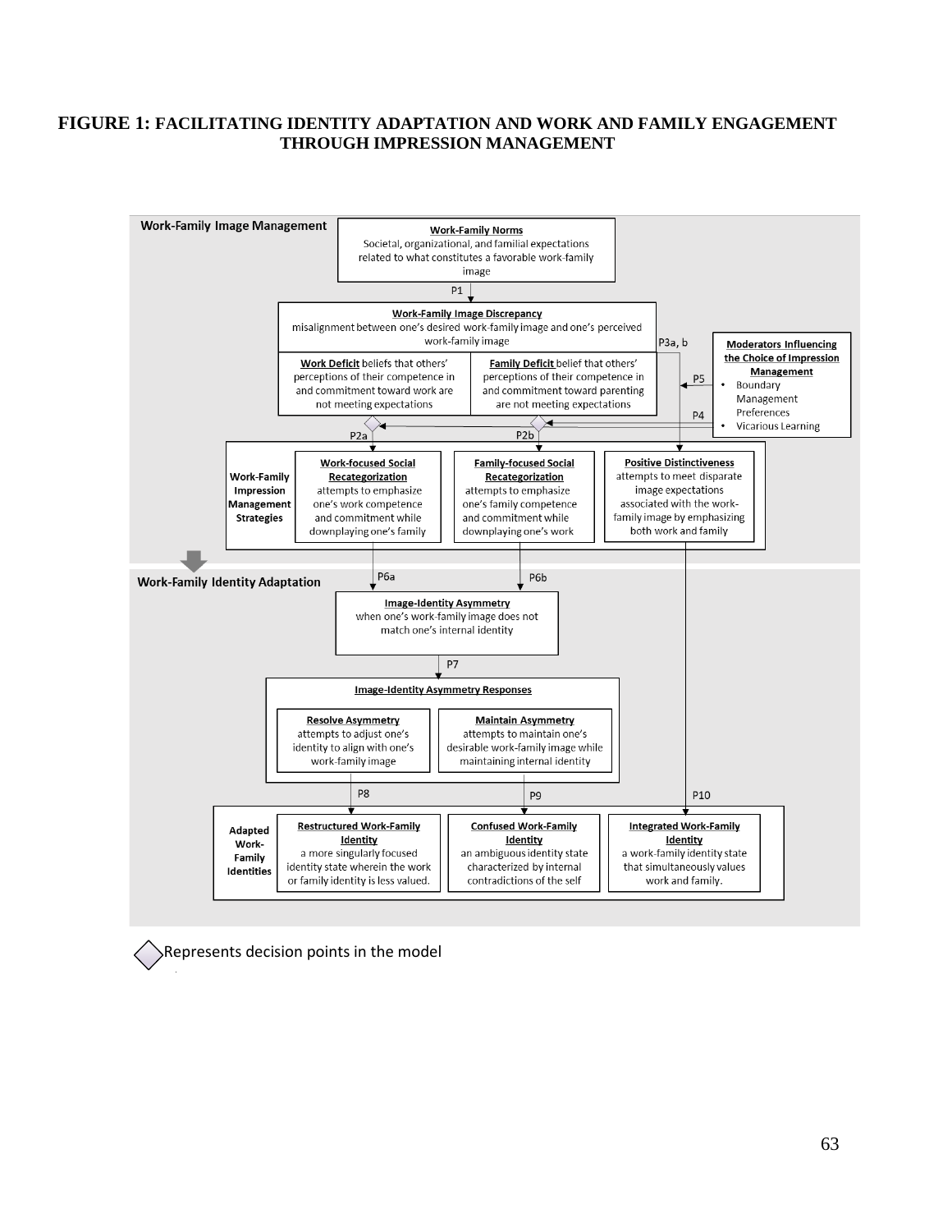**FIGURE 1: FACILITATING IDENTITY ADAPTATION AND WORK AND FAMILY ENGAGEMENT THROUGH IMPRESSION MANAGEMENT**

**Work-Family Image Management**

**Work-Family Norms**
Societal, organizational, and familial expectations related to what constitutes a favorable work-family image

P1

**Work-Family Image Discrepancy**
misalignment between one's desired work-family image and one's perceived work-family image

**Work Deficit** beliefs that others' perceptions of their competence in and commitment toward work are not meeting expectations

**Family Deficit** belief that others' perceptions of their competence in and commitment toward parenting are not meeting expectations

P3a, b

**Moderators Influencing the Choice of Impression Management**
- Boundary Management Preferences
- Vicarious Learning

P5

P4

P2a

P2b

**Work-Family Impression Management Strategies**

**Work-focused Social Recategorization**
attempts to emphasize one's work competence and commitment while downplaying one's family

**Family-focused Social Recategorization**
attempts to emphasize one's family competence and commitment while downplaying one's work

**Positive Distinctiveness**
attempts to meet disparate image expectations associated with the work-family image by emphasizing both work and family

**Work-Family Identity Adaptation**

P6a

P6b

**Image-Identity Asymmetry**
when one's work-family image does not match one's internal identity

P7

**Image-Identity Asymmetry Responses**

**Resolve Asymmetry**
attempts to adjust one's identity to align with one's work-family image

**Maintain Asymmetry**
attempts to maintain one's desirable work-family image while maintaining internal identity

P8

P9

P10

**Adapted Work-Family Identities**

**Restructured Work-Family Identity**
a more singularly focused identity state wherein the work or family identity is less valued.

**Confused Work-Family Identity**
an ambiguous identity state characterized by internal contradictions of the self

**Integrated Work-Family Identity**
a work-family identity state that simultaneously values work and family.

◇ Represents decision points in the model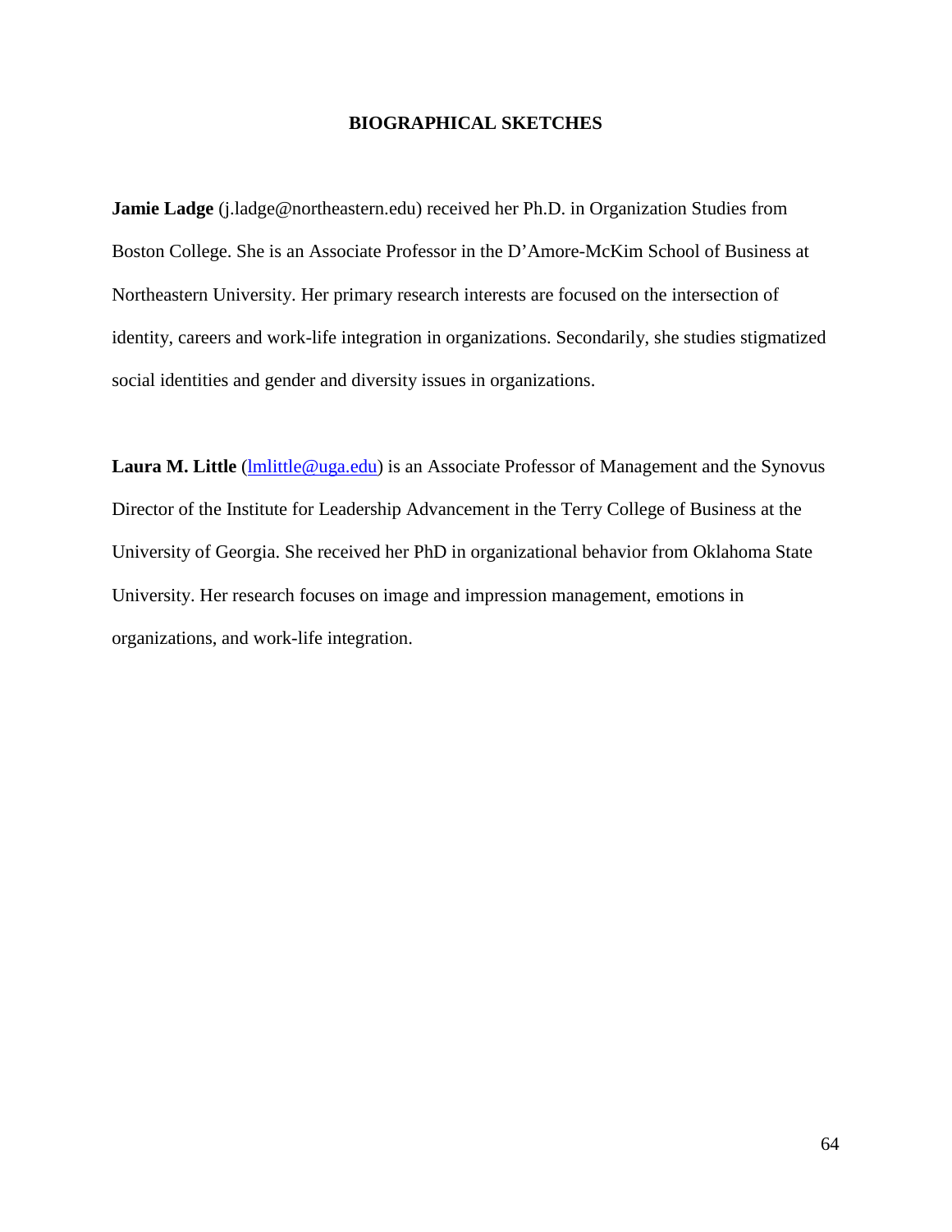# BIOGRAPHICAL SKETCHES

**Jamie Ladge** (j.ladge@northeastern.edu) received her Ph.D. in Organization Studies from Boston College. She is an Associate Professor in the D'Amore-McKim School of Business at Northeastern University. Her primary research interests are focused on the intersection of identity, careers and work-life integration in organizations. Secondarily, she studies stigmatized social identities and gender and diversity issues in organizations.

**Laura M. Little** (lmlittle@uga.edu) is an Associate Professor of Management and the Synovus Director of the Institute for Leadership Advancement in the Terry College of Business at the University of Georgia. She received her PhD in organizational behavior from Oklahoma State University. Her research focuses on image and impression management, emotions in organizations, and work-life integration.